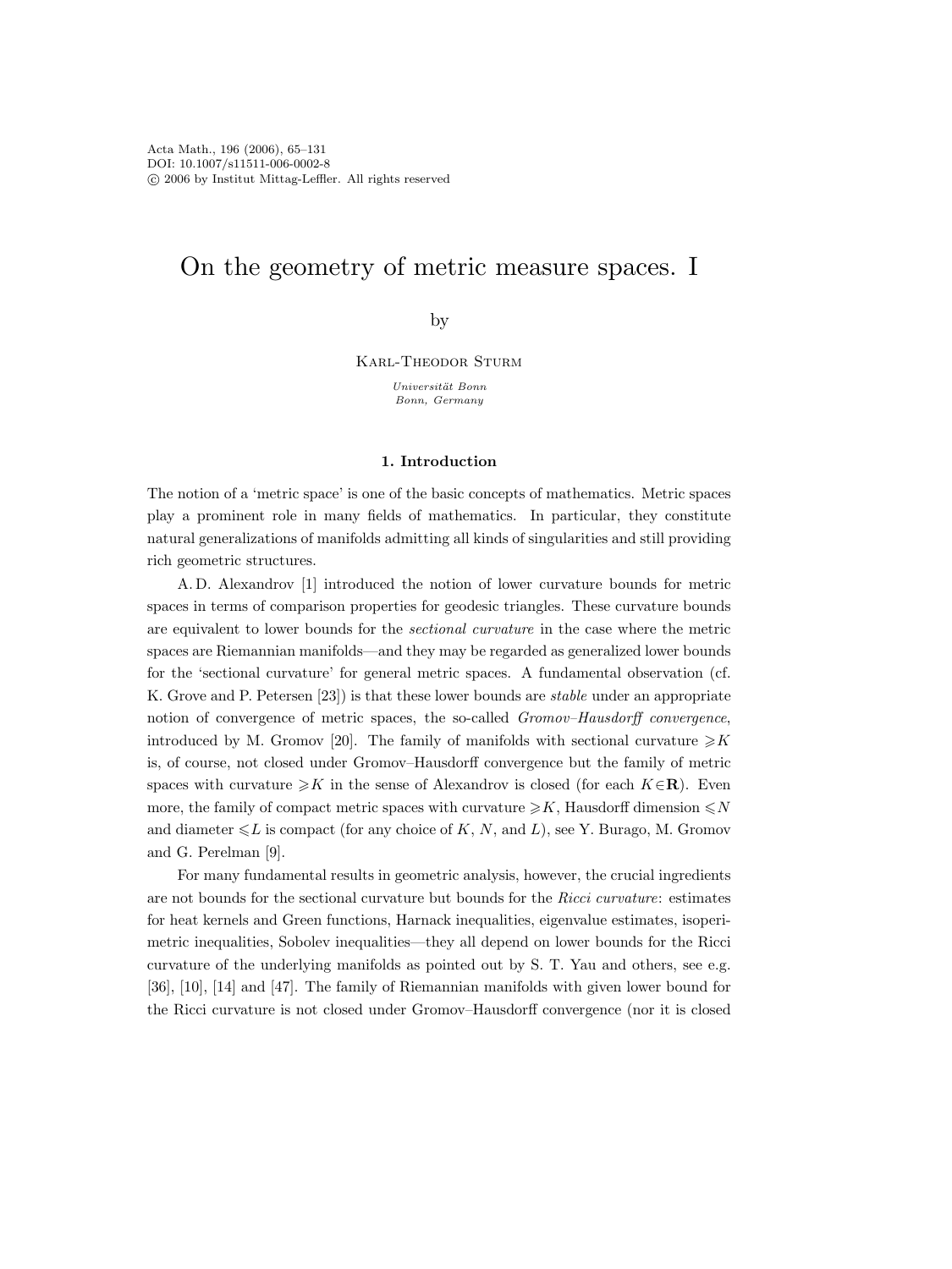Acta Math., 196 (2006), 65–131
DOI: 10.1007/s11511-006-0002-8
© 2006 by Institut Mittag-Leffler. All rights reserved

# On the geometry of metric measure spaces. I

by

Karl-Theodor Sturm

*Universität Bonn*
*Bonn, Germany*

## 1. Introduction

The notion of a 'metric space' is one of the basic concepts of mathematics. Metric spaces play a prominent role in many fields of mathematics. In particular, they constitute natural generalizations of manifolds admitting all kinds of singularities and still providing rich geometric structures.

A. D. Alexandrov [1] introduced the notion of lower curvature bounds for metric spaces in terms of comparison properties for geodesic triangles. These curvature bounds are equivalent to lower bounds for the *sectional curvature* in the case where the metric spaces are Riemannian manifolds—and they may be regarded as generalized lower bounds for the 'sectional curvature' for general metric spaces. A fundamental observation (cf. K. Grove and P. Petersen [23]) is that these lower bounds are *stable* under an appropriate notion of convergence of metric spaces, the so-called *Gromov–Hausdorff convergence*, introduced by M. Gromov [20]. The family of manifolds with sectional curvature $\geqslant K$ is, of course, not closed under Gromov–Hausdorff convergence but the family of metric spaces with curvature $\geqslant K$ in the sense of Alexandrov is closed (for each $K \in \mathbf{R}$). Even more, the family of compact metric spaces with curvature $\geqslant K$, Hausdorff dimension $\leqslant N$ and diameter $\leqslant L$ is compact (for any choice of $K$, $N$, and $L$), see Y. Burago, M. Gromov and G. Perelman [9].

For many fundamental results in geometric analysis, however, the crucial ingredients are not bounds for the sectional curvature but bounds for the *Ricci curvature*: estimates for heat kernels and Green functions, Harnack inequalities, eigenvalue estimates, isoperimetric inequalities, Sobolev inequalities—they all depend on lower bounds for the Ricci curvature of the underlying manifolds as pointed out by S. T. Yau and others, see e.g. [36], [10], [14] and [47]. The family of Riemannian manifolds with given lower bound for the Ricci curvature is not closed under Gromov–Hausdorff convergence (nor it is closed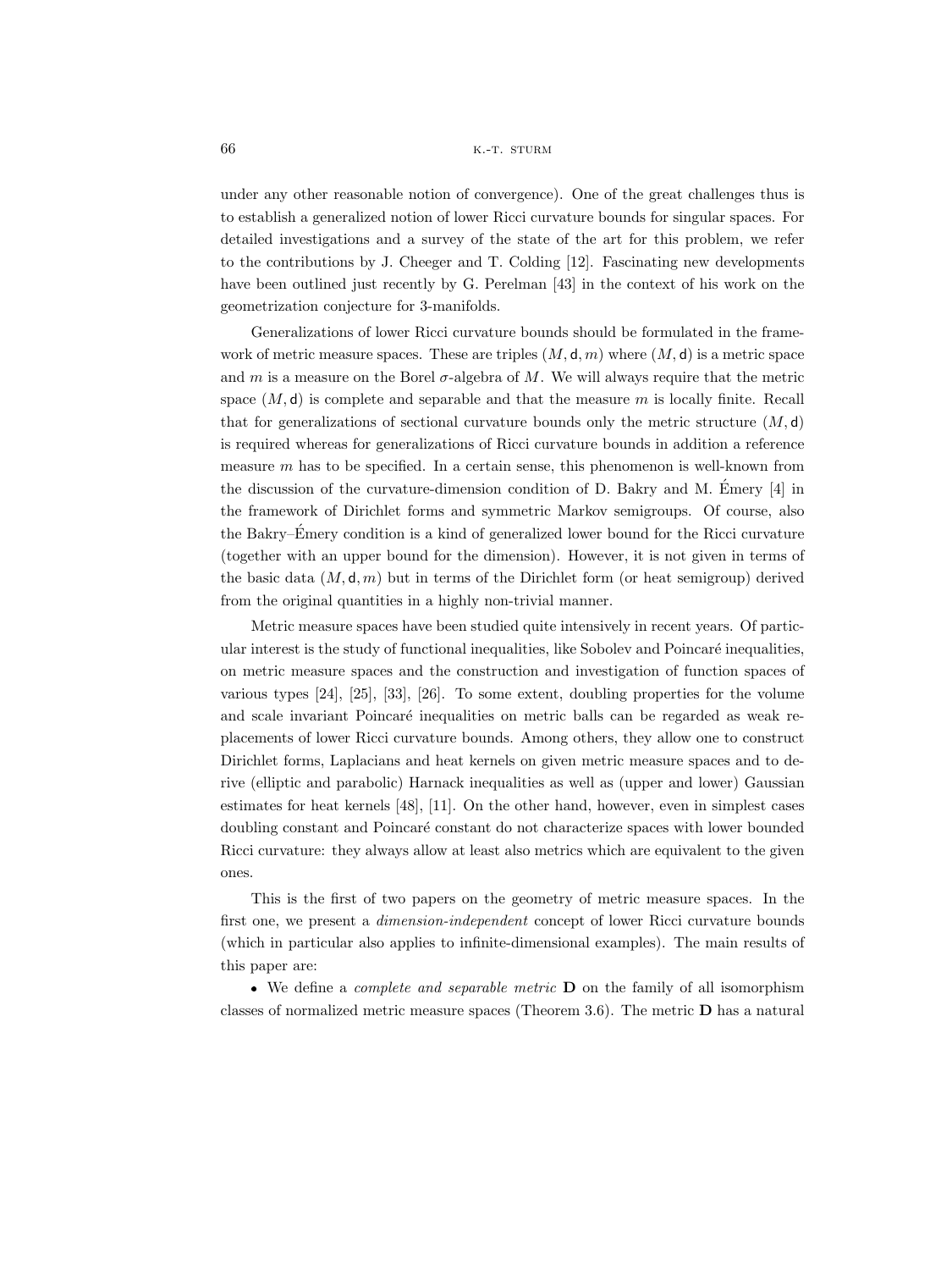under any other reasonable notion of convergence). One of the great challenges thus is to establish a generalized notion of lower Ricci curvature bounds for singular spaces. For detailed investigations and a survey of the state of the art for this problem, we refer to the contributions by J. Cheeger and T. Colding [12]. Fascinating new developments have been outlined just recently by G. Perelman [43] in the context of his work on the geometrization conjecture for 3-manifolds.

Generalizations of lower Ricci curvature bounds should be formulated in the framework of metric measure spaces. These are triples $(M, \mathsf{d}, m)$ where $(M, \mathsf{d})$ is a metric space and $m$ is a measure on the Borel $\sigma$-algebra of $M$. We will always require that the metric space $(M, \mathsf{d})$ is complete and separable and that the measure $m$ is locally finite. Recall that for generalizations of sectional curvature bounds only the metric structure $(M, \mathsf{d})$ is required whereas for generalizations of Ricci curvature bounds in addition a reference measure $m$ has to be specified. In a certain sense, this phenomenon is well-known from the discussion of the curvature-dimension condition of D. Bakry and M. Émery [4] in the framework of Dirichlet forms and symmetric Markov semigroups. Of course, also the Bakry–Émery condition is a kind of generalized lower bound for the Ricci curvature (together with an upper bound for the dimension). However, it is not given in terms of the basic data $(M, \mathsf{d}, m)$ but in terms of the Dirichlet form (or heat semigroup) derived from the original quantities in a highly non-trivial manner.

Metric measure spaces have been studied quite intensively in recent years. Of particular interest is the study of functional inequalities, like Sobolev and Poincaré inequalities, on metric measure spaces and the construction and investigation of function spaces of various types [24], [25], [33], [26]. To some extent, doubling properties for the volume and scale invariant Poincaré inequalities on metric balls can be regarded as weak replacements of lower Ricci curvature bounds. Among others, they allow one to construct Dirichlet forms, Laplacians and heat kernels on given metric measure spaces and to derive (elliptic and parabolic) Harnack inequalities as well as (upper and lower) Gaussian estimates for heat kernels [48], [11]. On the other hand, however, even in simplest cases doubling constant and Poincaré constant do not characterize spaces with lower bounded Ricci curvature: they always allow at least also metrics which are equivalent to the given ones.

This is the first of two papers on the geometry of metric measure spaces. In the first one, we present a *dimension-independent* concept of lower Ricci curvature bounds (which in particular also applies to infinite-dimensional examples). The main results of this paper are:

- We define a *complete and separable metric* $\mathbf{D}$ on the family of all isomorphism classes of normalized metric measure spaces (Theorem 3.6). The metric $\mathbf{D}$ has a natural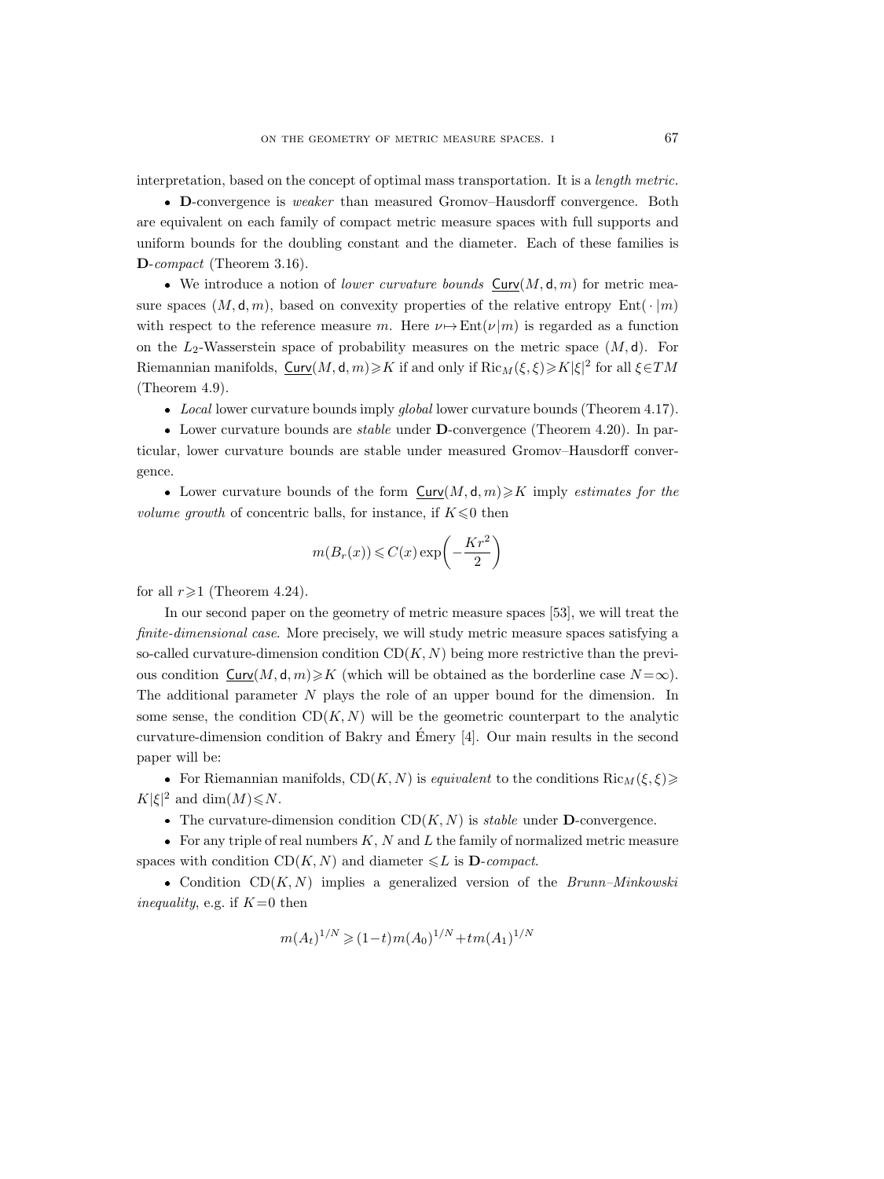interpretation, based on the concept of optimal mass transportation. It is a *length metric.*

- **D**-convergence is *weaker* than measured Gromov–Hausdorff convergence. Both are equivalent on each family of compact metric measure spaces with full supports and uniform bounds for the doubling constant and the diameter. Each of these families is **D**-*compact* (Theorem 3.16).

- We introduce a notion of *lower curvature bounds* $\underline{\mathsf{Curv}}(M,\mathsf{d},m)$ for metric measure spaces $(M,\mathsf{d},m)$, based on convexity properties of the relative entropy $\mathrm{Ent}(\,\cdot\,|m)$ with respect to the reference measure $m$. Here $\nu\mapsto\mathrm{Ent}(\nu|m)$ is regarded as a function on the $L_2$-Wasserstein space of probability measures on the metric space $(M,\mathsf{d})$. For Riemannian manifolds, $\underline{\mathsf{Curv}}(M,\mathsf{d},m)\geqslant K$ if and only if $\mathrm{Ric}_M(\xi,\xi)\geqslant K|\xi|^2$ for all $\xi\in TM$ (Theorem 4.9).

- *Local* lower curvature bounds imply *global* lower curvature bounds (Theorem 4.17).

- Lower curvature bounds are *stable* under **D**-convergence (Theorem 4.20). In particular, lower curvature bounds are stable under measured Gromov–Hausdorff convergence.

- Lower curvature bounds of the form $\underline{\mathsf{Curv}}(M,\mathsf{d},m)\geqslant K$ imply *estimates for the volume growth* of concentric balls, for instance, if $K\leqslant 0$ then

$$m(B_r(x))\leqslant C(x)\exp\biggl(-\frac{Kr^2}{2}\biggr)$$

for all $r\geqslant 1$ (Theorem 4.24).

In our second paper on the geometry of metric measure spaces [53], we will treat the *finite-dimensional case*. More precisely, we will study metric measure spaces satisfying a so-called curvature-dimension condition $\mathrm{CD}(K,N)$ being more restrictive than the previous condition $\underline{\mathsf{Curv}}(M,\mathsf{d},m)\geqslant K$ (which will be obtained as the borderline case $N=\infty$). The additional parameter $N$ plays the role of an upper bound for the dimension. In some sense, the condition $\mathrm{CD}(K,N)$ will be the geometric counterpart to the analytic curvature-dimension condition of Bakry and Émery [4]. Our main results in the second paper will be:

- For Riemannian manifolds, $\mathrm{CD}(K,N)$ is *equivalent* to the conditions $\mathrm{Ric}_M(\xi,\xi)\geqslant K|\xi|^2$ and $\dim(M)\leqslant N$.

- The curvature-dimension condition $\mathrm{CD}(K,N)$ is *stable* under **D**-convergence.

- For any triple of real numbers $K$, $N$ and $L$ the family of normalized metric measure spaces with condition $\mathrm{CD}(K,N)$ and diameter $\leqslant L$ is **D**-*compact*.

- Condition $\mathrm{CD}(K,N)$ implies a generalized version of the *Brunn–Minkowski inequality*, e.g. if $K=0$ then

$$m(A_t)^{1/N}\geqslant(1-t)m(A_0)^{1/N}+tm(A_1)^{1/N}$$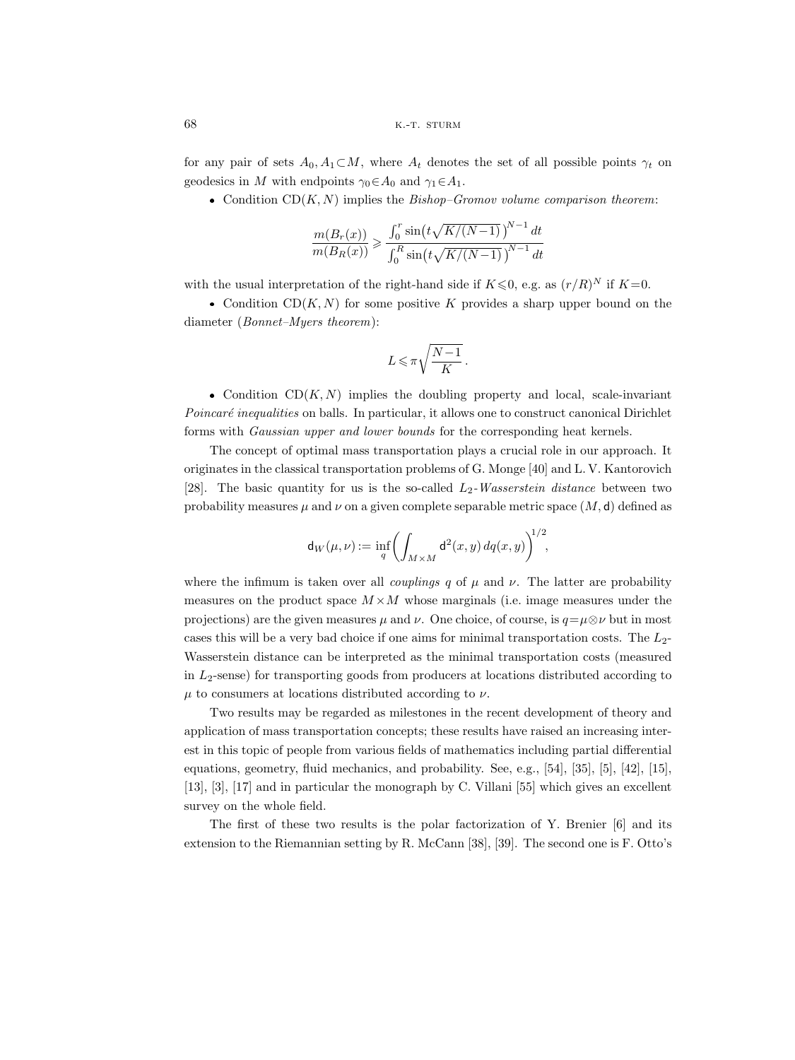for any pair of sets $A_0, A_1 \subset M$, where $A_t$ denotes the set of all possible points $\gamma_t$ on geodesics in $M$ with endpoints $\gamma_0 \in A_0$ and $\gamma_1 \in A_1$.

- Condition $\mathrm{CD}(K,N)$ implies the *Bishop–Gromov volume comparison theorem*:

$$\frac{m(B_r(x))}{m(B_R(x))} \geqslant \frac{\int_0^r \sin\bigl(t\sqrt{K/(N-1)}\,\bigr)^{N-1}\,dt}{\int_0^R \sin\bigl(t\sqrt{K/(N-1)}\,\bigr)^{N-1}\,dt}$$

with the usual interpretation of the right-hand side if $K \leqslant 0$, e.g. as $(r/R)^N$ if $K=0$.

- Condition $\mathrm{CD}(K,N)$ for some positive $K$ provides a sharp upper bound on the diameter (*Bonnet–Myers theorem*):

$$L \leqslant \pi \sqrt{\frac{N-1}{K}}\,.$$

- Condition $\mathrm{CD}(K,N)$ implies the doubling property and local, scale-invariant *Poincaré inequalities* on balls. In particular, it allows one to construct canonical Dirichlet forms with *Gaussian upper and lower bounds* for the corresponding heat kernels.

The concept of optimal mass transportation plays a crucial role in our approach. It originates in the classical transportation problems of G. Monge [40] and L. V. Kantorovich [28]. The basic quantity for us is the so-called $L_2$-*Wasserstein distance* between two probability measures $\mu$ and $\nu$ on a given complete separable metric space $(M, \mathsf{d})$ defined as

$$\mathsf{d}_W(\mu,\nu) := \inf_q \biggl(\int_{M\times M} \mathsf{d}^2(x,y)\,dq(x,y)\biggr)^{1/2},$$

where the infimum is taken over all *couplings* $q$ of $\mu$ and $\nu$. The latter are probability measures on the product space $M\times M$ whose marginals (i.e. image measures under the projections) are the given measures $\mu$ and $\nu$. One choice, of course, is $q=\mu\otimes\nu$ but in most cases this will be a very bad choice if one aims for minimal transportation costs. The $L_2$-Wasserstein distance can be interpreted as the minimal transportation costs (measured in $L_2$-sense) for transporting goods from producers at locations distributed according to $\mu$ to consumers at locations distributed according to $\nu$.

Two results may be regarded as milestones in the recent development of theory and application of mass transportation concepts; these results have raised an increasing interest in this topic of people from various fields of mathematics including partial differential equations, geometry, fluid mechanics, and probability. See, e.g., [54], [35], [5], [42], [15], [13], [3], [17] and in particular the monograph by C. Villani [55] which gives an excellent survey on the whole field.

The first of these two results is the polar factorization of Y. Brenier [6] and its extension to the Riemannian setting by R. McCann [38], [39]. The second one is F. Otto's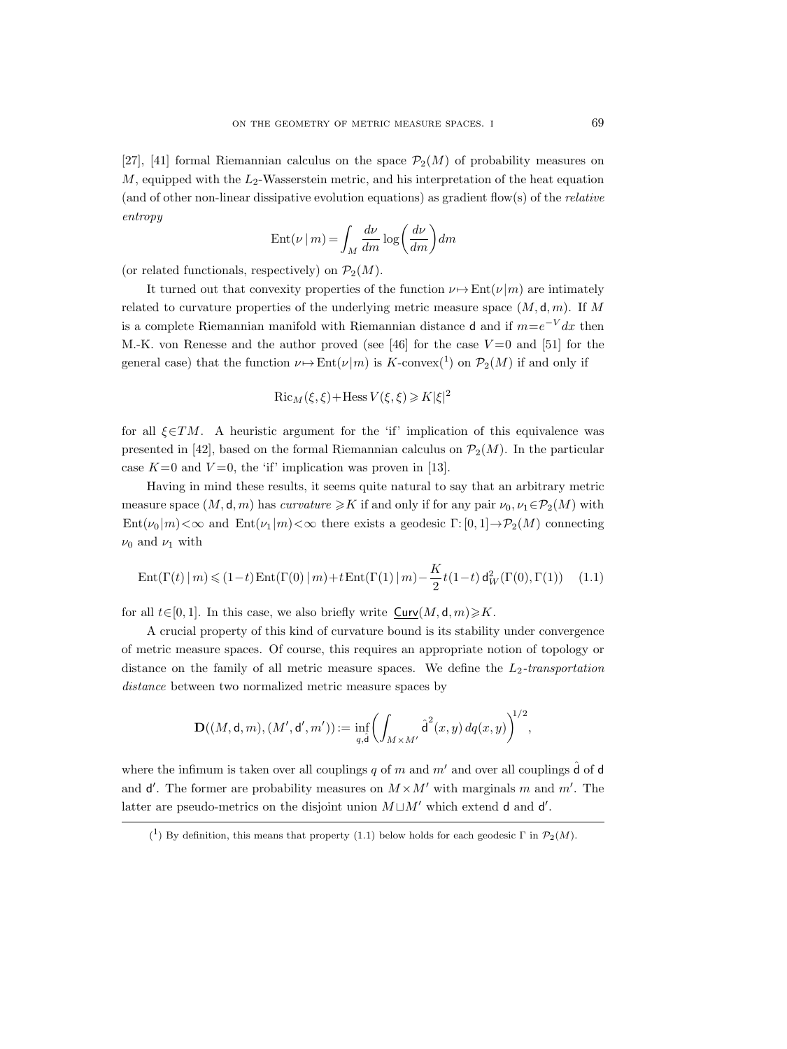[27], [41] formal Riemannian calculus on the space $\mathcal{P}_2(M)$ of probability measures on $M$, equipped with the $L_2$-Wasserstein metric, and his interpretation of the heat equation (and of other non-linear dissipative evolution equations) as gradient flow(s) of the *relative entropy*

$$\mathrm{Ent}(\nu\,|\,m) = \int_M \frac{d\nu}{dm}\log\left(\frac{d\nu}{dm}\right)dm$$

(or related functionals, respectively) on $\mathcal{P}_2(M)$.

It turned out that convexity properties of the function $\nu \mapsto \mathrm{Ent}(\nu|m)$ are intimately related to curvature properties of the underlying metric measure space $(M, \mathsf{d}, m)$. If $M$ is a complete Riemannian manifold with Riemannian distance $\mathsf{d}$ and if $m = e^{-V}dx$ then M.-K. von Renesse and the author proved (see [46] for the case $V=0$ and [51] for the general case) that the function $\nu \mapsto \mathrm{Ent}(\nu|m)$ is $K$-convex([1]) on $\mathcal{P}_2(M)$ if and only if

$$\mathrm{Ric}_M(\xi,\xi) + \mathrm{Hess}\,V(\xi,\xi) \geqslant K|\xi|^2$$

for all $\xi \in TM$. A heuristic argument for the 'if' implication of this equivalence was presented in [42], based on the formal Riemannian calculus on $\mathcal{P}_2(M)$. In the particular case $K=0$ and $V=0$, the 'if' implication was proven in [13].

Having in mind these results, it seems quite natural to say that an arbitrary metric measure space $(M, \mathsf{d}, m)$ has *curvature* $\geqslant K$ if and only if for any pair $\nu_0, \nu_1 \in \mathcal{P}_2(M)$ with $\mathrm{Ent}(\nu_0|m) < \infty$ and $\mathrm{Ent}(\nu_1|m) < \infty$ there exists a geodesic $\Gamma: [0,1] \to \mathcal{P}_2(M)$ connecting $\nu_0$ and $\nu_1$ with

$$\mathrm{Ent}(\Gamma(t)\,|\,m) \leqslant (1-t)\,\mathrm{Ent}(\Gamma(0)\,|\,m) + t\,\mathrm{Ent}(\Gamma(1)\,|\,m) - \frac{K}{2}t(1-t)\,\mathsf{d}_W^2(\Gamma(0),\Gamma(1)) \tag{1.1}$$

for all $t \in [0,1]$. In this case, we also briefly write $\underline{\mathsf{Curv}}(M, \mathsf{d}, m) \geqslant K$.

A crucial property of this kind of curvature bound is its stability under convergence of metric measure spaces. Of course, this requires an appropriate notion of topology or distance on the family of all metric measure spaces. We define the *$L_2$-transportation distance* between two normalized metric measure spaces by

$$\mathbf{D}((M, \mathsf{d}, m), (M', \mathsf{d}', m')) := \inf_{q, \hat{\mathsf{d}}}\left(\int_{M \times M'} \hat{\mathsf{d}}^2(x,y)\,dq(x,y)\right)^{1/2},$$

where the infimum is taken over all couplings $q$ of $m$ and $m'$ and over all couplings $\hat{\mathsf{d}}$ of $\mathsf{d}$ and $\mathsf{d}'$. The former are probability measures on $M \times M'$ with marginals $m$ and $m'$. The latter are pseudo-metrics on the disjoint union $M \sqcup M'$ which extend $\mathsf{d}$ and $\mathsf{d}'$.

---

([1]) By definition, this means that property (1.1) below holds for each geodesic $\Gamma$ in $\mathcal{P}_2(M)$.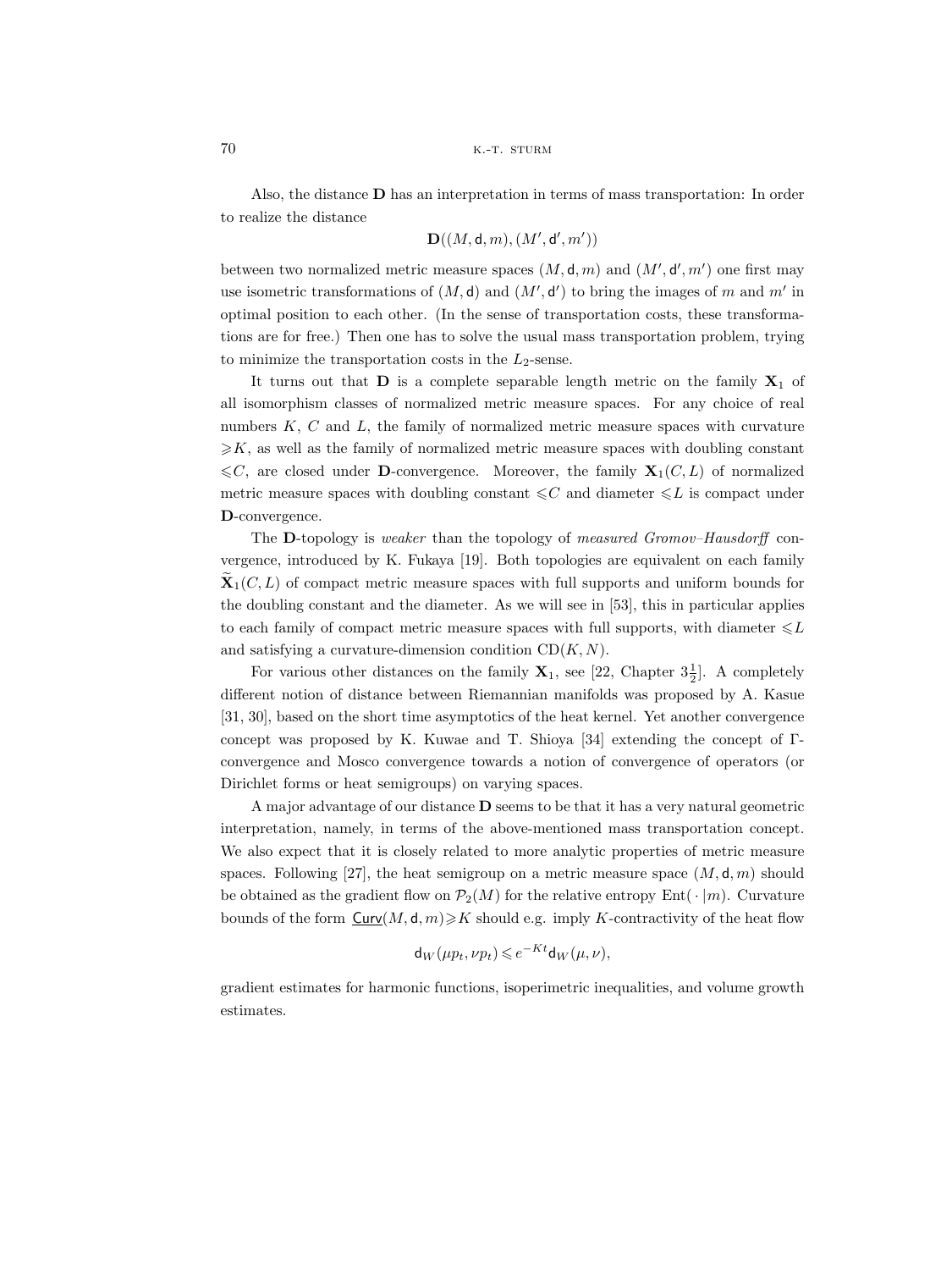Also, the distance $\mathbf{D}$ has an interpretation in terms of mass transportation: In order to realize the distance

$$\mathbf{D}((M, \mathsf{d}, m), (M', \mathsf{d}', m'))$$

between two normalized metric measure spaces $(M, \mathsf{d}, m)$ and $(M', \mathsf{d}', m')$ one first may use isometric transformations of $(M, \mathsf{d})$ and $(M', \mathsf{d}')$ to bring the images of $m$ and $m'$ in optimal position to each other. (In the sense of transportation costs, these transformations are for free.) Then one has to solve the usual mass transportation problem, trying to minimize the transportation costs in the $L_2$-sense.

It turns out that $\mathbf{D}$ is a complete separable length metric on the family $\mathbf{X}_1$ of all isomorphism classes of normalized metric measure spaces. For any choice of real numbers $K$, $C$ and $L$, the family of normalized metric measure spaces with curvature $\geqslant K$, as well as the family of normalized metric measure spaces with doubling constant $\leqslant C$, are closed under $\mathbf{D}$-convergence. Moreover, the family $\mathbf{X}_1(C, L)$ of normalized metric measure spaces with doubling constant $\leqslant C$ and diameter $\leqslant L$ is compact under $\mathbf{D}$-convergence.

The $\mathbf{D}$-topology is *weaker* than the topology of *measured Gromov–Hausdorff* convergence, introduced by K. Fukaya [19]. Both topologies are equivalent on each family $\widetilde{\mathbf{X}}_1(C, L)$ of compact metric measure spaces with full supports and uniform bounds for the doubling constant and the diameter. As we will see in [53], this in particular applies to each family of compact metric measure spaces with full supports, with diameter $\leqslant L$ and satisfying a curvature-dimension condition $\mathrm{CD}(K, N)$.

For various other distances on the family $\mathbf{X}_1$, see [22, Chapter $3\frac{1}{2}$]. A completely different notion of distance between Riemannian manifolds was proposed by A. Kasue [31, 30], based on the short time asymptotics of the heat kernel. Yet another convergence concept was proposed by K. Kuwae and T. Shioya [34] extending the concept of $\Gamma$-convergence and Mosco convergence towards a notion of convergence of operators (or Dirichlet forms or heat semigroups) on varying spaces.

A major advantage of our distance $\mathbf{D}$ seems to be that it has a very natural geometric interpretation, namely, in terms of the above-mentioned mass transportation concept. We also expect that it is closely related to more analytic properties of metric measure spaces. Following [27], the heat semigroup on a metric measure space $(M, \mathsf{d}, m)$ should be obtained as the gradient flow on $\mathcal{P}_2(M)$ for the relative entropy $\mathrm{Ent}(\,\cdot\,|m)$. Curvature bounds of the form $\underline{\mathsf{Curv}}(M, \mathsf{d}, m) \geqslant K$ should e.g. imply $K$-contractivity of the heat flow

$$\mathsf{d}_W(\mu p_t, \nu p_t) \leqslant e^{-Kt} \mathsf{d}_W(\mu, \nu),$$

gradient estimates for harmonic functions, isoperimetric inequalities, and volume growth estimates.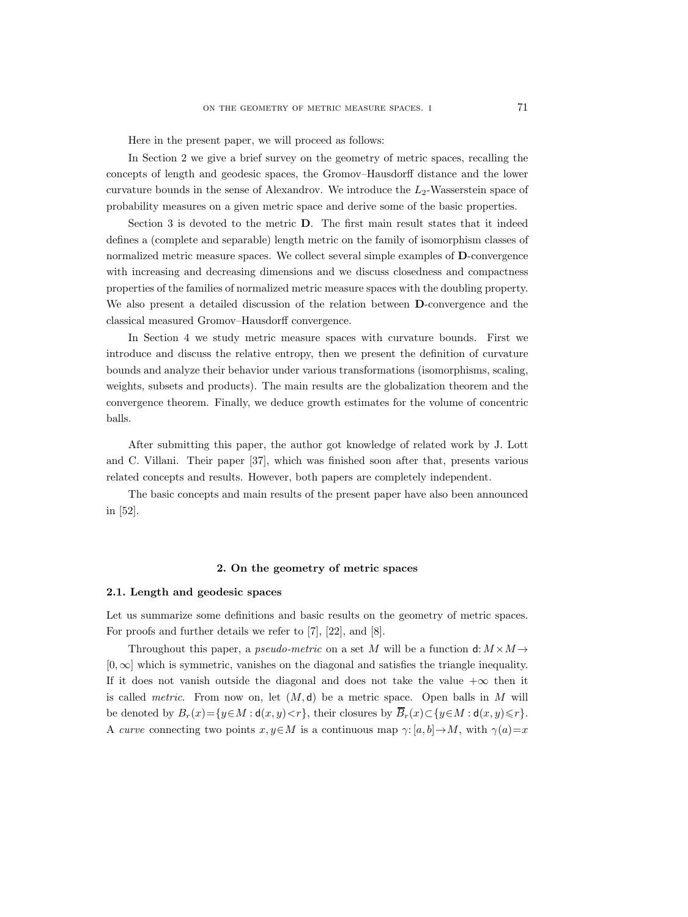Here in the present paper, we will proceed as follows:

In Section 2 we give a brief survey on the geometry of metric spaces, recalling the concepts of length and geodesic spaces, the Gromov–Hausdorff distance and the lower curvature bounds in the sense of Alexandrov. We introduce the $L_2$-Wasserstein space of probability measures on a given metric space and derive some of the basic properties.

Section 3 is devoted to the metric $\mathbf{D}$. The first main result states that it indeed defines a (complete and separable) length metric on the family of isomorphism classes of normalized metric measure spaces. We collect several simple examples of $\mathbf{D}$-convergence with increasing and decreasing dimensions and we discuss closedness and compactness properties of the families of normalized metric measure spaces with the doubling property. We also present a detailed discussion of the relation between $\mathbf{D}$-convergence and the classical measured Gromov–Hausdorff convergence.

In Section 4 we study metric measure spaces with curvature bounds. First we introduce and discuss the relative entropy, then we present the definition of curvature bounds and analyze their behavior under various transformations (isomorphisms, scaling, weights, subsets and products). The main results are the globalization theorem and the convergence theorem. Finally, we deduce growth estimates for the volume of concentric balls.

After submitting this paper, the author got knowledge of related work by J. Lott and C. Villani. Their paper [37], which was finished soon after that, presents various related concepts and results. However, both papers are completely independent.

The basic concepts and main results of the present paper have also been announced in [52].

## 2. On the geometry of metric spaces

### 2.1. Length and geodesic spaces

Let us summarize some definitions and basic results on the geometry of metric spaces. For proofs and further details we refer to [7], [22], and [8].

Throughout this paper, a *pseudo-metric* on a set $M$ will be a function $\mathsf{d}: M\times M\to [0,\infty]$ which is symmetric, vanishes on the diagonal and satisfies the triangle inequality. If it does not vanish outside the diagonal and does not take the value $+\infty$ then it is called *metric*. From now on, let $(M,\mathsf{d})$ be a metric space. Open balls in $M$ will be denoted by $B_r(x)=\{y\in M:\mathsf{d}(x,y)<r\}$, their closures by $\overline{B}_r(x)\subset\{y\in M:\mathsf{d}(x,y)\leqslant r\}$. A *curve* connecting two points $x,y\in M$ is a continuous map $\gamma:[a,b]\to M$, with $\gamma(a)=x$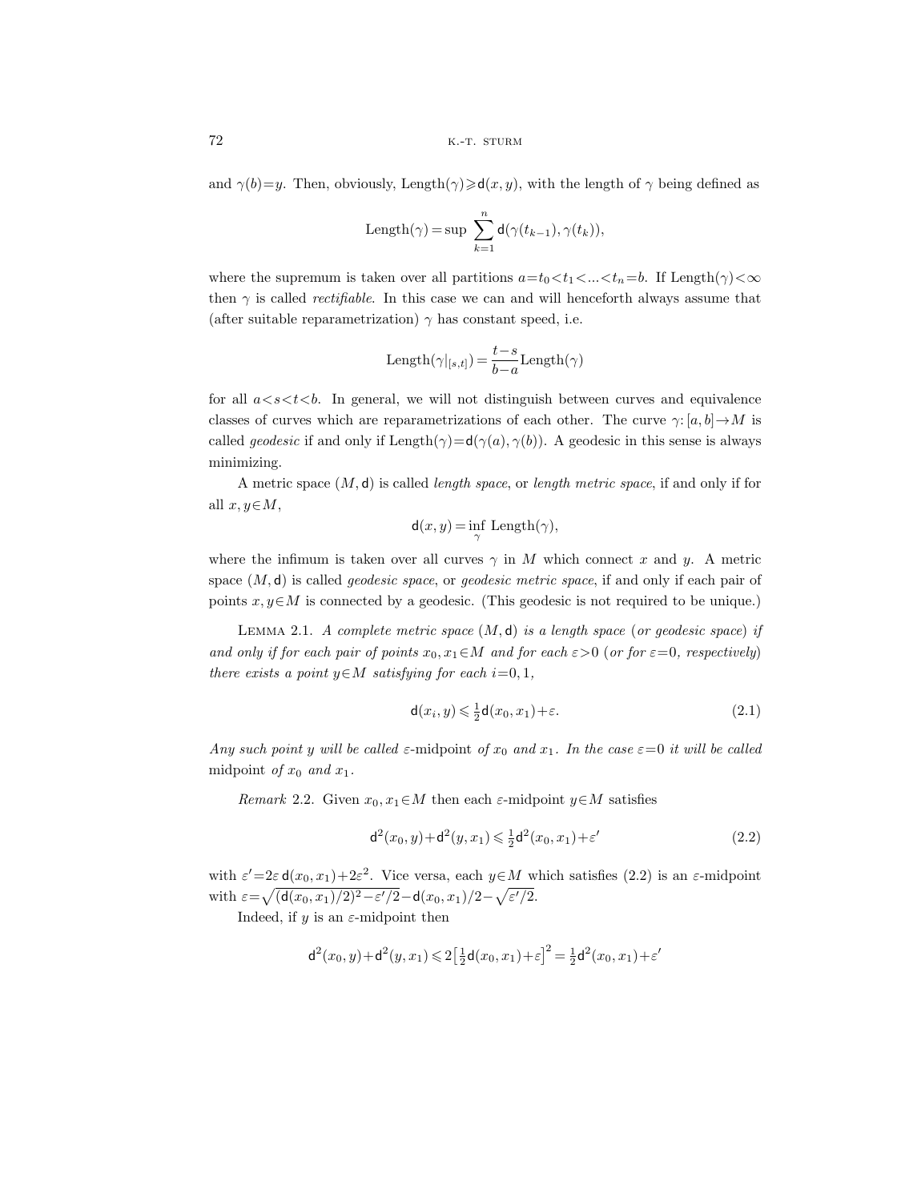and $\gamma(b)=y$. Then, obviously, $\text{Length}(\gamma)\geqslant \mathsf{d}(x,y)$, with the length of $\gamma$ being defined as

$$\text{Length}(\gamma)=\sup \sum_{k=1}^{n} \mathsf{d}(\gamma(t_{k-1}),\gamma(t_k)),$$

where the supremum is taken over all partitions $a=t_0<t_1<...<t_n=b$. If $\text{Length}(\gamma)<\infty$ then $\gamma$ is called *rectifiable*. In this case we can and will henceforth always assume that (after suitable reparametrization) $\gamma$ has constant speed, i.e.

$$\text{Length}(\gamma|_{[s,t]})=\frac{t-s}{b-a}\text{Length}(\gamma)$$

for all $a<s<t<b$. In general, we will not distinguish between curves and equivalence classes of curves which are reparametrizations of each other. The curve $\gamma:[a,b]\to M$ is called *geodesic* if and only if $\text{Length}(\gamma)=\mathsf{d}(\gamma(a),\gamma(b))$. A geodesic in this sense is always minimizing.

A metric space $(M,\mathsf{d})$ is called *length space*, or *length metric space*, if and only if for all $x,y\in M$,

$$\mathsf{d}(x,y)=\inf_{\gamma} \text{Length}(\gamma),$$

where the infimum is taken over all curves $\gamma$ in $M$ which connect $x$ and $y$. A metric space $(M,\mathsf{d})$ is called *geodesic space*, or *geodesic metric space*, if and only if each pair of points $x,y\in M$ is connected by a geodesic. (This geodesic is not required to be unique.)

LEMMA 2.1. *A complete metric space* $(M,\mathsf{d})$ *is a length space* (*or geodesic space*) *if and only if for each pair of points* $x_0,x_1\in M$ *and for each* $\varepsilon>0$ (*or for* $\varepsilon=0$, *respectively*) *there exists a point* $y\in M$ *satisfying for each* $i=0,1$,

$$\mathsf{d}(x_i,y)\leqslant \tfrac{1}{2}\mathsf{d}(x_0,x_1)+\varepsilon. \tag{2.1}$$

*Any such point* $y$ *will be called* $\varepsilon$-midpoint *of* $x_0$ *and* $x_1$. *In the case* $\varepsilon=0$ *it will be called* midpoint *of* $x_0$ *and* $x_1$.

*Remark* 2.2. Given $x_0,x_1\in M$ then each $\varepsilon$-midpoint $y\in M$ satisfies

$$\mathsf{d}^2(x_0,y)+\mathsf{d}^2(y,x_1)\leqslant \tfrac{1}{2}\mathsf{d}^2(x_0,x_1)+\varepsilon' \tag{2.2}$$

with $\varepsilon'=2\varepsilon\,\mathsf{d}(x_0,x_1)+2\varepsilon^2$. Vice versa, each $y\in M$ which satisfies (2.2) is an $\varepsilon$-midpoint with $\varepsilon=\sqrt{(\mathsf{d}(x_0,x_1)/2)^2-\varepsilon'/2}-\mathsf{d}(x_0,x_1)/2-\sqrt{\varepsilon'/2}$.

Indeed, if $y$ is an $\varepsilon$-midpoint then

$$\mathsf{d}^2(x_0,y)+\mathsf{d}^2(y,x_1)\leqslant 2\big[\tfrac{1}{2}\mathsf{d}(x_0,x_1)+\varepsilon\big]^2=\tfrac{1}{2}\mathsf{d}^2(x_0,x_1)+\varepsilon'$$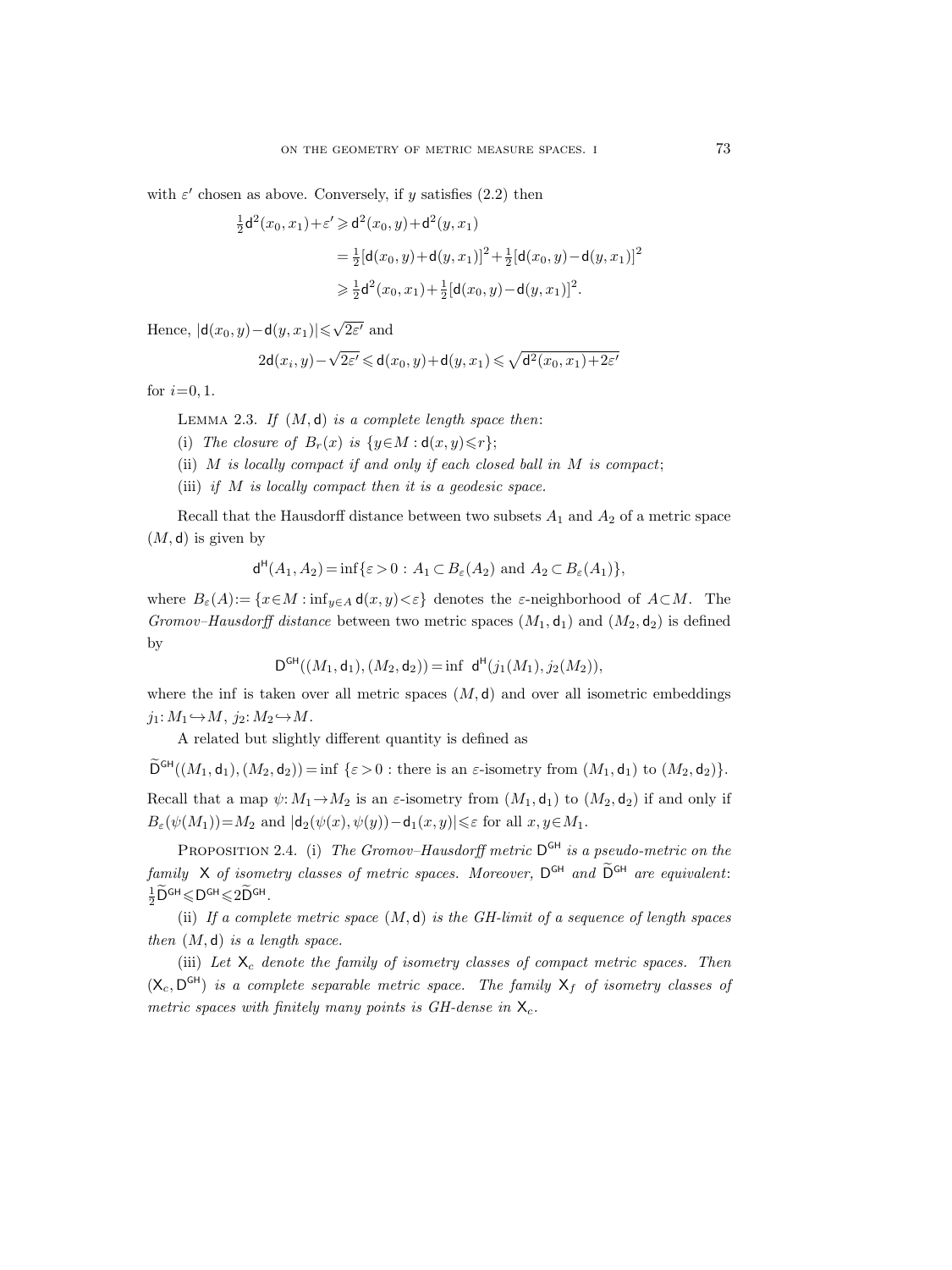with $\varepsilon'$ chosen as above. Conversely, if $y$ satisfies (2.2) then

$$\begin{aligned}
\tfrac{1}{2}\mathsf{d}^2(x_0,x_1)+\varepsilon' &\geqslant \mathsf{d}^2(x_0,y)+\mathsf{d}^2(y,x_1)\\
&= \tfrac{1}{2}[\mathsf{d}(x_0,y)+\mathsf{d}(y,x_1)]^2+\tfrac{1}{2}[\mathsf{d}(x_0,y)-\mathsf{d}(y,x_1)]^2\\
&\geqslant \tfrac{1}{2}\mathsf{d}^2(x_0,x_1)+\tfrac{1}{2}[\mathsf{d}(x_0,y)-\mathsf{d}(y,x_1)]^2.
\end{aligned}$$

Hence, $|\mathsf{d}(x_0,y)-\mathsf{d}(y,x_1)|\leqslant\sqrt{2\varepsilon'}$ and

$$2\mathsf{d}(x_i,y)-\sqrt{2\varepsilon'}\leqslant \mathsf{d}(x_0,y)+\mathsf{d}(y,x_1)\leqslant\sqrt{\mathsf{d}^2(x_0,x_1)+2\varepsilon'}$$

for $i=0,1$.

Lemma 2.3. *If $(M,\mathsf{d})$ is a complete length space then*:

(i) *The closure of $B_r(x)$ is $\{y\in M:\mathsf{d}(x,y)\leqslant r\}$*;

(ii) *$M$ is locally compact if and only if each closed ball in $M$ is compact*;

(iii) *if $M$ is locally compact then it is a geodesic space.*

Recall that the Hausdorff distance between two subsets $A_1$ and $A_2$ of a metric space $(M,\mathsf{d})$ is given by

$$\mathsf{d}^{\mathsf{H}}(A_1,A_2)=\inf\{\varepsilon>0: A_1\subset B_\varepsilon(A_2) \text{ and } A_2\subset B_\varepsilon(A_1)\},$$

where $B_\varepsilon(A):=\{x\in M:\inf_{y\in A}\mathsf{d}(x,y)<\varepsilon\}$ denotes the $\varepsilon$-neighborhood of $A\subset M$. The *Gromov–Hausdorff distance* between two metric spaces $(M_1,\mathsf{d}_1)$ and $(M_2,\mathsf{d}_2)$ is defined by

$$\mathsf{D}^{\mathsf{GH}}((M_1,\mathsf{d}_1),(M_2,\mathsf{d}_2))=\inf\ \mathsf{d}^{\mathsf{H}}(j_1(M_1),j_2(M_2)),$$

where the inf is taken over all metric spaces $(M,\mathsf{d})$ and over all isometric embeddings $j_1\colon M_1\hookrightarrow M$, $j_2\colon M_2\hookrightarrow M$.

A related but slightly different quantity is defined as

$$\widetilde{\mathsf{D}}^{\mathsf{GH}}((M_1,\mathsf{d}_1),(M_2,\mathsf{d}_2))=\inf\{\varepsilon>0: \text{there is an } \varepsilon\text{-isometry from } (M_1,\mathsf{d}_1) \text{ to } (M_2,\mathsf{d}_2)\}.$$

Recall that a map $\psi\colon M_1\to M_2$ is an $\varepsilon$-isometry from $(M_1,\mathsf{d}_1)$ to $(M_2,\mathsf{d}_2)$ if and only if $B_\varepsilon(\psi(M_1))=M_2$ and $|\mathsf{d}_2(\psi(x),\psi(y))-\mathsf{d}_1(x,y)|\leqslant\varepsilon$ for all $x,y\in M_1$.

Proposition 2.4. (i) *The Gromov–Hausdorff metric $\mathsf{D}^{\mathsf{GH}}$ is a pseudo-metric on the family $\mathsf{X}$ of isometry classes of metric spaces. Moreover, $\mathsf{D}^{\mathsf{GH}}$ and $\widetilde{\mathsf{D}}^{\mathsf{GH}}$ are equivalent*: $\frac{1}{2}\widetilde{\mathsf{D}}^{\mathsf{GH}}\leqslant\mathsf{D}^{\mathsf{GH}}\leqslant 2\widetilde{\mathsf{D}}^{\mathsf{GH}}$.

(ii) *If a complete metric space $(M,\mathsf{d})$ is the GH-limit of a sequence of length spaces then $(M,\mathsf{d})$ is a length space.*

(iii) *Let $\mathsf{X}_c$ denote the family of isometry classes of compact metric spaces. Then $(\mathsf{X}_c,\mathsf{D}^{\mathsf{GH}})$ is a complete separable metric space. The family $\mathsf{X}_f$ of isometry classes of metric spaces with finitely many points is GH-dense in $\mathsf{X}_c$.*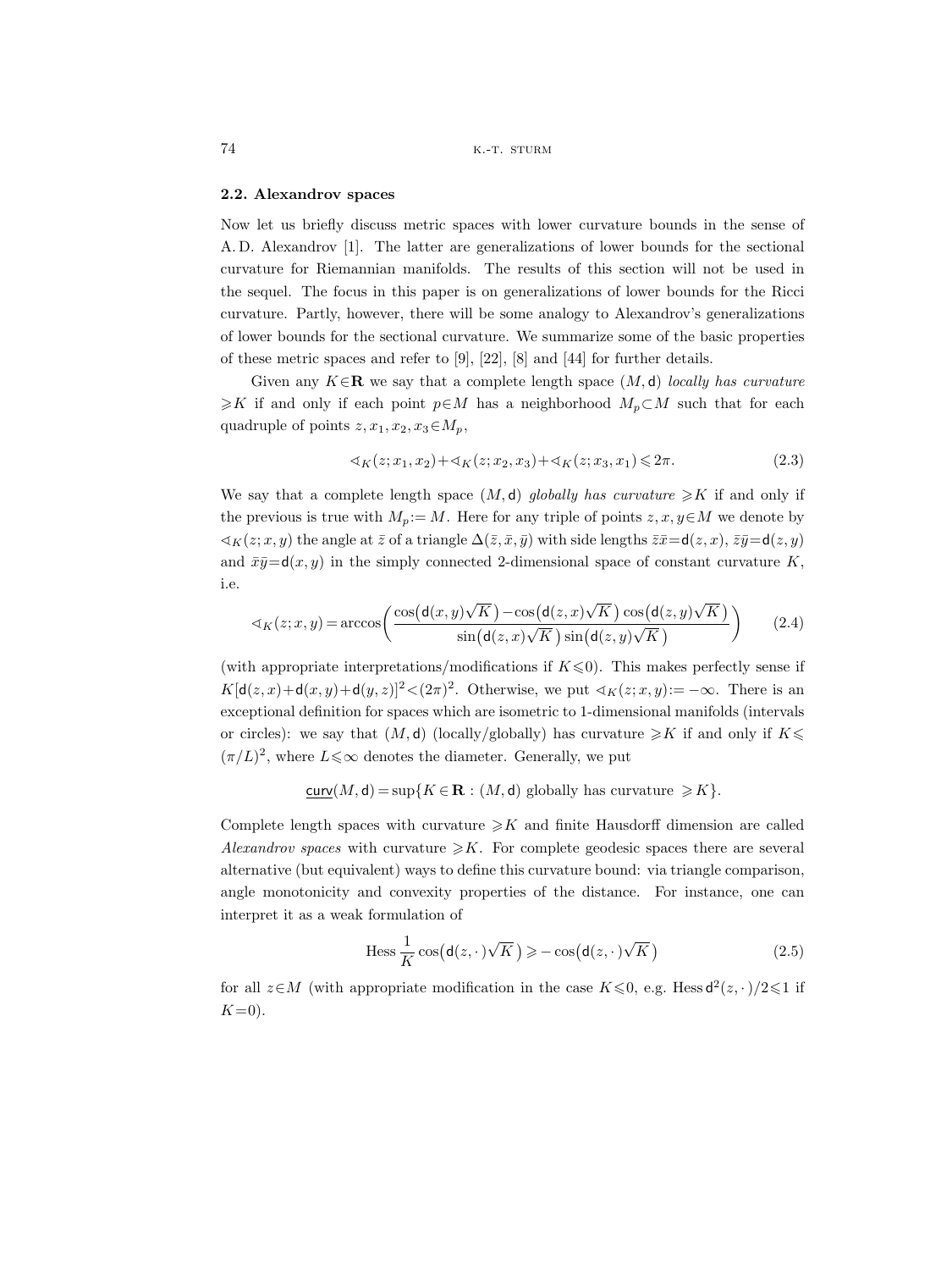### 2.2. Alexandrov spaces

Now let us briefly discuss metric spaces with lower curvature bounds in the sense of A. D. Alexandrov [1]. The latter are generalizations of lower bounds for the sectional curvature for Riemannian manifolds. The results of this section will not be used in the sequel. The focus in this paper is on generalizations of lower bounds for the Ricci curvature. Partly, however, there will be some analogy to Alexandrov's generalizations of lower bounds for the sectional curvature. We summarize some of the basic properties of these metric spaces and refer to [9], [22], [8] and [44] for further details.

Given any $K\in\mathbf{R}$ we say that a complete length space $(M,\mathsf{d})$ *locally has curvature* $\geqslant K$ if and only if each point $p\in M$ has a neighborhood $M_p\subset M$ such that for each quadruple of points $z,x_1,x_2,x_3\in M_p$,

$$\sphericalangle_K(z;x_1,x_2)+\sphericalangle_K(z;x_2,x_3)+\sphericalangle_K(z;x_3,x_1)\leqslant 2\pi. \tag{2.3}$$

We say that a complete length space $(M,\mathsf{d})$ *globally has curvature* $\geqslant K$ if and only if the previous is true with $M_p:=M$. Here for any triple of points $z,x,y\in M$ we denote by $\sphericalangle_K(z;x,y)$ the angle at $\bar z$ of a triangle $\Delta(\bar z,\bar x,\bar y)$ with side lengths $\bar z\bar x=\mathsf{d}(z,x)$, $\bar z\bar y=\mathsf{d}(z,y)$ and $\bar x\bar y=\mathsf{d}(x,y)$ in the simply connected 2-dimensional space of constant curvature $K$, i.e.

$$\sphericalangle_K(z;x,y)=\arccos\left(\frac{\cos\big(\mathsf{d}(x,y)\sqrt{K}\big)-\cos\big(\mathsf{d}(z,x)\sqrt{K}\big)\cos\big(\mathsf{d}(z,y)\sqrt{K}\big)}{\sin\big(\mathsf{d}(z,x)\sqrt{K}\big)\sin\big(\mathsf{d}(z,y)\sqrt{K}\big)}\right) \tag{2.4}$$

(with appropriate interpretations/modifications if $K\leqslant 0$). This makes perfectly sense if $K[\mathsf{d}(z,x)+\mathsf{d}(x,y)+\mathsf{d}(y,z)]^2<(2\pi)^2$. Otherwise, we put $\sphericalangle_K(z;x,y):=-\infty$. There is an exceptional definition for spaces which are isometric to 1-dimensional manifolds (intervals or circles): we say that $(M,\mathsf{d})$ (locally/globally) has curvature $\geqslant K$ if and only if $K\leqslant(\pi/L)^2$, where $L\leqslant\infty$ denotes the diameter. Generally, we put

$$\underline{\mathsf{curv}}(M,\mathsf{d})=\sup\{K\in\mathbf{R}:(M,\mathsf{d})\text{ globally has curvature }\geqslant K\}.$$

Complete length spaces with curvature $\geqslant K$ and finite Hausdorff dimension are called *Alexandrov spaces* with curvature $\geqslant K$. For complete geodesic spaces there are several alternative (but equivalent) ways to define this curvature bound: via triangle comparison, angle monotonicity and convexity properties of the distance. For instance, one can interpret it as a weak formulation of

$$\operatorname{Hess}\frac{1}{K}\cos\big(\mathsf{d}(z,\cdot\,)\sqrt{K}\big)\geqslant-\cos\big(\mathsf{d}(z,\cdot\,)\sqrt{K}\big) \tag{2.5}$$

for all $z\in M$ (with appropriate modification in the case $K\leqslant 0$, e.g. $\operatorname{Hess}\mathsf{d}^2(z,\cdot\,)/2\leqslant 1$ if $K=0$).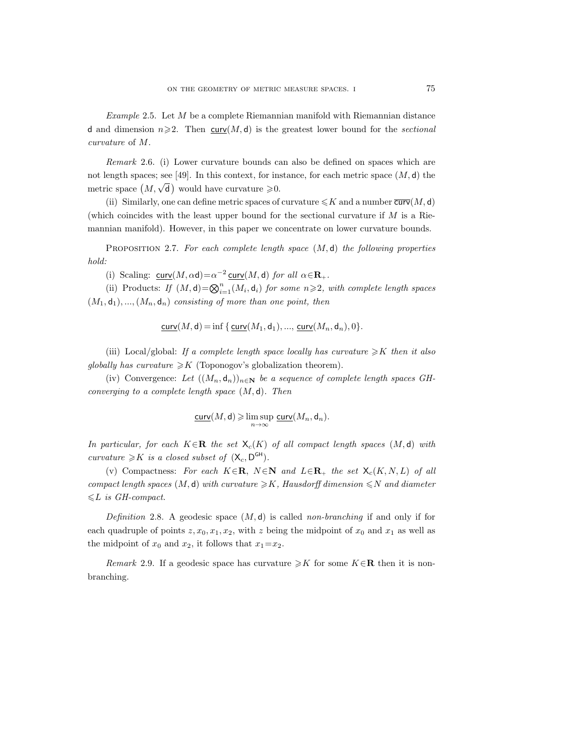*Example* 2.5. Let $M$ be a complete Riemannian manifold with Riemannian distance $\mathsf{d}$ and dimension $n \geqslant 2$. Then $\underline{\mathsf{curv}}(M,\mathsf{d})$ is the greatest lower bound for the *sectional curvature* of $M$.

*Remark* 2.6. (i) Lower curvature bounds can also be defined on spaces which are not length spaces; see [49]. In this context, for instance, for each metric space $(M,\mathsf{d})$ the metric space $(M,\sqrt{\mathsf{d}})$ would have curvature $\geqslant 0$.

(ii) Similarly, one can define metric spaces of curvature $\leqslant K$ and a number $\overline{\mathsf{curv}}(M,\mathsf{d})$ (which coincides with the least upper bound for the sectional curvature if $M$ is a Riemannian manifold). However, in this paper we concentrate on lower curvature bounds.

Proposition 2.7. *For each complete length space $(M,\mathsf{d})$ the following properties hold:*

(i) Scaling: $\underline{\mathsf{curv}}(M,\alpha\mathsf{d}) = \alpha^{-2}\,\underline{\mathsf{curv}}(M,\mathsf{d})$ *for all* $\alpha \in \mathbf{R}_+$.

(ii) Products: *If* $(M,\mathsf{d}) = \bigotimes_{i=1}^{n}(M_i,\mathsf{d}_i)$ *for some* $n \geqslant 2$, *with complete length spaces* $(M_1,\mathsf{d}_1), ..., (M_n,\mathsf{d}_n)$ *consisting of more than one point, then*

$$\underline{\mathsf{curv}}(M,\mathsf{d}) = \inf\{\underline{\mathsf{curv}}(M_1,\mathsf{d}_1), ..., \underline{\mathsf{curv}}(M_n,\mathsf{d}_n), 0\}.$$

(iii) Local/global: *If a complete length space locally has curvature $\geqslant K$ then it also globally has curvature $\geqslant K$* (Toponogov's globalization theorem).

(iv) Convergence: *Let* $((M_n,\mathsf{d}_n))_{n\in\mathbf{N}}$ *be a sequence of complete length spaces GH-converging to a complete length space* $(M,\mathsf{d})$. *Then*

$$\underline{\mathsf{curv}}(M,\mathsf{d}) \geqslant \limsup_{n\to\infty} \underline{\mathsf{curv}}(M_n,\mathsf{d}_n).$$

*In particular, for each $K \in \mathbf{R}$ the set $\mathsf{X}_c(K)$ of all compact length spaces $(M,\mathsf{d})$ with curvature $\geqslant K$ is a closed subset of $(\mathsf{X}_c, \mathsf{D}^{\mathsf{GH}})$.*

(v) Compactness: *For each $K \in \mathbf{R}$, $N \in \mathbf{N}$ and $L \in \mathbf{R}_+$ the set $\mathsf{X}_c(K,N,L)$ of all compact length spaces $(M,\mathsf{d})$ with curvature $\geqslant K$, Hausdorff dimension $\leqslant N$ and diameter $\leqslant L$ is GH-compact.*

*Definition* 2.8. A geodesic space $(M,\mathsf{d})$ is called *non-branching* if and only if for each quadruple of points $z, x_0, x_1, x_2$, with $z$ being the midpoint of $x_0$ and $x_1$ as well as the midpoint of $x_0$ and $x_2$, it follows that $x_1 = x_2$.

*Remark* 2.9. If a geodesic space has curvature $\geqslant K$ for some $K \in \mathbf{R}$ then it is non-branching.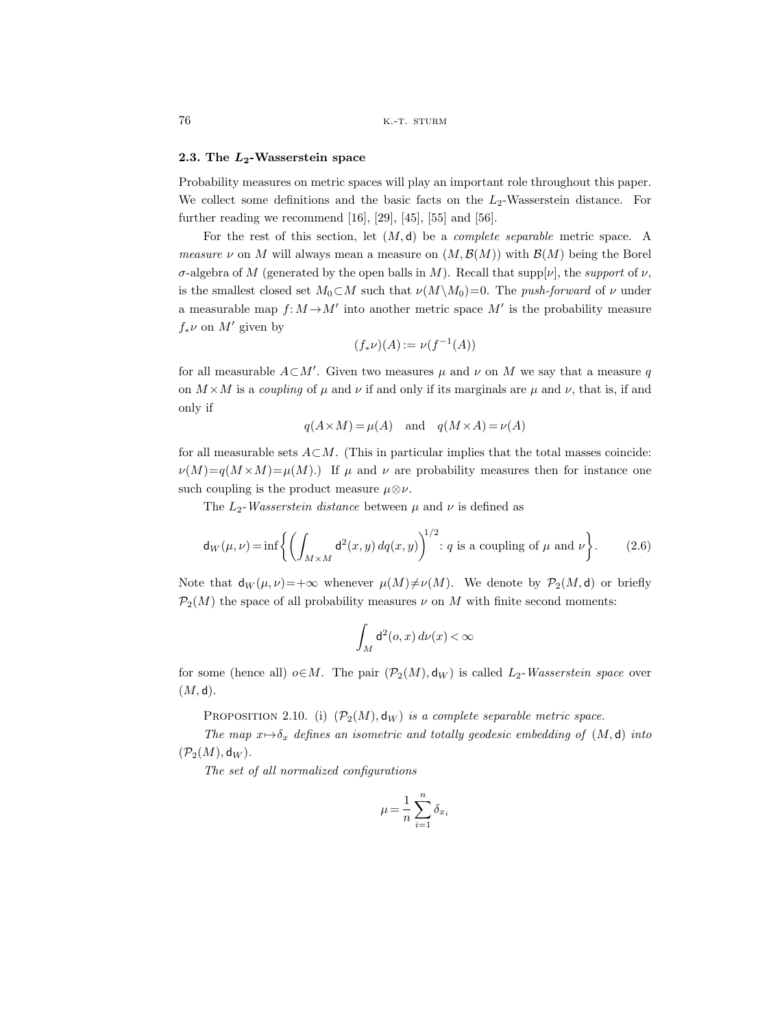### 2.3. The $L_2$-Wasserstein space

Probability measures on metric spaces will play an important role throughout this paper. We collect some definitions and the basic facts on the $L_2$-Wasserstein distance. For further reading we recommend [16], [29], [45], [55] and [56].

For the rest of this section, let $(M,\mathsf{d})$ be a *complete separable* metric space. A *measure* $\nu$ on $M$ will always mean a measure on $(M,\mathcal{B}(M))$ with $\mathcal{B}(M)$ being the Borel $\sigma$-algebra of $M$ (generated by the open balls in $M$). Recall that $\operatorname{supp}[\nu]$, the *support* of $\nu$, is the smallest closed set $M_0\subset M$ such that $\nu(M\setminus M_0)=0$. The *push-forward* of $\nu$ under a measurable map $f\colon M\to M'$ into another metric space $M'$ is the probability measure $f_*\nu$ on $M'$ given by

$$(f_*\nu)(A) := \nu(f^{-1}(A))$$

for all measurable $A\subset M'$. Given two measures $\mu$ and $\nu$ on $M$ we say that a measure $q$ on $M\times M$ is a *coupling* of $\mu$ and $\nu$ if and only if its marginals are $\mu$ and $\nu$, that is, if and only if

$$q(A\times M)=\mu(A) \quad \text{and} \quad q(M\times A)=\nu(A)$$

for all measurable sets $A\subset M$. (This in particular implies that the total masses coincide: $\nu(M)=q(M\times M)=\mu(M)$.) If $\mu$ and $\nu$ are probability measures then for instance one such coupling is the product measure $\mu\otimes\nu$.

The $L_2$-*Wasserstein distance* between $\mu$ and $\nu$ is defined as

$$\mathsf{d}_W(\mu,\nu)=\inf\left\{\left(\int_{M\times M}\mathsf{d}^2(x,y)\,dq(x,y)\right)^{1/2} : q \text{ is a coupling of } \mu \text{ and } \nu\right\}. \tag{2.6}$$

Note that $\mathsf{d}_W(\mu,\nu)=+\infty$ whenever $\mu(M)\neq\nu(M)$. We denote by $\mathcal{P}_2(M,\mathsf{d})$ or briefly $\mathcal{P}_2(M)$ the space of all probability measures $\nu$ on $M$ with finite second moments:

$$\int_M \mathsf{d}^2(o,x)\,d\nu(x)<\infty$$

for some (hence all) $o\in M$. The pair $(\mathcal{P}_2(M),\mathsf{d}_W)$ is called $L_2$-*Wasserstein space* over $(M,\mathsf{d})$.

Proposition 2.10. (i) *$(\mathcal{P}_2(M),\mathsf{d}_W)$ is a complete separable metric space.*

*The map $x\mapsto\delta_x$ defines an isometric and totally geodesic embedding of $(M,\mathsf{d})$ into $(\mathcal{P}_2(M),\mathsf{d}_W)$.*

*The set of all normalized configurations*

$$\mu=\frac{1}{n}\sum_{i=1}^{n}\delta_{x_i}$$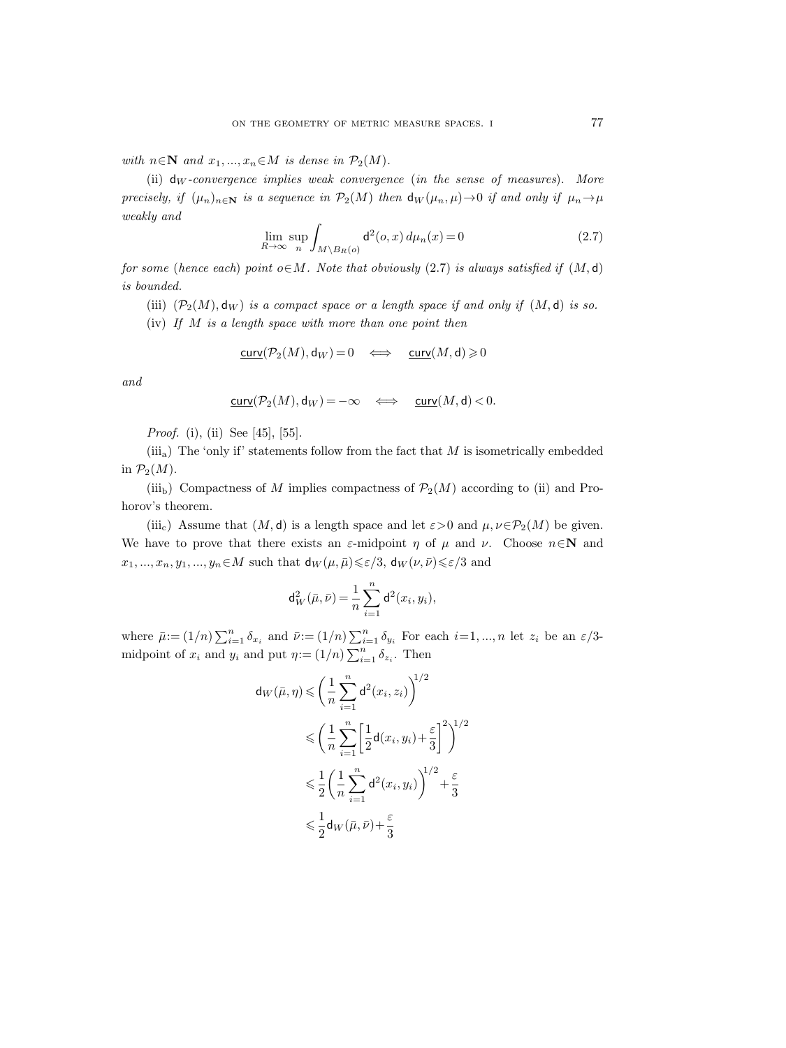*with* $n \in \mathbf{N}$ *and* $x_1, ..., x_n \in M$ *is dense in* $\mathcal{P}_2(M)$.

(ii) $\mathsf{d}_W$*-convergence implies weak convergence* (*in the sense of measures*). *More precisely, if* $(\mu_n)_{n\in\mathbf{N}}$ *is a sequence in* $\mathcal{P}_2(M)$ *then* $\mathsf{d}_W(\mu_n,\mu)\to 0$ *if and only if* $\mu_n \to \mu$ *weakly and*

$$\lim_{R\to\infty} \sup_n \int_{M\setminus B_R(o)} \mathsf{d}^2(o,x)\, d\mu_n(x) = 0 \tag{2.7}$$

*for some* (*hence each*) *point* $o\in M$. *Note that obviously* (2.7) *is always satisfied if* $(M,\mathsf{d})$ *is bounded.*

(iii) $(\mathcal{P}_2(M),\mathsf{d}_W)$ *is a compact space or a length space if and only if* $(M,\mathsf{d})$ *is so.*

(iv) *If* $M$ *is a length space with more than one point then*

$$\underline{\mathsf{curv}}(\mathcal{P}_2(M),\mathsf{d}_W)=0 \quad \Longleftrightarrow \quad \underline{\mathsf{curv}}(M,\mathsf{d})\geqslant 0$$

*and*

$$\underline{\mathsf{curv}}(\mathcal{P}_2(M),\mathsf{d}_W)=-\infty \quad \Longleftrightarrow \quad \underline{\mathsf{curv}}(M,\mathsf{d})< 0.$$

*Proof.* (i), (ii) See [45], [55].

($\mathrm{iii_a}$) The 'only if' statements follow from the fact that $M$ is isometrically embedded in $\mathcal{P}_2(M)$.

($\mathrm{iii_b}$) Compactness of $M$ implies compactness of $\mathcal{P}_2(M)$ according to (ii) and Prohorov's theorem.

($\mathrm{iii_c}$) Assume that $(M,\mathsf{d})$ is a length space and let $\varepsilon>0$ and $\mu,\nu\in\mathcal{P}_2(M)$ be given. We have to prove that there exists an $\varepsilon$-midpoint $\eta$ of $\mu$ and $\nu$. Choose $n\in\mathbf{N}$ and $x_1,...,x_n,y_1,...,y_n\in M$ such that $\mathsf{d}_W(\mu,\bar\mu)\leqslant\varepsilon/3$, $\mathsf{d}_W(\nu,\bar\nu)\leqslant\varepsilon/3$ and

$$\mathsf{d}_W^2(\bar\mu,\bar\nu)=\frac{1}{n}\sum_{i=1}^n \mathsf{d}^2(x_i,y_i),$$

where $\bar\mu := (1/n)\sum_{i=1}^n \delta_{x_i}$ and $\bar\nu := (1/n)\sum_{i=1}^n \delta_{y_i}$ For each $i=1,...,n$ let $z_i$ be an $\varepsilon/3$-midpoint of $x_i$ and $y_i$ and put $\eta := (1/n)\sum_{i=1}^n \delta_{z_i}$. Then

$$\begin{aligned}
\mathsf{d}_W(\bar\mu,\eta) &\leqslant \left(\frac{1}{n}\sum_{i=1}^n \mathsf{d}^2(x_i,z_i)\right)^{1/2} \\
&\leqslant \left(\frac{1}{n}\sum_{i=1}^n \left[\frac{1}{2}\mathsf{d}(x_i,y_i)+\frac{\varepsilon}{3}\right]^2\right)^{1/2} \\
&\leqslant \frac{1}{2}\left(\frac{1}{n}\sum_{i=1}^n \mathsf{d}^2(x_i,y_i)\right)^{1/2}+\frac{\varepsilon}{3} \\
&\leqslant \frac{1}{2}\mathsf{d}_W(\bar\mu,\bar\nu)+\frac{\varepsilon}{3}
\end{aligned}$$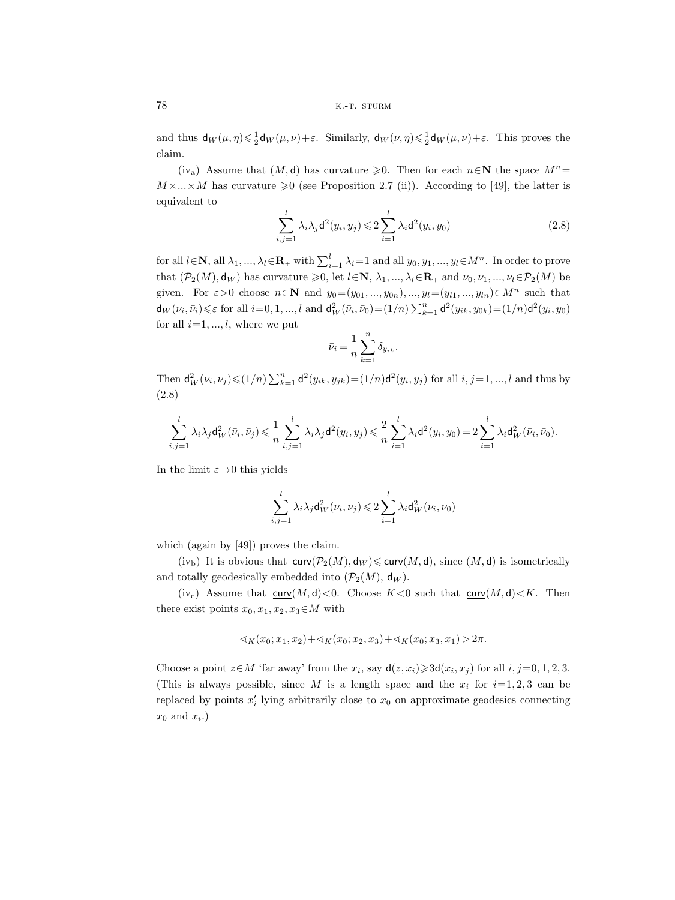and thus $\mathsf{d}_W(\mu,\eta)\leqslant\frac{1}{2}\mathsf{d}_W(\mu,\nu)+\varepsilon$. Similarly, $\mathsf{d}_W(\nu,\eta)\leqslant\frac{1}{2}\mathsf{d}_W(\mu,\nu)+\varepsilon$. This proves the claim.

(iv$_\text{a}$) Assume that $(M,\mathsf{d})$ has curvature $\geqslant 0$. Then for each $n\in\mathbf{N}$ the space $M^n=M\times...\times M$ has curvature $\geqslant 0$ (see Proposition 2.7 (ii)). According to [49], the latter is equivalent to

$$\sum_{i,j=1}^{l}\lambda_i\lambda_j\mathsf{d}^2(y_i,y_j)\leqslant 2\sum_{i=1}^{l}\lambda_i\mathsf{d}^2(y_i,y_0) \tag{2.8}$$

for all $l\in\mathbf{N}$, all $\lambda_1,...,\lambda_l\in\mathbf{R}_+$ with $\sum_{i=1}^{l}\lambda_i=1$ and all $y_0,y_1,...,y_l\in M^n$. In order to prove that $(\mathcal{P}_2(M),\mathsf{d}_W)$ has curvature $\geqslant 0$, let $l\in\mathbf{N}$, $\lambda_1,...,\lambda_l\in\mathbf{R}_+$ and $\nu_0,\nu_1,...,\nu_l\in\mathcal{P}_2(M)$ be given. For $\varepsilon>0$ choose $n\in\mathbf{N}$ and $y_0=(y_{01},...,y_{0n}),...,y_l=(y_{l1},...,y_{ln})\in M^n$ such that $\mathsf{d}_W(\nu_i,\bar\nu_i)\leqslant\varepsilon$ for all $i=0,1,...,l$ and $\mathsf{d}_W^2(\bar\nu_i,\bar\nu_0)=(1/n)\sum_{k=1}^{n}\mathsf{d}^2(y_{ik},y_{0k})=(1/n)\mathsf{d}^2(y_i,y_0)$ for all $i=1,...,l$, where we put

$$\bar\nu_i=\frac{1}{n}\sum_{k=1}^{n}\delta_{y_{ik}}.$$

Then $\mathsf{d}_W^2(\bar\nu_i,\bar\nu_j)\leqslant(1/n)\sum_{k=1}^{n}\mathsf{d}^2(y_{ik},y_{jk})=(1/n)\mathsf{d}^2(y_i,y_j)$ for all $i,j=1,...,l$ and thus by (2.8)

$$\sum_{i,j=1}^{l}\lambda_i\lambda_j\mathsf{d}_W^2(\bar\nu_i,\bar\nu_j)\leqslant\frac{1}{n}\sum_{i,j=1}^{l}\lambda_i\lambda_j\mathsf{d}^2(y_i,y_j)\leqslant\frac{2}{n}\sum_{i=1}^{l}\lambda_i\mathsf{d}^2(y_i,y_0)=2\sum_{i=1}^{l}\lambda_i\mathsf{d}_W^2(\bar\nu_i,\bar\nu_0).$$

In the limit $\varepsilon\to 0$ this yields

$$\sum_{i,j=1}^{l}\lambda_i\lambda_j\mathsf{d}_W^2(\nu_i,\nu_j)\leqslant 2\sum_{i=1}^{l}\lambda_i\mathsf{d}_W^2(\nu_i,\nu_0)$$

which (again by [49]) proves the claim.

(iv$_\text{b}$) It is obvious that $\underline{\mathsf{curv}}(\mathcal{P}_2(M),\mathsf{d}_W)\leqslant\underline{\mathsf{curv}}(M,\mathsf{d})$, since $(M,\mathsf{d})$ is isometrically and totally geodesically embedded into $(\mathcal{P}_2(M),\ \mathsf{d}_W)$.

(iv$_\text{c}$) Assume that $\underline{\mathsf{curv}}(M,\mathsf{d})<0$. Choose $K<0$ such that $\underline{\mathsf{curv}}(M,\mathsf{d})<K$. Then there exist points $x_0,x_1,x_2,x_3\in M$ with

$$\sphericalangle_K(x_0;x_1,x_2)+\sphericalangle_K(x_0;x_2,x_3)+\sphericalangle_K(x_0;x_3,x_1)>2\pi.$$

Choose a point $z\in M$ 'far away' from the $x_i$, say $\mathsf{d}(z,x_i)\geqslant 3\mathsf{d}(x_i,x_j)$ for all $i,j=0,1,2,3$. (This is always possible, since $M$ is a length space and the $x_i$ for $i=1,2,3$ can be replaced by points $x_i'$ lying arbitrarily close to $x_0$ on approximate geodesics connecting $x_0$ and $x_i$.)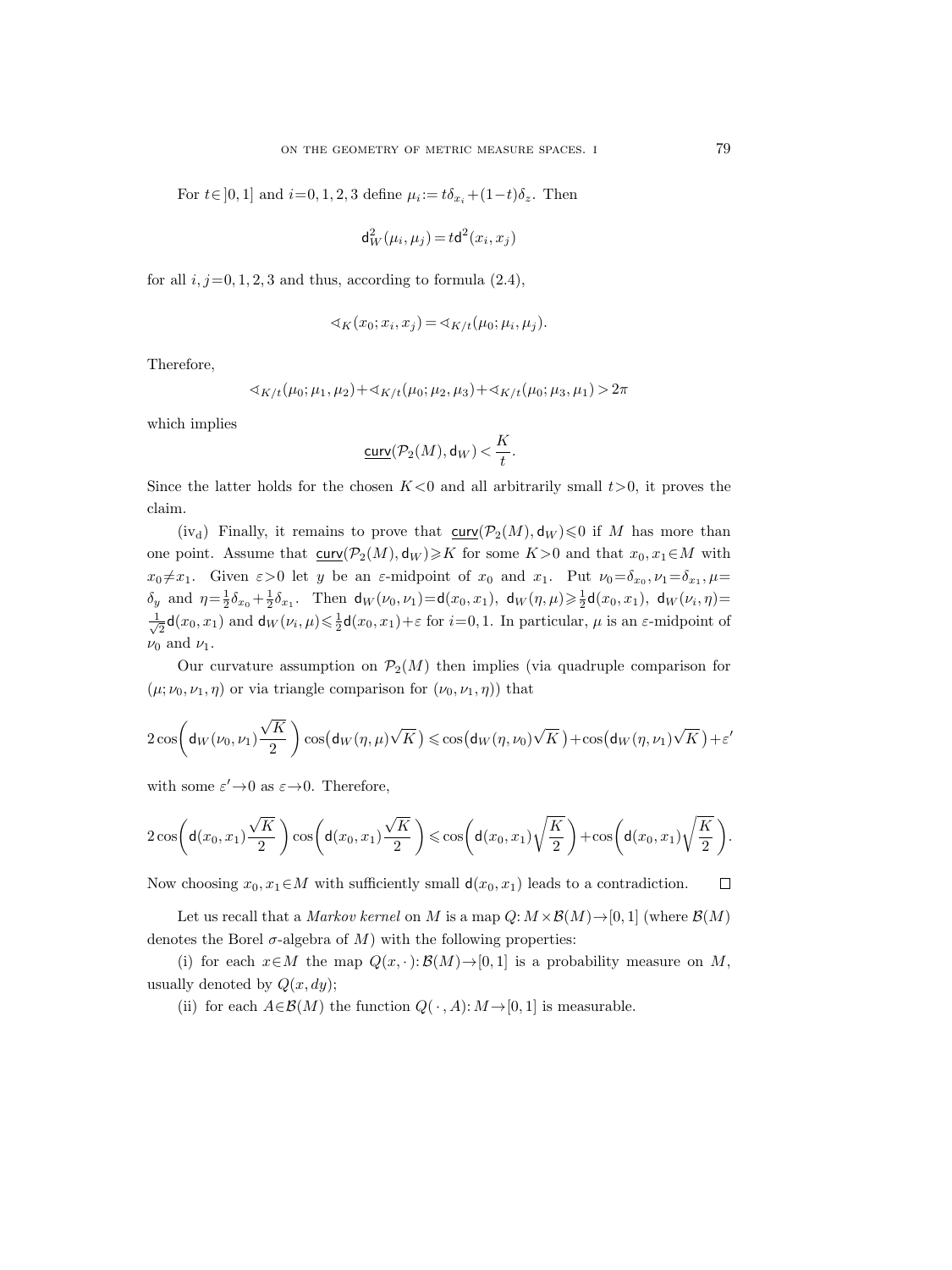For $t\in]0,1]$ and $i=0,1,2,3$ define $\mu_i := t\delta_{x_i} + (1-t)\delta_z$. Then

$$\mathsf{d}_W^2(\mu_i,\mu_j) = t\mathsf{d}^2(x_i,x_j)$$

for all $i,j=0,1,2,3$ and thus, according to formula (2.4),

$$\sphericalangle_K(x_0;x_i,x_j) = \sphericalangle_{K/t}(\mu_0;\mu_i,\mu_j).$$

Therefore,

$$\sphericalangle_{K/t}(\mu_0;\mu_1,\mu_2) + \sphericalangle_{K/t}(\mu_0;\mu_2,\mu_3) + \sphericalangle_{K/t}(\mu_0;\mu_3,\mu_1) > 2\pi$$

which implies

$$\underline{\mathsf{curv}}(\mathcal{P}_2(M),\mathsf{d}_W) < \frac{K}{t}.$$

Since the latter holds for the chosen $K<0$ and all arbitrarily small $t>0$, it proves the claim.

(iv$_\mathrm{d}$) Finally, it remains to prove that $\underline{\mathsf{curv}}(\mathcal{P}_2(M),\mathsf{d}_W)\leqslant 0$ if $M$ has more than one point. Assume that $\underline{\mathsf{curv}}(\mathcal{P}_2(M),\mathsf{d}_W)\geqslant K$ for some $K>0$ and that $x_0,x_1\in M$ with $x_0\neq x_1$. Given $\varepsilon>0$ let $y$ be an $\varepsilon$-midpoint of $x_0$ and $x_1$. Put $\nu_0=\delta_{x_0}, \nu_1=\delta_{x_1}, \mu=\delta_y$ and $\eta=\frac{1}{2}\delta_{x_0}+\frac{1}{2}\delta_{x_1}$. Then $\mathsf{d}_W(\nu_0,\nu_1)=\mathsf{d}(x_0,x_1)$, $\mathsf{d}_W(\eta,\mu)\geqslant\frac{1}{2}\mathsf{d}(x_0,x_1)$, $\mathsf{d}_W(\nu_i,\eta)=\frac{1}{\sqrt{2}}\mathsf{d}(x_0,x_1)$ and $\mathsf{d}_W(\nu_i,\mu)\leqslant\frac{1}{2}\mathsf{d}(x_0,x_1)+\varepsilon$ for $i=0,1$. In particular, $\mu$ is an $\varepsilon$-midpoint of $\nu_0$ and $\nu_1$.

Our curvature assumption on $\mathcal{P}_2(M)$ then implies (via quadruple comparison for $(\mu;\nu_0,\nu_1,\eta)$ or via triangle comparison for $(\nu_0,\nu_1,\eta)$) that

$$2\cos\biggl(\mathsf{d}_W(\nu_0,\nu_1)\frac{\sqrt{K}}{2}\biggr)\cos\bigl(\mathsf{d}_W(\eta,\mu)\sqrt{K}\bigr)\leqslant\cos\bigl(\mathsf{d}_W(\eta,\nu_0)\sqrt{K}\bigr)+\cos\bigl(\mathsf{d}_W(\eta,\nu_1)\sqrt{K}\bigr)+\varepsilon'$$

with some $\varepsilon'\to 0$ as $\varepsilon\to 0$. Therefore,

$$2\cos\biggl(\mathsf{d}(x_0,x_1)\frac{\sqrt{K}}{2}\biggr)\cos\biggl(\mathsf{d}(x_0,x_1)\frac{\sqrt{K}}{2}\biggr)\leqslant\cos\biggl(\mathsf{d}(x_0,x_1)\sqrt{\frac{K}{2}}\biggr)+\cos\biggl(\mathsf{d}(x_0,x_1)\sqrt{\frac{K}{2}}\biggr).$$

Now choosing $x_0,x_1\in M$ with sufficiently small $\mathsf{d}(x_0,x_1)$ leads to a contradiction. $\square$

Let us recall that a *Markov kernel* on $M$ is a map $Q: M\times\mathcal{B}(M)\to[0,1]$ (where $\mathcal{B}(M)$ denotes the Borel $\sigma$-algebra of $M$) with the following properties:

(i) for each $x\in M$ the map $Q(x,\cdot):\mathcal{B}(M)\to[0,1]$ is a probability measure on $M$, usually denoted by $Q(x,dy)$;

(ii) for each $A\in\mathcal{B}(M)$ the function $Q(\cdot,A): M\to[0,1]$ is measurable.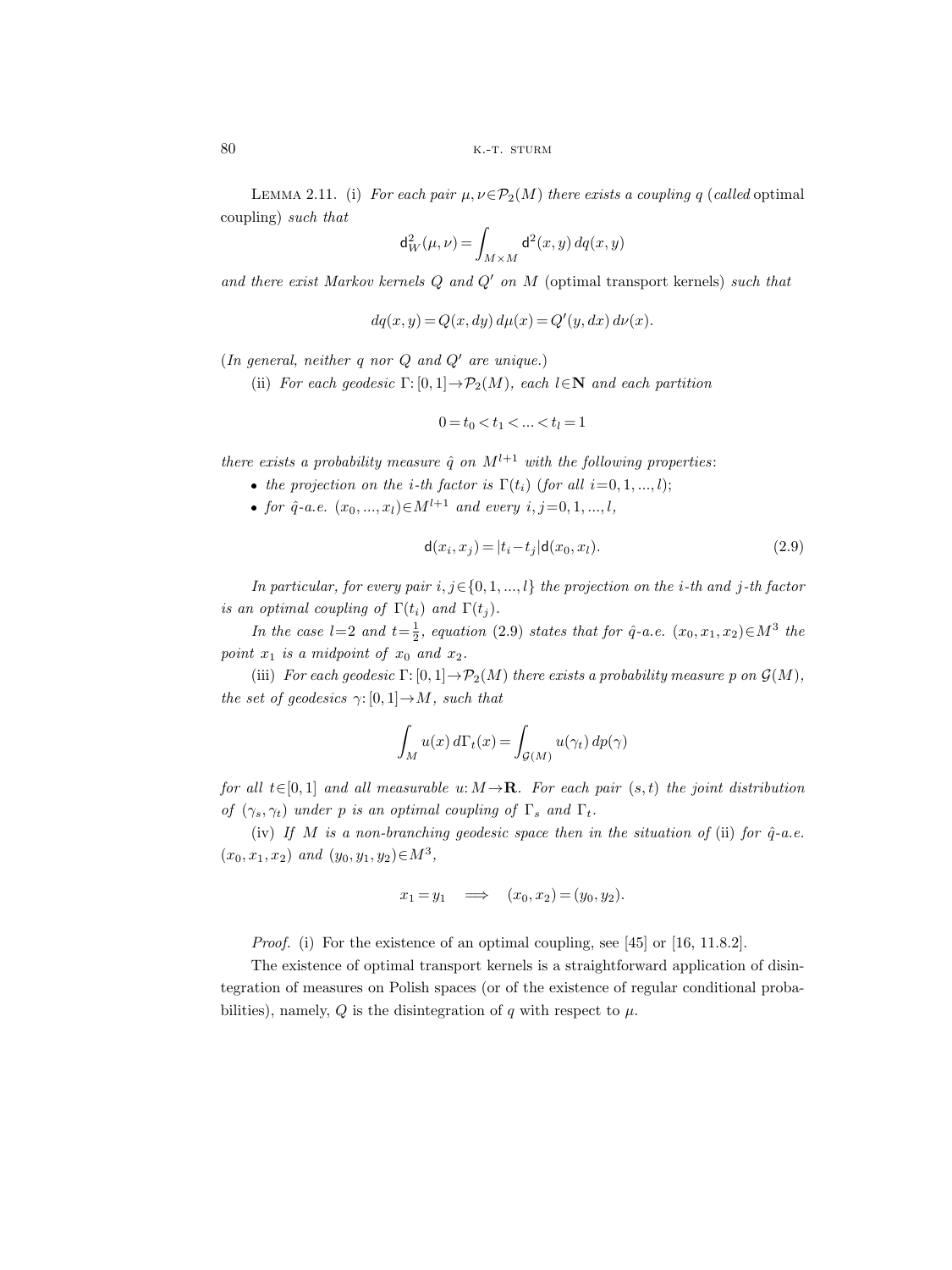LEMMA 2.11. (i) *For each pair $\mu,\nu\in\mathcal{P}_2(M)$ there exists a coupling $q$ (called* optimal coupling*) such that*

$$\mathsf{d}_W^2(\mu,\nu)=\int_{M\times M}\mathsf{d}^2(x,y)\,dq(x,y)$$

*and there exist Markov kernels $Q$ and $Q'$ on $M$* (optimal transport kernels) *such that*

$$dq(x,y)=Q(x,dy)\,d\mu(x)=Q'(y,dx)\,d\nu(x).$$

(*In general, neither $q$ nor $Q$ and $Q'$ are unique.*)

(ii) *For each geodesic $\Gamma:[0,1]\to\mathcal{P}_2(M)$, each $l\in\mathbf{N}$ and each partition*

$$0=t_0<t_1<...<t_l=1$$

*there exists a probability measure $\hat{q}$ on $M^{l+1}$ with the following properties*:

- *the projection on the $i$-th factor is $\Gamma(t_i)$ (for all $i=0,1,...,l$);*
- *for $\hat{q}$-a.e. $(x_0,...,x_l)\in M^{l+1}$ and every $i,j=0,1,...,l$,*

$$\mathsf{d}(x_i,x_j)=|t_i-t_j|\mathsf{d}(x_0,x_l). \tag{2.9}$$

*In particular, for every pair $i,j\in\{0,1,...,l\}$ the projection on the $i$-th and $j$-th factor is an optimal coupling of $\Gamma(t_i)$ and $\Gamma(t_j)$.*

*In the case $l=2$ and $t=\frac{1}{2}$, equation* (2.9) *states that for $\hat{q}$-a.e. $(x_0,x_1,x_2)\in M^3$ the point $x_1$ is a midpoint of $x_0$ and $x_2$.*

(iii) *For each geodesic $\Gamma:[0,1]\to\mathcal{P}_2(M)$ there exists a probability measure $p$ on $\mathcal{G}(M)$, the set of geodesics $\gamma:[0,1]\to M$, such that*

$$\int_M u(x)\,d\Gamma_t(x)=\int_{\mathcal{G}(M)}u(\gamma_t)\,dp(\gamma)$$

*for all $t\in[0,1]$ and all measurable $u:M\to\mathbf{R}$. For each pair $(s,t)$ the joint distribution of $(\gamma_s,\gamma_t)$ under $p$ is an optimal coupling of $\Gamma_s$ and $\Gamma_t$.*

(iv) *If $M$ is a non-branching geodesic space then in the situation of* (ii) *for $\hat{q}$-a.e. $(x_0,x_1,x_2)$ and $(y_0,y_1,y_2)\in M^3$,*

$$x_1=y_1 \quad\Longrightarrow\quad (x_0,x_2)=(y_0,y_2).$$

*Proof.* (i) For the existence of an optimal coupling, see [45] or [16, 11.8.2].

The existence of optimal transport kernels is a straightforward application of disintegration of measures on Polish spaces (or of the existence of regular conditional probabilities), namely, $Q$ is the disintegration of $q$ with respect to $\mu$.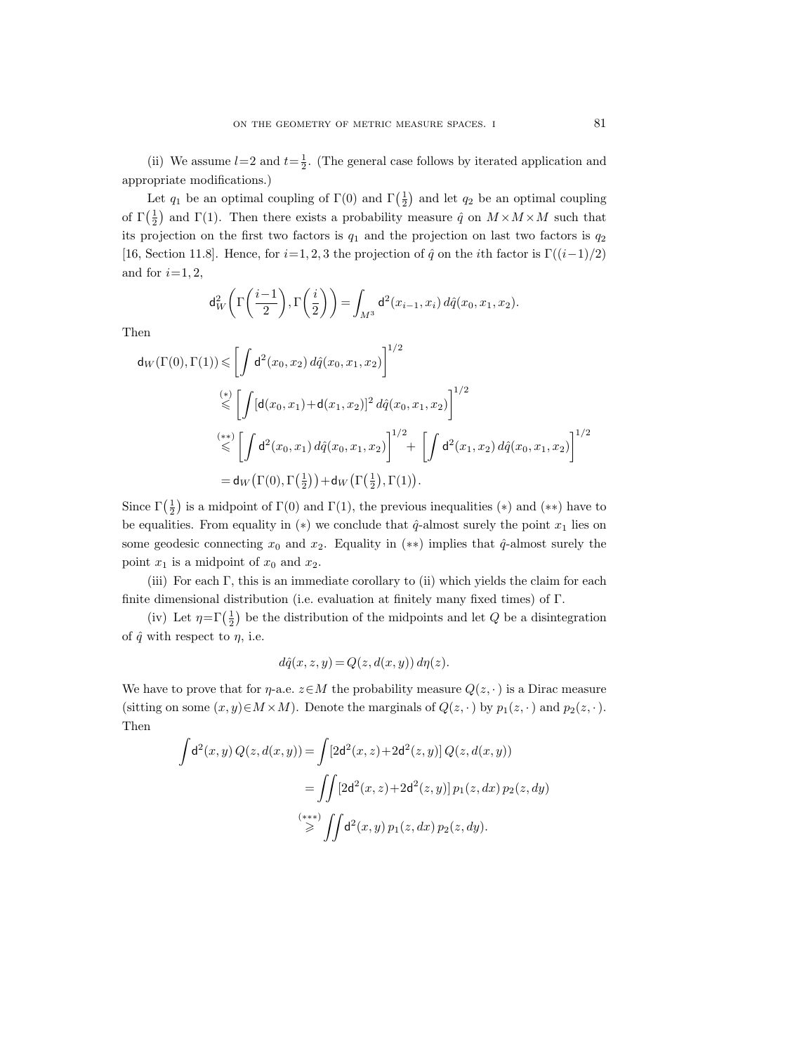(ii) We assume $l=2$ and $t=\frac{1}{2}$. (The general case follows by iterated application and appropriate modifications.)

Let $q_1$ be an optimal coupling of $\Gamma(0)$ and $\Gamma\left(\frac{1}{2}\right)$ and let $q_2$ be an optimal coupling of $\Gamma\left(\frac{1}{2}\right)$ and $\Gamma(1)$. Then there exists a probability measure $\hat{q}$ on $M\times M\times M$ such that its projection on the first two factors is $q_1$ and the projection on last two factors is $q_2$ [16, Section 11.8]. Hence, for $i=1,2,3$ the projection of $\hat{q}$ on the $i$th factor is $\Gamma((i-1)/2)$ and for $i=1,2$,

$$\mathsf{d}_W^2\left(\Gamma\left(\frac{i-1}{2}\right),\Gamma\left(\frac{i}{2}\right)\right)=\int_{M^3}\mathsf{d}^2(x_{i-1},x_i)\,d\hat{q}(x_0,x_1,x_2).$$

Then

$$\begin{aligned}
\mathsf{d}_W(\Gamma(0),\Gamma(1)) &\leqslant \left[\int \mathsf{d}^2(x_0,x_2)\,d\hat{q}(x_0,x_1,x_2)\right]^{1/2}\\
&\overset{(*)}{\leqslant} \left[\int [\mathsf{d}(x_0,x_1)+\mathsf{d}(x_1,x_2)]^2\,d\hat{q}(x_0,x_1,x_2)\right]^{1/2}\\
&\overset{(**)}{\leqslant} \left[\int \mathsf{d}^2(x_0,x_1)\,d\hat{q}(x_0,x_1,x_2)\right]^{1/2}+\left[\int \mathsf{d}^2(x_1,x_2)\,d\hat{q}(x_0,x_1,x_2)\right]^{1/2}\\
&= \mathsf{d}_W\left(\Gamma(0),\Gamma\left(\tfrac{1}{2}\right)\right)+\mathsf{d}_W\left(\Gamma\left(\tfrac{1}{2}\right),\Gamma(1)\right).
\end{aligned}$$

Since $\Gamma\left(\frac{1}{2}\right)$ is a midpoint of $\Gamma(0)$ and $\Gamma(1)$, the previous inequalities $(*)$ and $(**)$ have to be equalities. From equality in $(*)$ we conclude that $\hat{q}$-almost surely the point $x_1$ lies on some geodesic connecting $x_0$ and $x_2$. Equality in $(**)$ implies that $\hat{q}$-almost surely the point $x_1$ is a midpoint of $x_0$ and $x_2$.

(iii) For each $\Gamma$, this is an immediate corollary to (ii) which yields the claim for each finite dimensional distribution (i.e. evaluation at finitely many fixed times) of $\Gamma$.

(iv) Let $\eta=\Gamma\left(\frac{1}{2}\right)$ be the distribution of the midpoints and let $Q$ be a disintegration of $\hat{q}$ with respect to $\eta$, i.e.

$$d\hat{q}(x,z,y)=Q(z,d(x,y))\,d\eta(z).$$

We have to prove that for $\eta$-a.e. $z\in M$ the probability measure $Q(z,\cdot\,)$ is a Dirac measure (sitting on some $(x,y)\in M\times M$). Denote the marginals of $Q(z,\cdot\,)$ by $p_1(z,\cdot\,)$ and $p_2(z,\cdot\,)$. Then

$$\begin{aligned}
\int \mathsf{d}^2(x,y)\,Q(z,d(x,y)) &= \int [2\mathsf{d}^2(x,z)+2\mathsf{d}^2(z,y)]\,Q(z,d(x,y))\\
&= \iint [2\mathsf{d}^2(x,z)+2\mathsf{d}^2(z,y)]\,p_1(z,dx)\,p_2(z,dy)\\
&\overset{(***)}{\geqslant} \iint \mathsf{d}^2(x,y)\,p_1(z,dx)\,p_2(z,dy).
\end{aligned}$$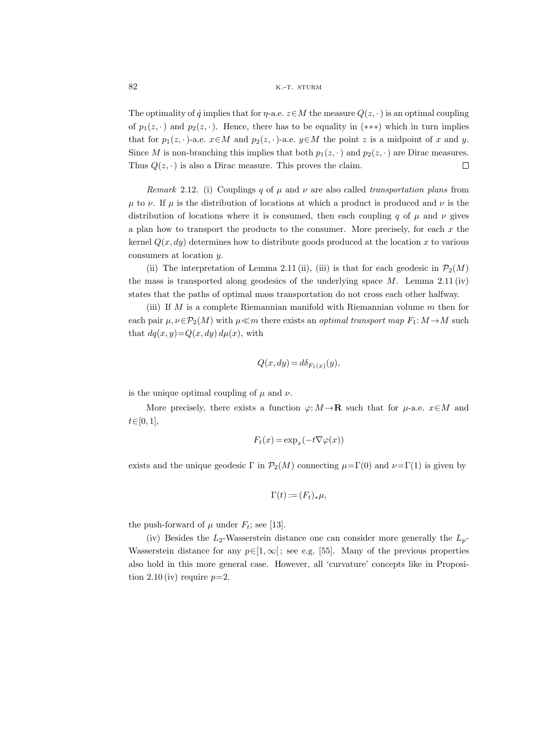The optimality of $\hat{q}$ implies that for $\eta$-a.e. $z \in M$ the measure $Q(z, \cdot\,)$ is an optimal coupling of $p_1(z, \cdot\,)$ and $p_2(z, \cdot\,)$. Hence, there has to be equality in $(***)$ which in turn implies that for $p_1(z, \cdot\,)$-a.e. $x \in M$ and $p_2(z, \cdot\,)$-a.e. $y \in M$ the point $z$ is a midpoint of $x$ and $y$. Since $M$ is non-branching this implies that both $p_1(z, \cdot\,)$ and $p_2(z, \cdot\,)$ are Dirac measures. Thus $Q(z, \cdot\,)$ is also a Dirac measure. This proves the claim. □

*Remark* 2.12. (i) Couplings $q$ of $\mu$ and $\nu$ are also called *transportation plans* from $\mu$ to $\nu$. If $\mu$ is the distribution of locations at which a product is produced and $\nu$ is the distribution of locations where it is consumed, then each coupling $q$ of $\mu$ and $\nu$ gives a plan how to transport the products to the consumer. More precisely, for each $x$ the kernel $Q(x, dy)$ determines how to distribute goods produced at the location $x$ to various consumers at location $y$.

(ii) The interpretation of Lemma 2.11 (ii), (iii) is that for each geodesic in $\mathcal{P}_2(M)$ the mass is transported along geodesics of the underlying space $M$. Lemma 2.11 (iv) states that the paths of optimal mass transportation do not cross each other halfway.

(iii) If $M$ is a complete Riemannian manifold with Riemannian volume $m$ then for each pair $\mu, \nu \in \mathcal{P}_2(M)$ with $\mu \ll m$ there exists an *optimal transport map* $F_1: M \to M$ such that $dq(x, y) = Q(x, dy)\, d\mu(x)$, with

$$Q(x, dy) = d\delta_{F_1(x)}(y),$$

is the unique optimal coupling of $\mu$ and $\nu$.

More precisely, there exists a function $\varphi: M \to \mathbf{R}$ such that for $\mu$-a.e. $x \in M$ and $t \in [0, 1]$,

$$F_t(x) = \exp_x(-t\nabla\varphi(x))$$

exists and the unique geodesic $\Gamma$ in $\mathcal{P}_2(M)$ connecting $\mu = \Gamma(0)$ and $\nu = \Gamma(1)$ is given by

$$\Gamma(t) := (F_t)_*\mu,$$

the push-forward of $\mu$ under $F_t$; see [13].

(iv) Besides the $L_2$-Wasserstein distance one can consider more generally the $L_p$-Wasserstein distance for any $p \in [1, \infty[$; see e.g. [55]. Many of the previous properties also hold in this more general case. However, all 'curvature' concepts like in Proposition 2.10 (iv) require $p = 2$.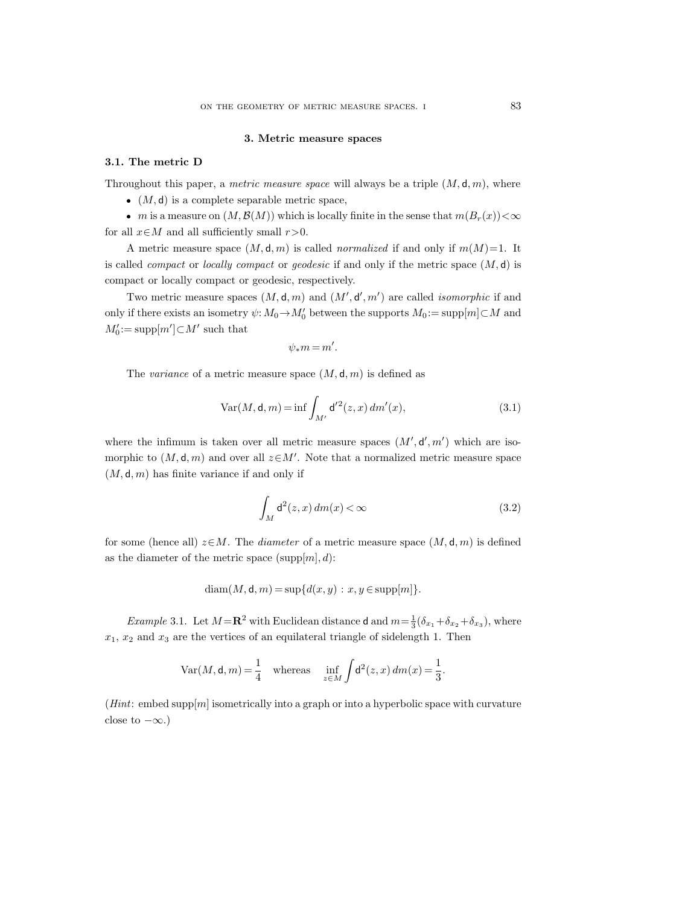## 3. Metric measure spaces

### 3.1. The metric D

Throughout this paper, a *metric measure space* will always be a triple $(M, \mathsf{d}, m)$, where

- $(M, \mathsf{d})$ is a complete separable metric space,
- $m$ is a measure on $(M, \mathcal{B}(M))$ which is locally finite in the sense that $m(B_r(x)) < \infty$ for all $x \in M$ and all sufficiently small $r > 0$.

A metric measure space $(M, \mathsf{d}, m)$ is called *normalized* if and only if $m(M) = 1$. It is called *compact* or *locally compact* or *geodesic* if and only if the metric space $(M, \mathsf{d})$ is compact or locally compact or geodesic, respectively.

Two metric measure spaces $(M, \mathsf{d}, m)$ and $(M', \mathsf{d}', m')$ are called *isomorphic* if and only if there exists an isometry $\psi: M_0 \to M_0'$ between the supports $M_0 := \mathrm{supp}[m] \subset M$ and $M_0' := \mathrm{supp}[m'] \subset M'$ such that

$$\psi_* m = m'.$$

The *variance* of a metric measure space $(M, \mathsf{d}, m)$ is defined as

$$\mathrm{Var}(M, \mathsf{d}, m) = \inf \int_{M'} \mathsf{d}'^2(z, x)\, dm'(x), \tag{3.1}$$

where the infimum is taken over all metric measure spaces $(M', \mathsf{d}', m')$ which are isomorphic to $(M, \mathsf{d}, m)$ and over all $z \in M'$. Note that a normalized metric measure space $(M, \mathsf{d}, m)$ has finite variance if and only if

$$\int_M \mathsf{d}^2(z, x)\, dm(x) < \infty \tag{3.2}$$

for some (hence all) $z \in M$. The *diameter* of a metric measure space $(M, \mathsf{d}, m)$ is defined as the diameter of the metric space $(\mathrm{supp}[m], d)$:

$$\mathrm{diam}(M, \mathsf{d}, m) = \sup\{d(x, y) : x, y \in \mathrm{supp}[m]\}.$$

*Example* 3.1. Let $M = \mathbf{R}^2$ with Euclidean distance $\mathsf{d}$ and $m = \frac{1}{3}(\delta_{x_1} + \delta_{x_2} + \delta_{x_3})$, where $x_1$, $x_2$ and $x_3$ are the vertices of an equilateral triangle of sidelength 1. Then

$$\mathrm{Var}(M, \mathsf{d}, m) = \frac{1}{4} \quad \text{whereas} \quad \inf_{z \in M} \int \mathsf{d}^2(z, x)\, dm(x) = \frac{1}{3}.$$

(*Hint*: embed $\mathrm{supp}[m]$ isometrically into a graph or into a hyperbolic space with curvature close to $-\infty$.)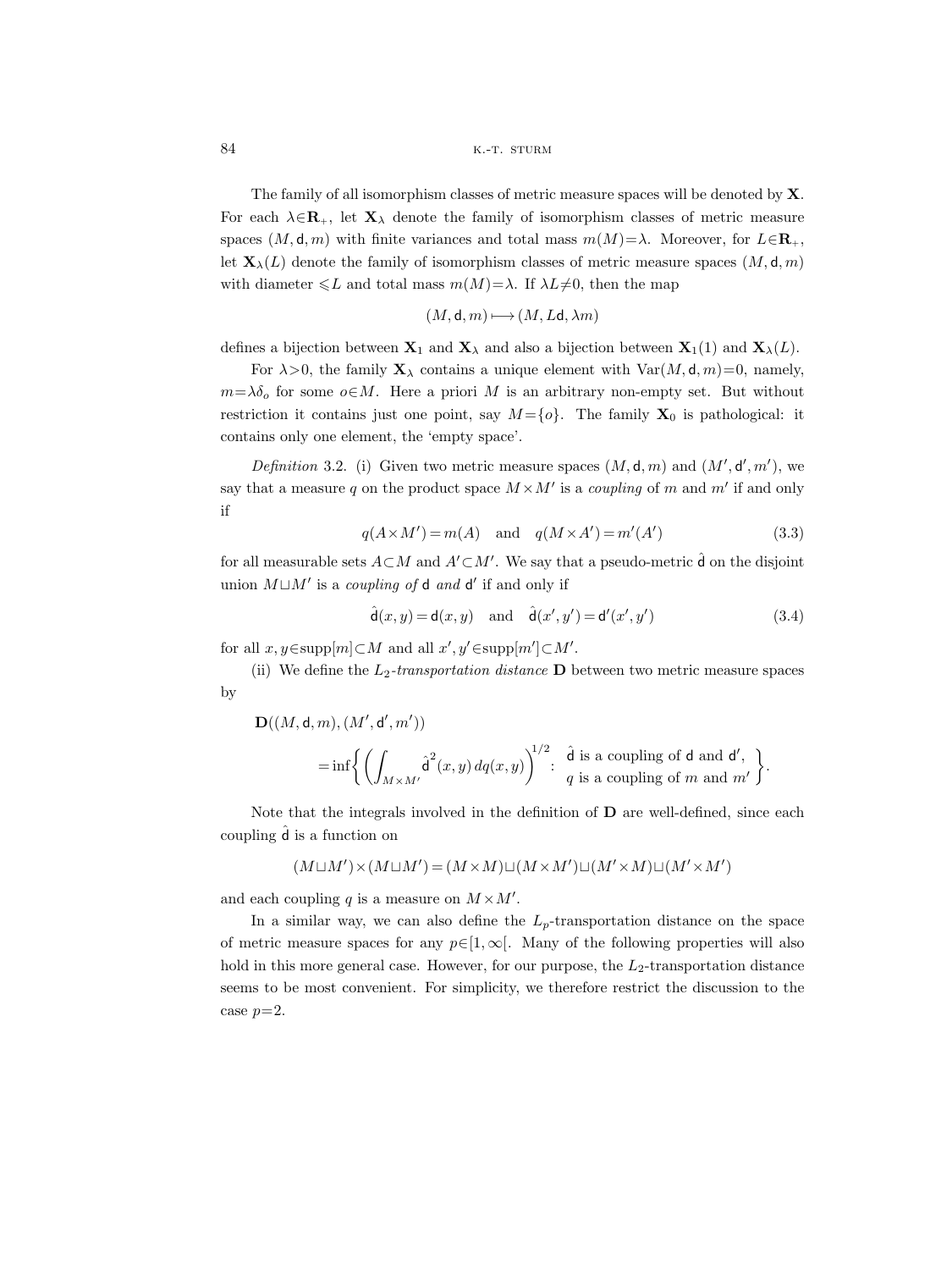The family of all isomorphism classes of metric measure spaces will be denoted by $\mathbf{X}$. For each $\lambda\in\mathbf{R}_+$, let $\mathbf{X}_\lambda$ denote the family of isomorphism classes of metric measure spaces $(M,\mathsf{d},m)$ with finite variances and total mass $m(M)=\lambda$. Moreover, for $L\in\mathbf{R}_+$, let $\mathbf{X}_\lambda(L)$ denote the family of isomorphism classes of metric measure spaces $(M,\mathsf{d},m)$ with diameter $\leqslant L$ and total mass $m(M)=\lambda$. If $\lambda L\neq 0$, then the map

$$(M,\mathsf{d},m)\longmapsto(M,L\mathsf{d},\lambda m)$$

defines a bijection between $\mathbf{X}_1$ and $\mathbf{X}_\lambda$ and also a bijection between $\mathbf{X}_1(1)$ and $\mathbf{X}_\lambda(L)$.

For $\lambda>0$, the family $\mathbf{X}_\lambda$ contains a unique element with $\mathrm{Var}(M,\mathsf{d},m)=0$, namely, $m=\lambda\delta_o$ for some $o\in M$. Here a priori $M$ is an arbitrary non-empty set. But without restriction it contains just one point, say $M=\{o\}$. The family $\mathbf{X}_0$ is pathological: it contains only one element, the 'empty space'.

*Definition* 3.2. (i) Given two metric measure spaces $(M,\mathsf{d},m)$ and $(M',\mathsf{d}',m')$, we say that a measure $q$ on the product space $M\times M'$ is a *coupling* of $m$ and $m'$ if and only if

$$q(A\times M')=m(A)\quad\text{and}\quad q(M\times A')=m'(A')\tag{3.3}$$

for all measurable sets $A\subset M$ and $A'\subset M'$. We say that a pseudo-metric $\hat{\mathsf{d}}$ on the disjoint union $M\sqcup M'$ is a *coupling of* $\mathsf{d}$ *and* $\mathsf{d}'$ if and only if

$$\hat{\mathsf{d}}(x,y)=\mathsf{d}(x,y)\quad\text{and}\quad\hat{\mathsf{d}}(x',y')=\mathsf{d}'(x',y')\tag{3.4}$$

for all $x,y\in\mathrm{supp}[m]\subset M$ and all $x',y'\in\mathrm{supp}[m']\subset M'$.

(ii) We define the $L_2$*-transportation distance* $\mathbf{D}$ between two metric measure spaces by

$$\mathbf{D}((M,\mathsf{d},m),(M',\mathsf{d}',m'))$$
$$=\inf\left\{\left(\int_{M\times M'}\hat{\mathsf{d}}^2(x,y)\,dq(x,y)\right)^{1/2}:\ \begin{array}{l}\hat{\mathsf{d}}\text{ is a coupling of }\mathsf{d}\text{ and }\mathsf{d}',\\ q\text{ is a coupling of }m\text{ and }m'\end{array}\right\}.$$

Note that the integrals involved in the definition of $\mathbf{D}$ are well-defined, since each coupling $\hat{\mathsf{d}}$ is a function on

$$(M\sqcup M')\times(M\sqcup M')=(M\times M)\sqcup(M\times M')\sqcup(M'\times M)\sqcup(M'\times M')$$

and each coupling $q$ is a measure on $M\times M'$.

In a similar way, we can also define the $L_p$-transportation distance on the space of metric measure spaces for any $p\in[1,\infty[$. Many of the following properties will also hold in this more general case. However, for our purpose, the $L_2$-transportation distance seems to be most convenient. For simplicity, we therefore restrict the discussion to the case $p=2$.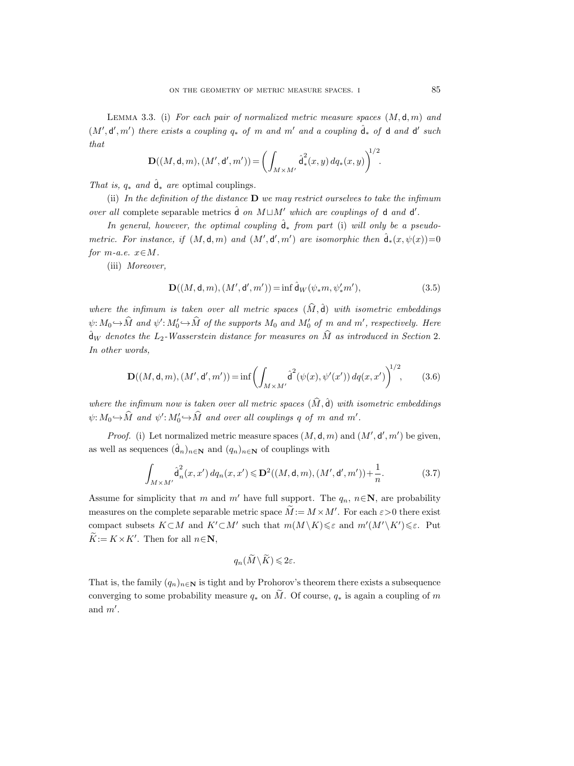LEMMA 3.3. (i) *For each pair of normalized metric measure spaces* $(M,\mathsf{d},m)$ *and* $(M',\mathsf{d}',m')$ *there exists a coupling* $q_*$ *of* $m$ *and* $m'$ *and a coupling* $\hat{\mathsf{d}}_*$ *of* $\mathsf{d}$ *and* $\mathsf{d}'$ *such that*

$$\mathbf{D}((M,\mathsf{d},m),(M',\mathsf{d}',m')) = \left(\int_{M\times M'} \hat{\mathsf{d}}_*^2(x,y)\,dq_*(x,y)\right)^{1/2}.$$

*That is,* $q_*$ *and* $\hat{\mathsf{d}}_*$ *are* optimal couplings.

(ii) *In the definition of the distance* $\mathbf{D}$ *we may restrict ourselves to take the infimum over all* complete separable metrics $\hat{\mathsf{d}}$ *on* $M\sqcup M'$ *which are couplings of* $\mathsf{d}$ *and* $\mathsf{d}'$.

*In general, however, the optimal coupling* $\hat{\mathsf{d}}_*$ *from part* (i) *will only be a pseudo-metric. For instance, if* $(M,\mathsf{d},m)$ *and* $(M',\mathsf{d}',m')$ *are isomorphic then* $\hat{\mathsf{d}}_*(x,\psi(x))=0$ *for* $m$*-a.e.* $x\in M$.

(iii) *Moreover,*

$$\mathbf{D}((M,\mathsf{d},m),(M',\mathsf{d}',m')) = \inf \hat{\mathsf{d}}_W(\psi_* m, \psi'_* m'), \tag{3.5}$$

*where the infimum is taken over all metric spaces* $(\widehat{M},\hat{\mathsf{d}})$ *with isometric embeddings* $\psi: M_0 \hookrightarrow \widehat{M}$ *and* $\psi': M_0' \hookrightarrow \widehat{M}$ *of the supports* $M_0$ *and* $M_0'$ *of* $m$ *and* $m'$, *respectively. Here* $\hat{\mathsf{d}}_W$ *denotes the* $L_2$*-Wasserstein distance for measures on* $\widehat{M}$ *as introduced in Section* 2. *In other words,*

$$\mathbf{D}((M,\mathsf{d},m),(M',\mathsf{d}',m')) = \inf\left(\int_{M\times M'} \hat{\mathsf{d}}^2(\psi(x),\psi'(x'))\,dq(x,x')\right)^{1/2}, \tag{3.6}$$

*where the infimum now is taken over all metric spaces* $(\widehat{M},\hat{\mathsf{d}})$ *with isometric embeddings* $\psi: M_0 \hookrightarrow \widehat{M}$ *and* $\psi': M_0' \hookrightarrow \widehat{M}$ *and over all couplings* $q$ *of* $m$ *and* $m'$.

*Proof.* (i) Let normalized metric measure spaces $(M,\mathsf{d},m)$ and $(M',\mathsf{d}',m')$ be given, as well as sequences $(\hat{\mathsf{d}}_n)_{n\in\mathbf{N}}$ and $(q_n)_{n\in\mathbf{N}}$ of couplings with

$$\int_{M\times M'} \hat{\mathsf{d}}_n^2(x,x')\,dq_n(x,x') \leqslant \mathbf{D}^2((M,\mathsf{d},m),(M',\mathsf{d}',m')) + \frac{1}{n}. \tag{3.7}$$

Assume for simplicity that $m$ and $m'$ have full support. The $q_n$, $n\in\mathbf{N}$, are probability measures on the complete separable metric space $\widetilde{M} := M\times M'$. For each $\varepsilon>0$ there exist compact subsets $K\subset M$ and $K'\subset M'$ such that $m(M\setminus K)\leqslant\varepsilon$ and $m'(M'\setminus K')\leqslant\varepsilon$. Put $\widetilde{K} := K\times K'$. Then for all $n\in\mathbf{N}$,

$$q_n(\widetilde{M}\setminus\widetilde{K}) \leqslant 2\varepsilon.$$

That is, the family $(q_n)_{n\in\mathbf{N}}$ is tight and by Prohorov's theorem there exists a subsequence converging to some probability measure $q_*$ on $\widetilde{M}$. Of course, $q_*$ is again a coupling of $m$ and $m'$.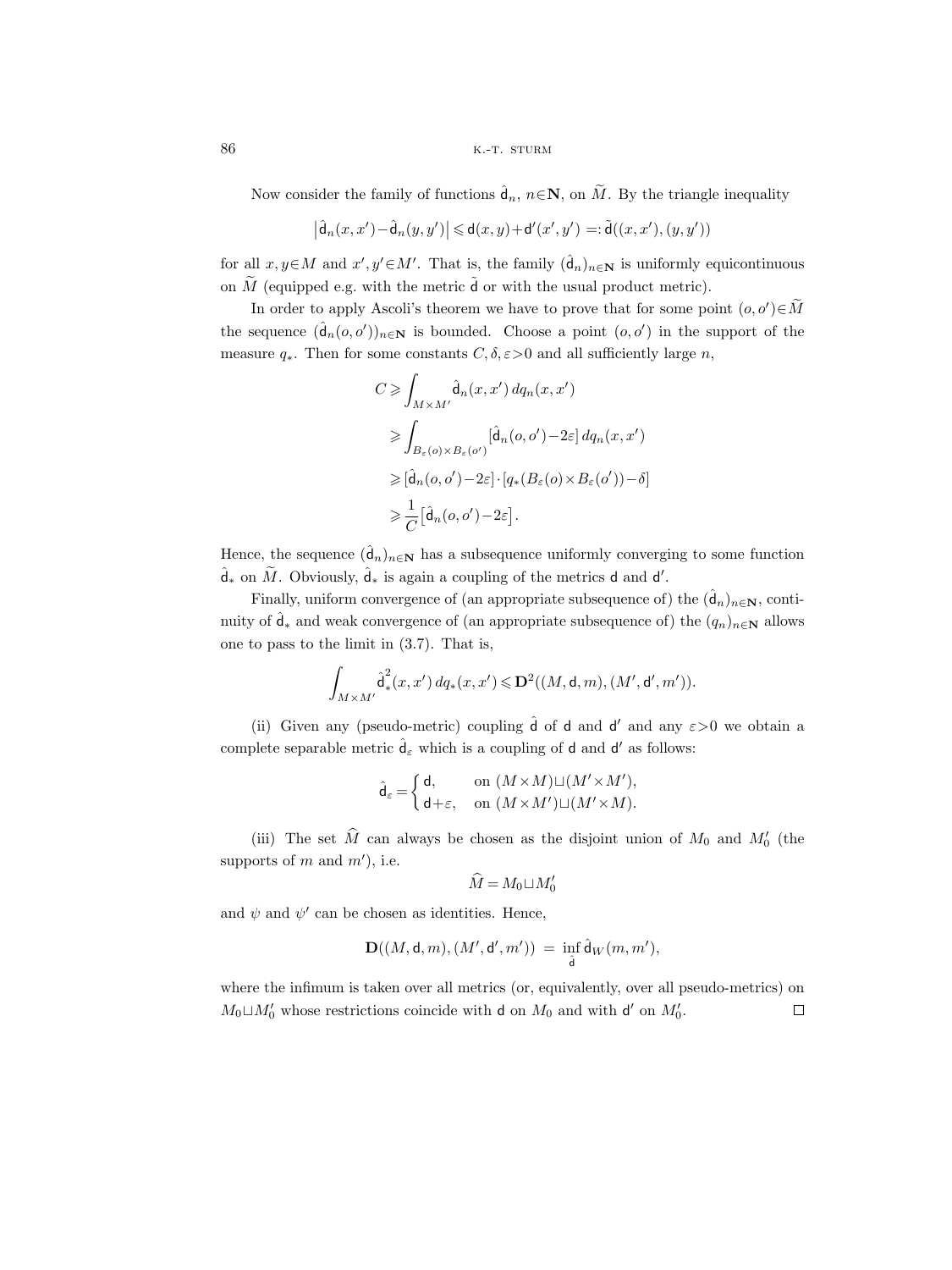Now consider the family of functions $\hat{\mathsf{d}}_n$, $n\in\mathbf{N}$, on $\widetilde{M}$. By the triangle inequality

$$\big|\hat{\mathsf{d}}_n(x,x')-\hat{\mathsf{d}}_n(y,y')\big| \leqslant \mathsf{d}(x,y)+\mathsf{d}'(x',y') =: \tilde{\mathsf{d}}((x,x'),(y,y'))$$

for all $x,y\in M$ and $x',y'\in M'$. That is, the family $(\hat{\mathsf{d}}_n)_{n\in\mathbf{N}}$ is uniformly equicontinuous on $\widetilde{M}$ (equipped e.g. with the metric $\tilde{\mathsf{d}}$ or with the usual product metric).

In order to apply Ascoli's theorem we have to prove that for some point $(o,o')\in\widetilde{M}$ the sequence $(\hat{\mathsf{d}}_n(o,o'))_{n\in\mathbf{N}}$ is bounded. Choose a point $(o,o')$ in the support of the measure $q_*$. Then for some constants $C,\delta,\varepsilon>0$ and all sufficiently large $n$,

$$\begin{aligned}
C &\geqslant \int_{M\times M'} \hat{\mathsf{d}}_n(x,x')\,dq_n(x,x') \\
&\geqslant \int_{B_\varepsilon(o)\times B_\varepsilon(o')} [\hat{\mathsf{d}}_n(o,o')-2\varepsilon]\,dq_n(x,x') \\
&\geqslant [\hat{\mathsf{d}}_n(o,o')-2\varepsilon]\cdot[q_*(B_\varepsilon(o)\times B_\varepsilon(o'))-\delta] \\
&\geqslant \frac{1}{C}\big[\hat{\mathsf{d}}_n(o,o')-2\varepsilon\big].
\end{aligned}$$

Hence, the sequence $(\hat{\mathsf{d}}_n)_{n\in\mathbf{N}}$ has a subsequence uniformly converging to some function $\hat{\mathsf{d}}_*$ on $\widetilde{M}$. Obviously, $\hat{\mathsf{d}}_*$ is again a coupling of the metrics $\mathsf{d}$ and $\mathsf{d}'$.

Finally, uniform convergence of (an appropriate subsequence of) the $(\hat{\mathsf{d}}_n)_{n\in\mathbf{N}}$, continuity of $\hat{\mathsf{d}}_*$ and weak convergence of (an appropriate subsequence of) the $(q_n)_{n\in\mathbf{N}}$ allows one to pass to the limit in (3.7). That is,

$$\int_{M\times M'} \hat{\mathsf{d}}_*^2(x,x')\,dq_*(x,x') \leqslant \mathbf{D}^2((M,\mathsf{d},m),(M',\mathsf{d}',m')).$$

(ii) Given any (pseudo-metric) coupling $\hat{\mathsf{d}}$ of $\mathsf{d}$ and $\mathsf{d}'$ and any $\varepsilon>0$ we obtain a complete separable metric $\hat{\mathsf{d}}_\varepsilon$ which is a coupling of $\mathsf{d}$ and $\mathsf{d}'$ as follows:

$$\hat{\mathsf{d}}_\varepsilon = \begin{cases} \mathsf{d}, & \text{on } (M\times M)\sqcup(M'\times M'), \\ \mathsf{d}+\varepsilon, & \text{on } (M\times M')\sqcup(M'\times M). \end{cases}$$

(iii) The set $\widehat{M}$ can always be chosen as the disjoint union of $M_0$ and $M_0'$ (the supports of $m$ and $m'$), i.e.

$$\widehat{M} = M_0\sqcup M_0'$$

and $\psi$ and $\psi'$ can be chosen as identities. Hence,

$$\mathbf{D}((M,\mathsf{d},m),(M',\mathsf{d}',m')) \;=\; \inf_{\hat{\mathsf{d}}} \hat{\mathsf{d}}_W(m,m'),$$

where the infimum is taken over all metrics (or, equivalently, over all pseudo-metrics) on $M_0\sqcup M_0'$ whose restrictions coincide with $\mathsf{d}$ on $M_0$ and with $\mathsf{d}'$ on $M_0'$. $\square$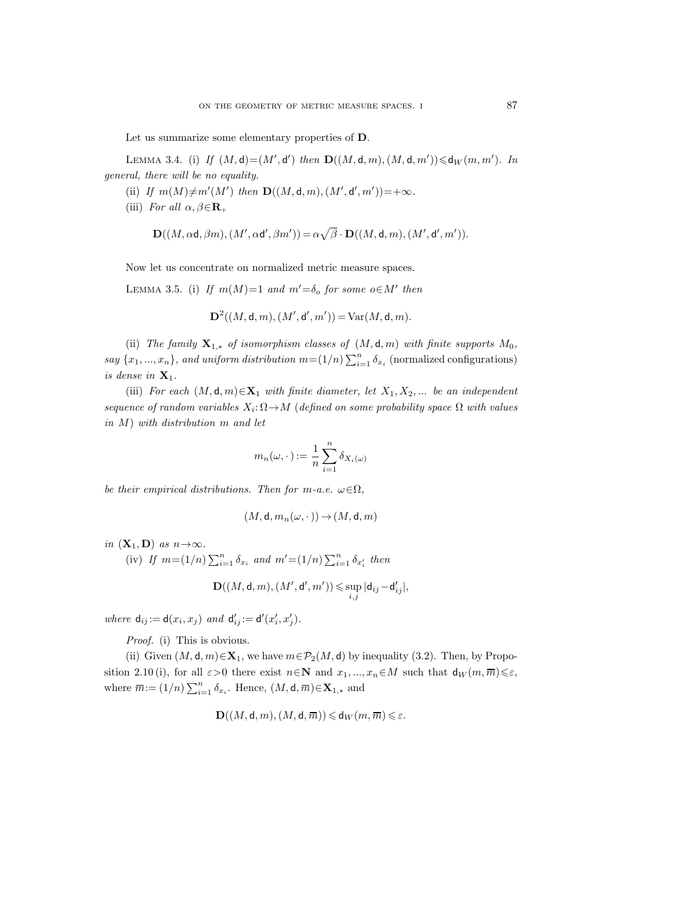Let us summarize some elementary properties of $\mathbf{D}$.

LEMMA 3.4. (i) *If* $(M,\mathsf{d})=(M',\mathsf{d}')$ *then* $\mathbf{D}((M,\mathsf{d},m),(M,\mathsf{d},m'))\leqslant \mathsf{d}_W(m,m')$. *In general, there will be no equality.*

(ii) *If* $m(M)\neq m'(M')$ *then* $\mathbf{D}((M,\mathsf{d},m),(M',\mathsf{d}',m'))=+\infty$.

(iii) *For all* $\alpha,\beta\in\mathbf{R}_+$

$$\mathbf{D}((M,\alpha\mathsf{d},\beta m),(M',\alpha\mathsf{d}',\beta m'))=\alpha\sqrt{\beta}\cdot\mathbf{D}((M,\mathsf{d},m),(M',\mathsf{d}',m')).$$

Now let us concentrate on normalized metric measure spaces.

LEMMA 3.5. (i) *If* $m(M)=1$ *and* $m'=\delta_o$ *for some* $o\in M'$ *then*

$$\mathbf{D}^2((M,\mathsf{d},m),(M',\mathsf{d}',m'))=\operatorname{Var}(M,\mathsf{d},m).$$

(ii) *The family* $\mathbf{X}_{1,*}$ *of isomorphism classes of* $(M,\mathsf{d},m)$ *with finite supports* $M_0$, *say* $\{x_1,...,x_n\}$, *and uniform distribution* $m=(1/n)\sum_{i=1}^n\delta_{x_i}$ (normalized configurations) *is dense in* $\mathbf{X}_1$.

(iii) *For each* $(M,\mathsf{d},m)\in\mathbf{X}_1$ *with finite diameter, let* $X_1,X_2,...$ *be an independent sequence of random variables* $X_i:\Omega\to M$ (*defined on some probability space* $\Omega$ *with values in* $M$) *with distribution* $m$ *and let*

$$m_n(\omega,\cdot\,):=\frac{1}{n}\sum_{i=1}^n\delta_{X_i(\omega)}$$

*be their empirical distributions. Then for* $m$*-a.e.* $\omega\in\Omega$,

$$(M,\mathsf{d},m_n(\omega,\cdot\,))\to(M,\mathsf{d},m)$$

*in* $(\mathbf{X}_1,\mathbf{D})$ *as* $n\to\infty$.

(iv) *If* $m=(1/n)\sum_{i=1}^n\delta_{x_i}$ *and* $m'=(1/n)\sum_{i=1}^n\delta_{x'_i}$ *then*

$$\mathbf{D}((M,\mathsf{d},m),(M',\mathsf{d}',m'))\leqslant\sup_{i,j}|\mathsf{d}_{ij}-\mathsf{d}'_{ij}|,$$

*where* $\mathsf{d}_{ij}:=\mathsf{d}(x_i,x_j)$ *and* $\mathsf{d}'_{ij}:=\mathsf{d}'(x'_i,x'_j)$.

*Proof.* (i) This is obvious.

(ii) Given $(M,\mathsf{d},m)\in\mathbf{X}_1$, we have $m\in\mathcal{P}_2(M,\mathsf{d})$ by inequality (3.2). Then, by Proposition 2.10 (i), for all $\varepsilon>0$ there exist $n\in\mathbf{N}$ and $x_1,...,x_n\in M$ such that $\mathsf{d}_W(m,\overline{m})\leqslant\varepsilon$, where $\overline{m}:=(1/n)\sum_{i=1}^n\delta_{x_i}$. Hence, $(M,\mathsf{d},\overline{m})\in\mathbf{X}_{1,*}$ and

$$\mathbf{D}((M,\mathsf{d},m),(M,\mathsf{d},\overline{m}))\leqslant\mathsf{d}_W(m,\overline{m})\leqslant\varepsilon.$$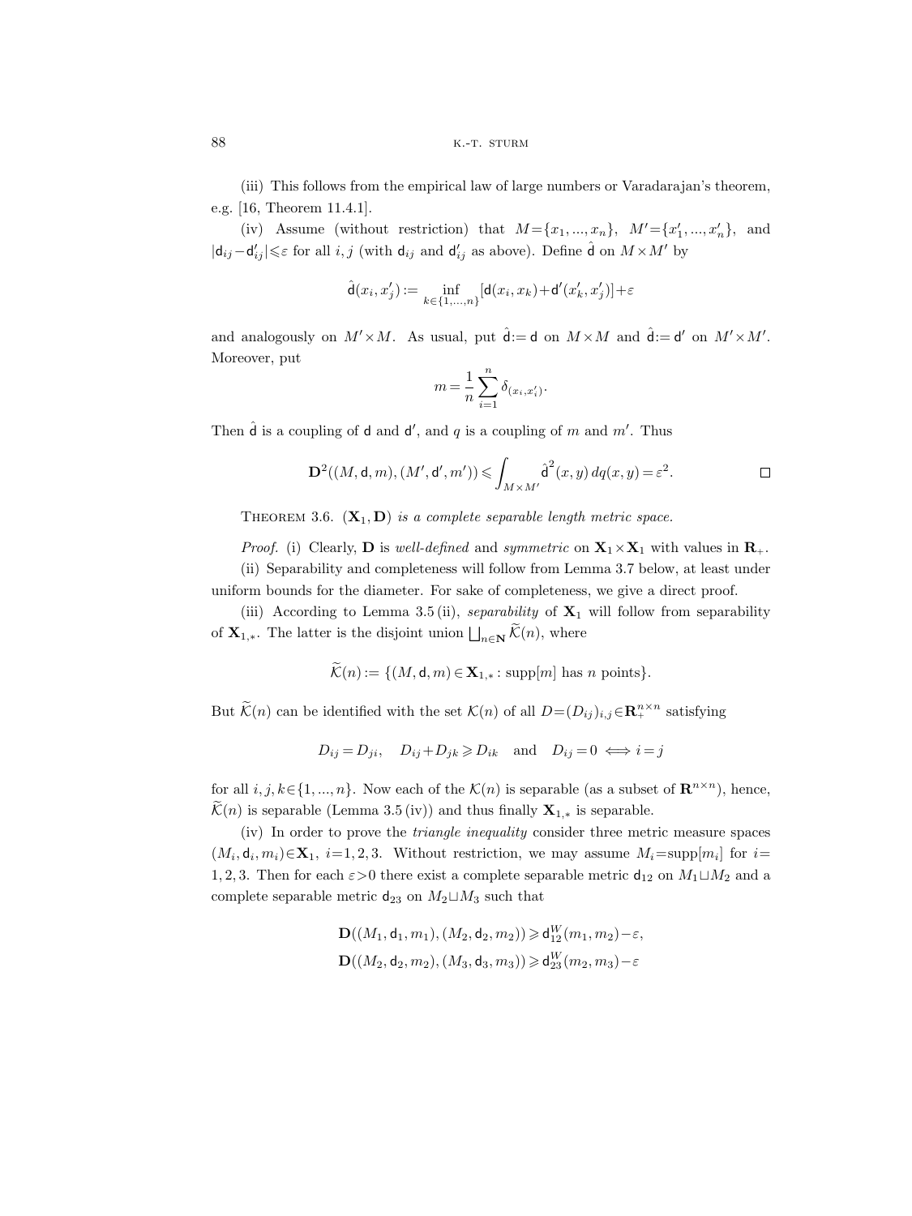(iii) This follows from the empirical law of large numbers or Varadarajan's theorem, e.g. [16, Theorem 11.4.1].

(iv) Assume (without restriction) that $M=\{x_1,...,x_n\}$, $M'=\{x'_1,...,x'_n\}$, and $|\mathsf{d}_{ij}-\mathsf{d}'_{ij}|\leqslant\varepsilon$ for all $i,j$ (with $\mathsf{d}_{ij}$ and $\mathsf{d}'_{ij}$ as above). Define $\hat{\mathsf{d}}$ on $M\times M'$ by

$$\hat{\mathsf{d}}(x_i,x'_j):=\inf_{k\in\{1,...,n\}}[\mathsf{d}(x_i,x_k)+\mathsf{d}'(x'_k,x'_j)]+\varepsilon$$

and analogously on $M'\times M$. As usual, put $\hat{\mathsf{d}}:=\mathsf{d}$ on $M\times M$ and $\hat{\mathsf{d}}:=\mathsf{d}'$ on $M'\times M'$. Moreover, put

$$m=\frac{1}{n}\sum_{i=1}^{n}\delta_{(x_i,x'_i)}.$$

Then $\hat{\mathsf{d}}$ is a coupling of $\mathsf{d}$ and $\mathsf{d}'$, and $q$ is a coupling of $m$ and $m'$. Thus

$$\mathbf{D}^2((M,\mathsf{d},m),(M',\mathsf{d}',m'))\leqslant\int_{M\times M'}\hat{\mathsf{d}}^2(x,y)\,dq(x,y)=\varepsilon^2. \qquad \square$$

THEOREM 3.6. *$(\mathbf{X}_1,\mathbf{D})$ is a complete separable length metric space.*

*Proof.* (i) Clearly, $\mathbf{D}$ is *well-defined* and *symmetric* on $\mathbf{X}_1\times\mathbf{X}_1$ with values in $\mathbf{R}_+$.

(ii) Separability and completeness will follow from Lemma 3.7 below, at least under uniform bounds for the diameter. For sake of completeness, we give a direct proof.

(iii) According to Lemma 3.5 (ii), *separability* of $\mathbf{X}_1$ will follow from separability of $\mathbf{X}_{1,*}$. The latter is the disjoint union $\bigsqcup_{n\in\mathbf{N}}\widetilde{\mathcal{K}}(n)$, where

$$\widetilde{\mathcal{K}}(n):=\{(M,\mathsf{d},m)\in\mathbf{X}_{1,*}:\operatorname{supp}[m]\text{ has }n\text{ points}\}.$$

But $\widetilde{\mathcal{K}}(n)$ can be identified with the set $\mathcal{K}(n)$ of all $D=(D_{ij})_{i,j}\in\mathbf{R}_+^{n\times n}$ satisfying

$$D_{ij}=D_{ji},\quad D_{ij}+D_{jk}\geqslant D_{ik}\quad\text{and}\quad D_{ij}=0\iff i=j$$

for all $i,j,k\in\{1,...,n\}$. Now each of the $\mathcal{K}(n)$ is separable (as a subset of $\mathbf{R}^{n\times n}$), hence, $\widetilde{\mathcal{K}}(n)$ is separable (Lemma 3.5 (iv)) and thus finally $\mathbf{X}_{1,*}$ is separable.

(iv) In order to prove the *triangle inequality* consider three metric measure spaces $(M_i,\mathsf{d}_i,m_i)\in\mathbf{X}_1$, $i=1,2,3$. Without restriction, we may assume $M_i=\operatorname{supp}[m_i]$ for $i=1,2,3$. Then for each $\varepsilon>0$ there exist a complete separable metric $\mathsf{d}_{12}$ on $M_1\sqcup M_2$ and a complete separable metric $\mathsf{d}_{23}$ on $M_2\sqcup M_3$ such that

$$\mathbf{D}((M_1,\mathsf{d}_1,m_1),(M_2,\mathsf{d}_2,m_2))\geqslant\mathsf{d}_{12}^W(m_1,m_2)-\varepsilon,$$
$$\mathbf{D}((M_2,\mathsf{d}_2,m_2),(M_3,\mathsf{d}_3,m_3))\geqslant\mathsf{d}_{23}^W(m_2,m_3)-\varepsilon$$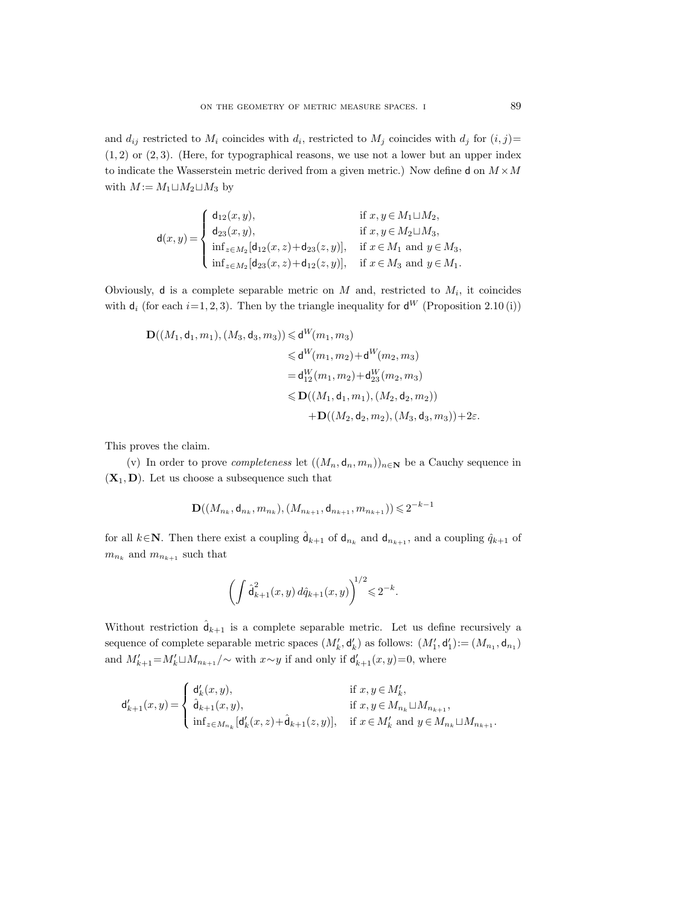and $d_{ij}$ restricted to $M_i$ coincides with $d_i$, restricted to $M_j$ coincides with $d_j$ for $(i,j)=(1,2)$ or $(2,3)$. (Here, for typographical reasons, we use not a lower but an upper index to indicate the Wasserstein metric derived from a given metric.) Now define $\mathsf{d}$ on $M\times M$ with $M:=M_1\sqcup M_2\sqcup M_3$ by

$$\mathsf{d}(x,y)=\begin{cases} \mathsf{d}_{12}(x,y), & \text{if } x,y\in M_1\sqcup M_2,\\ \mathsf{d}_{23}(x,y), & \text{if } x,y\in M_2\sqcup M_3,\\ \inf_{z\in M_2}[\mathsf{d}_{12}(x,z)+\mathsf{d}_{23}(z,y)], & \text{if } x\in M_1 \text{ and } y\in M_3,\\ \inf_{z\in M_2}[\mathsf{d}_{23}(x,z)+\mathsf{d}_{12}(z,y)], & \text{if } x\in M_3 \text{ and } y\in M_1. \end{cases}$$

Obviously, $\mathsf{d}$ is a complete separable metric on $M$ and, restricted to $M_i$, it coincides with $\mathsf{d}_i$ (for each $i=1,2,3$). Then by the triangle inequality for $\mathsf{d}^W$ (Proposition 2.10 (i))

$$\begin{aligned} \mathbf{D}((M_1,\mathsf{d}_1,m_1),(M_3,\mathsf{d}_3,m_3)) &\leqslant \mathsf{d}^W(m_1,m_3)\\ &\leqslant \mathsf{d}^W(m_1,m_2)+\mathsf{d}^W(m_2,m_3)\\ &= \mathsf{d}^W_{12}(m_1,m_2)+\mathsf{d}^W_{23}(m_2,m_3)\\ &\leqslant \mathbf{D}((M_1,\mathsf{d}_1,m_1),(M_2,\mathsf{d}_2,m_2))\\ &\qquad +\mathbf{D}((M_2,\mathsf{d}_2,m_2),(M_3,\mathsf{d}_3,m_3))+2\varepsilon. \end{aligned}$$

This proves the claim.

(v) In order to prove *completeness* let $((M_n,\mathsf{d}_n,m_n))_{n\in\mathbf{N}}$ be a Cauchy sequence in $(\mathbf{X}_1,\mathbf{D})$. Let us choose a subsequence such that

$$\mathbf{D}((M_{n_k},\mathsf{d}_{n_k},m_{n_k}),(M_{n_{k+1}},\mathsf{d}_{n_{k+1}},m_{n_{k+1}}))\leqslant 2^{-k-1}$$

for all $k\in\mathbf{N}$. Then there exist a coupling $\hat{\mathsf{d}}_{k+1}$ of $\mathsf{d}_{n_k}$ and $\mathsf{d}_{n_{k+1}}$, and a coupling $\hat{q}_{k+1}$ of $m_{n_k}$ and $m_{n_{k+1}}$ such that

$$\left(\int \hat{\mathsf{d}}^2_{k+1}(x,y)\,d\hat{q}_{k+1}(x,y)\right)^{1/2}\leqslant 2^{-k}.$$

Without restriction $\hat{\mathsf{d}}_{k+1}$ is a complete separable metric. Let us define recursively a sequence of complete separable metric spaces $(M'_k,\mathsf{d}'_k)$ as follows: $(M'_1,\mathsf{d}'_1):=(M_{n_1},\mathsf{d}_{n_1})$ and $M'_{k+1}=M'_k\sqcup M_{n_{k+1}}/\sim$ with $x\sim y$ if and only if $\mathsf{d}'_{k+1}(x,y)=0$, where

$$\mathsf{d}'_{k+1}(x,y)=\begin{cases} \mathsf{d}'_k(x,y), & \text{if } x,y\in M'_k,\\ \hat{\mathsf{d}}_{k+1}(x,y), & \text{if } x,y\in M_{n_k}\sqcup M_{n_{k+1}},\\ \inf_{z\in M_{n_k}}[\mathsf{d}'_k(x,z)+\hat{\mathsf{d}}_{k+1}(z,y)], & \text{if } x\in M'_k \text{ and } y\in M_{n_k}\sqcup M_{n_{k+1}}. \end{cases}$$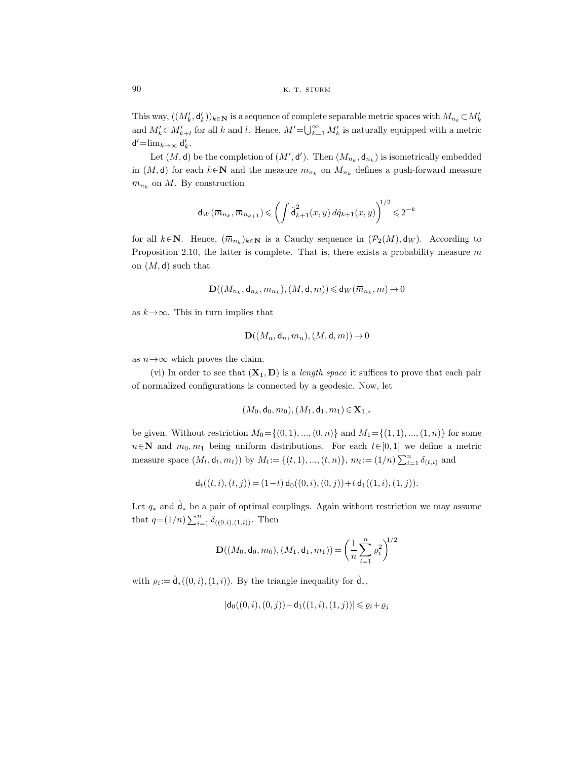This way, $((M'_k, \mathsf{d}'_k))_{k\in\mathbf{N}}$ is a sequence of complete separable metric spaces with $M_{n_k}\subset M'_k$ and $M'_k\subset M'_{k+l}$ for all $k$ and $l$. Hence, $M'=\bigcup_{k=1}^\infty M'_k$ is naturally equipped with a metric $\mathsf{d}'=\lim_{k\to\infty}\mathsf{d}'_k$.

Let $(M,\mathsf{d})$ be the completion of $(M',\mathsf{d}')$. Then $(M_{n_k},\mathsf{d}_{n_k})$ is isometrically embedded in $(M,\mathsf{d})$ for each $k\in\mathbf{N}$ and the measure $m_{n_k}$ on $M_{n_k}$ defines a push-forward measure $\overline{m}_{n_k}$ on $M$. By construction

$$\mathsf{d}_W(\overline{m}_{n_k},\overline{m}_{n_{k+1}}) \leqslant \left(\int \hat{\mathsf{d}}_{k+1}^2(x,y)\,d\hat{q}_{k+1}(x,y)\right)^{1/2} \leqslant 2^{-k}$$

for all $k\in\mathbf{N}$. Hence, $(\overline{m}_{n_k})_{k\in\mathbf{N}}$ is a Cauchy sequence in $(\mathcal{P}_2(M),\mathsf{d}_W)$. According to Proposition 2.10, the latter is complete. That is, there exists a probability measure $m$ on $(M,\mathsf{d})$ such that

$$\mathbf{D}((M_{n_k},\mathsf{d}_{n_k},m_{n_k}),(M,\mathsf{d},m)) \leqslant \mathsf{d}_W(\overline{m}_{n_k},m)\to 0$$

as $k\to\infty$. This in turn implies that

$$\mathbf{D}((M_n,\mathsf{d}_n,m_n),(M,\mathsf{d},m))\to 0$$

as $n\to\infty$ which proves the claim.

(vi) In order to see that $(\mathbf{X}_1,\mathbf{D})$ is a *length space* it suffices to prove that each pair of normalized configurations is connected by a geodesic. Now, let

$$(M_0,\mathsf{d}_0,m_0),(M_1,\mathsf{d}_1,m_1)\in\mathbf{X}_{1,*}$$

be given. Without restriction $M_0=\{(0,1),...,(0,n)\}$ and $M_1=\{(1,1),...,(1,n)\}$ for some $n\in\mathbf{N}$ and $m_0,m_1$ being uniform distributions. For each $t\in[0,1]$ we define a metric measure space $(M_t,\mathsf{d}_t,m_t))$ by $M_t:=\{(t,1),...,(t,n)\}$, $m_t:=(1/n)\sum_{i=1}^n\delta_{(t,i)}$ and

$$\mathsf{d}_t((t,i),(t,j))=(1-t)\,\mathsf{d}_0((0,i),(0,j))+t\,\mathsf{d}_1((1,i),(1,j)).$$

Let $q_*$ and $\hat{\mathsf{d}}_*$ be a pair of optimal couplings. Again without restriction we may assume that $q=(1/n)\sum_{i=1}^n\delta_{((0,i),(1,i))}$. Then

$$\mathbf{D}((M_0,\mathsf{d}_0,m_0),(M_1,\mathsf{d}_1,m_1))=\left(\frac{1}{n}\sum_{i=1}^n\varrho_i^2\right)^{1/2}$$

with $\varrho_i:=\hat{\mathsf{d}}_*((0,i),(1,i))$. By the triangle inequality for $\hat{\mathsf{d}}_*$,

$$|\mathsf{d}_0((0,i),(0,j))-\mathsf{d}_1((1,i),(1,j))|\leqslant\varrho_i+\varrho_j$$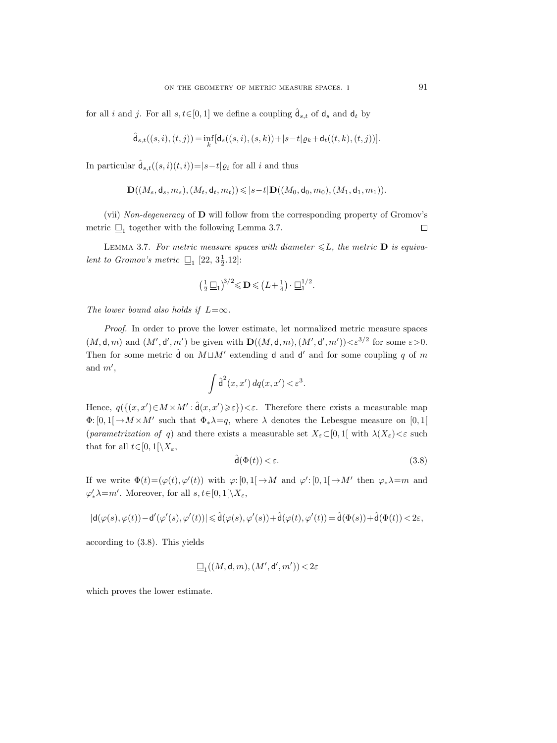for all $i$ and $j$. For all $s,t\in[0,1]$ we define a coupling $\hat{\mathsf{d}}_{s,t}$ of $\mathsf{d}_s$ and $\mathsf{d}_t$ by

$$\hat{\mathsf{d}}_{s,t}((s,i),(t,j))=\inf_k[\mathsf{d}_s((s,i),(s,k))+|s-t|\varrho_k+\mathsf{d}_t((t,k),(t,j))].$$

In particular $\hat{\mathsf{d}}_{s,t}((s,i)(t,i))=|s-t|\varrho_i$ for all $i$ and thus

$$\mathbf{D}((M_s,\mathsf{d}_s,m_s),(M_t,\mathsf{d}_t,m_t))\leqslant|s-t|\,\mathbf{D}((M_0,\mathsf{d}_0,m_0),(M_1,\mathsf{d}_1,m_1)).$$

(vii) *Non-degeneracy* of $\mathbf{D}$ will follow from the corresponding property of Gromov's metric $\underline{\square}_1$ together with the following Lemma 3.7. $\square$

Lemma 3.7. *For metric measure spaces with diameter $\leqslant L$, the metric $\mathbf{D}$ is equivalent to Gromov's metric $\underline{\square}_1$ [22, $3\frac{1}{2}$.12]:*

$$\left(\tfrac{1}{2}\underline{\square}_1\right)^{3/2}\leqslant\mathbf{D}\leqslant\left(L+\tfrac{1}{4}\right)\cdot\underline{\square}_1^{1/2}.$$

*The lower bound also holds if $L=\infty$.*

*Proof.* In order to prove the lower estimate, let normalized metric measure spaces $(M,\mathsf{d},m)$ and $(M',\mathsf{d}',m')$ be given with $\mathbf{D}((M,\mathsf{d},m),(M',\mathsf{d}',m'))<\varepsilon^{3/2}$ for some $\varepsilon>0$. Then for some metric $\hat{\mathsf{d}}$ on $M\sqcup M'$ extending $\mathsf{d}$ and $\mathsf{d}'$ and for some coupling $q$ of $m$ and $m'$,

$$\int\hat{\mathsf{d}}^2(x,x')\,dq(x,x')<\varepsilon^3.$$

Hence, $q(\{(x,x')\in M\times M':\hat{\mathsf{d}}(x,x')\geqslant\varepsilon\})<\varepsilon$. Therefore there exists a measurable map $\Phi:[0,1[\,\to M\times M'$ such that $\Phi_*\lambda=q$, where $\lambda$ denotes the Lebesgue measure on $[0,1[$ (*parametrization of* $q$) and there exists a measurable set $X_\varepsilon\subset[0,1[$ with $\lambda(X_\varepsilon)<\varepsilon$ such that for all $t\in[0,1[\,\setminus X_\varepsilon$,

$$\hat{\mathsf{d}}(\Phi(t))<\varepsilon. \tag{3.8}$$

If we write $\Phi(t)=(\varphi(t),\varphi'(t))$ with $\varphi:[0,1[\,\to M$ and $\varphi':[0,1[\,\to M'$ then $\varphi_*\lambda=m$ and $\varphi'_*\lambda=m'$. Moreover, for all $s,t\in[0,1[\,\setminus X_\varepsilon$,

$$|\mathsf{d}(\varphi(s),\varphi(t))-\mathsf{d}'(\varphi'(s),\varphi'(t))|\leqslant\hat{\mathsf{d}}(\varphi(s),\varphi'(s))+\hat{\mathsf{d}}(\varphi(t),\varphi'(t))=\hat{\mathsf{d}}(\Phi(s))+\hat{\mathsf{d}}(\Phi(t))<2\varepsilon,$$

according to (3.8). This yields

$$\underline{\square}_1((M,\mathsf{d},m),(M',\mathsf{d}',m'))<2\varepsilon$$

which proves the lower estimate.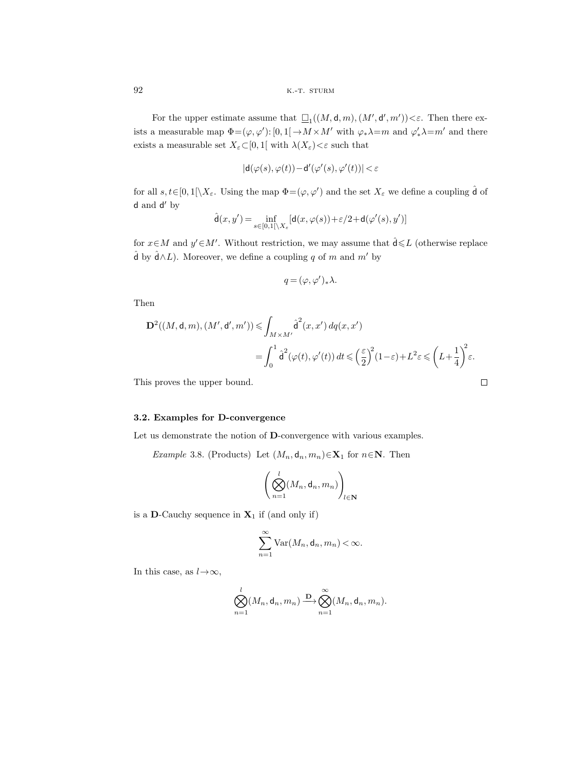For the upper estimate assume that $\underline{\square}_1((M, \mathsf{d}, m), (M', \mathsf{d}', m')) < \varepsilon$. Then there exists a measurable map $\Phi = (\varphi, \varphi') \colon [0,1[ \to M \times M'$ with $\varphi_* \lambda = m$ and $\varphi'_* \lambda = m'$ and there exists a measurable set $X_\varepsilon \subset [0,1[$ with $\lambda(X_\varepsilon) < \varepsilon$ such that

$$|\mathsf{d}(\varphi(s), \varphi(t)) - \mathsf{d}'(\varphi'(s), \varphi'(t))| < \varepsilon$$

for all $s, t \in [0,1[ \setminus X_\varepsilon$. Using the map $\Phi = (\varphi, \varphi')$ and the set $X_\varepsilon$ we define a coupling $\hat{\mathsf{d}}$ of $\mathsf{d}$ and $\mathsf{d}'$ by

$$\hat{\mathsf{d}}(x, y') = \inf_{s \in [0,1[ \setminus X_\varepsilon} [\mathsf{d}(x, \varphi(s)) + \varepsilon/2 + \mathsf{d}(\varphi'(s), y')]$$

for $x \in M$ and $y' \in M'$. Without restriction, we may assume that $\hat{\mathsf{d}} \leqslant L$ (otherwise replace $\hat{\mathsf{d}}$ by $\hat{\mathsf{d}} \wedge L$). Moreover, we define a coupling $q$ of $m$ and $m'$ by

$$q = (\varphi, \varphi')_* \lambda.$$

Then

$$\begin{aligned}
\mathbf{D}^2((M, \mathsf{d}, m), (M', \mathsf{d}', m')) &\leqslant \int_{M \times M'} \hat{\mathsf{d}}^2(x, x') \, dq(x, x') \\
&= \int_0^1 \hat{\mathsf{d}}^2(\varphi(t), \varphi'(t)) \, dt \leqslant \left(\frac{\varepsilon}{2}\right)^2 (1 - \varepsilon) + L^2 \varepsilon \leqslant \left(L + \frac{1}{4}\right)^2 \varepsilon.
\end{aligned}$$

This proves the upper bound. $\square$

### 3.2. Examples for D-convergence

Let us demonstrate the notion of $\mathbf{D}$-convergence with various examples.

*Example* 3.8. (Products) Let $(M_n, \mathsf{d}_n, m_n) \in \mathbf{X}_1$ for $n \in \mathbf{N}$. Then

$$\left( \bigotimes_{n=1}^{l} (M_n, \mathsf{d}_n, m_n) \right)_{l \in \mathbf{N}}$$

is a $\mathbf{D}$-Cauchy sequence in $\mathbf{X}_1$ if (and only if)

$$\sum_{n=1}^{\infty} \mathrm{Var}(M_n, \mathsf{d}_n, m_n) < \infty.$$

In this case, as $l \to \infty$,

$$\bigotimes_{n=1}^{l} (M_n, \mathsf{d}_n, m_n) \xrightarrow{\mathbf{D}} \bigotimes_{n=1}^{\infty} (M_n, \mathsf{d}_n, m_n).$$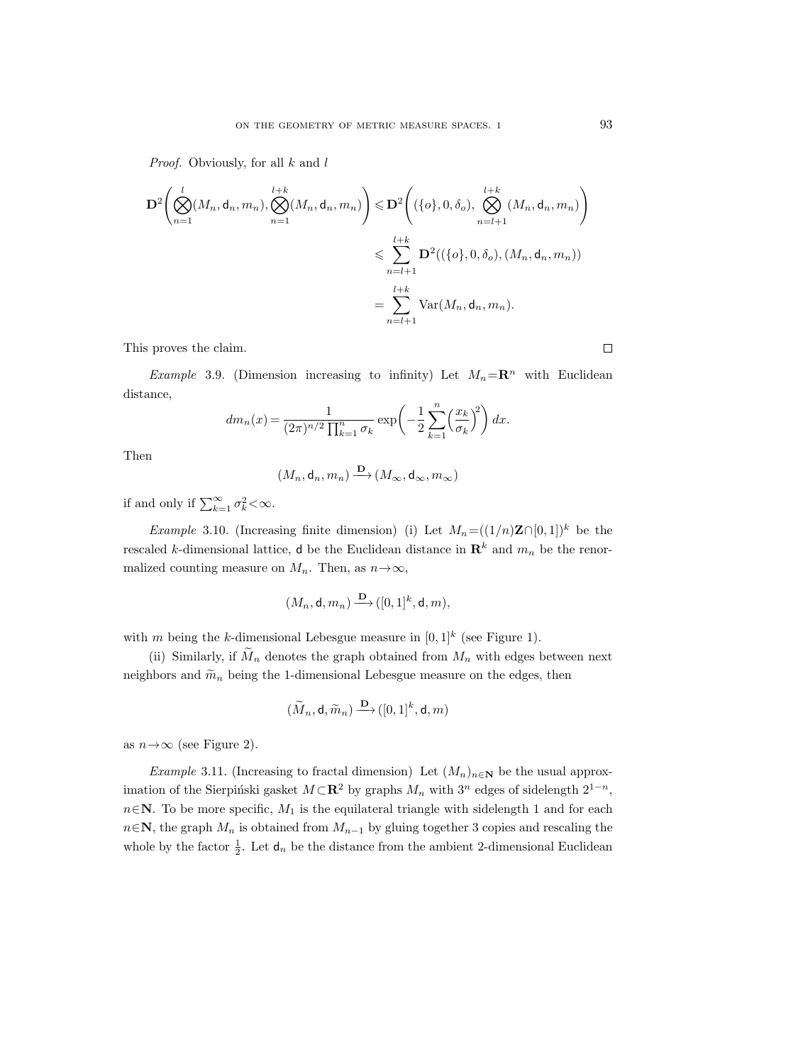*Proof.* Obviously, for all $k$ and $l$

$$
\begin{aligned}
\mathbf{D}^2\left(\bigotimes_{n=1}^{l}(M_n,\mathsf{d}_n,m_n),\bigotimes_{n=1}^{l+k}(M_n,\mathsf{d}_n,m_n)\right) &\leqslant \mathbf{D}^2\left((\{o\},0,\delta_o),\bigotimes_{n=l+1}^{l+k}(M_n,\mathsf{d}_n,m_n)\right)\\
&\leqslant \sum_{n=l+1}^{l+k}\mathbf{D}^2((\{o\},0,\delta_o),(M_n,\mathsf{d}_n,m_n))\\
&= \sum_{n=l+1}^{l+k}\operatorname{Var}(M_n,\mathsf{d}_n,m_n).
\end{aligned}
$$

This proves the claim. $\square$

*Example* 3.9. (Dimension increasing to infinity) Let $M_n=\mathbf{R}^n$ with Euclidean distance,

$$
dm_n(x)=\frac{1}{(2\pi)^{n/2}\prod_{k=1}^{n}\sigma_k}\exp\left(-\frac{1}{2}\sum_{k=1}^{n}\left(\frac{x_k}{\sigma_k}\right)^2\right)dx.
$$

Then

$$
(M_n,\mathsf{d}_n,m_n)\xrightarrow{\mathbf{D}}(M_\infty,\mathsf{d}_\infty,m_\infty)
$$

if and only if $\sum_{k=1}^{\infty}\sigma_k^2<\infty$.

*Example* 3.10. (Increasing finite dimension) (i) Let $M_n=((1/n)\mathbf{Z}\cap[0,1])^k$ be the rescaled $k$-dimensional lattice, $\mathsf{d}$ be the Euclidean distance in $\mathbf{R}^k$ and $m_n$ be the renormalized counting measure on $M_n$. Then, as $n\to\infty$,

$$
(M_n,\mathsf{d},m_n)\xrightarrow{\mathbf{D}}([0,1]^k,\mathsf{d},m),
$$

with $m$ being the $k$-dimensional Lebesgue measure in $[0,1]^k$ (see Figure 1).

(ii) Similarly, if $\widetilde{M}_n$ denotes the graph obtained from $M_n$ with edges between next neighbors and $\widetilde{m}_n$ being the 1-dimensional Lebesgue measure on the edges, then

$$
(\widetilde{M}_n,\mathsf{d},\widetilde{m}_n)\xrightarrow{\mathbf{D}}([0,1]^k,\mathsf{d},m)
$$

as $n\to\infty$ (see Figure 2).

*Example* 3.11. (Increasing to fractal dimension) Let $(M_n)_{n\in\mathbf{N}}$ be the usual approximation of the Sierpiński gasket $M\subset\mathbf{R}^2$ by graphs $M_n$ with $3^n$ edges of sidelength $2^{1-n}$, $n\in\mathbf{N}$. To be more specific, $M_1$ is the equilateral triangle with sidelength 1 and for each $n\in\mathbf{N}$, the graph $M_n$ is obtained from $M_{n-1}$ by gluing together 3 copies and rescaling the whole by the factor $\frac{1}{2}$. Let $\mathsf{d}_n$ be the distance from the ambient 2-dimensional Euclidean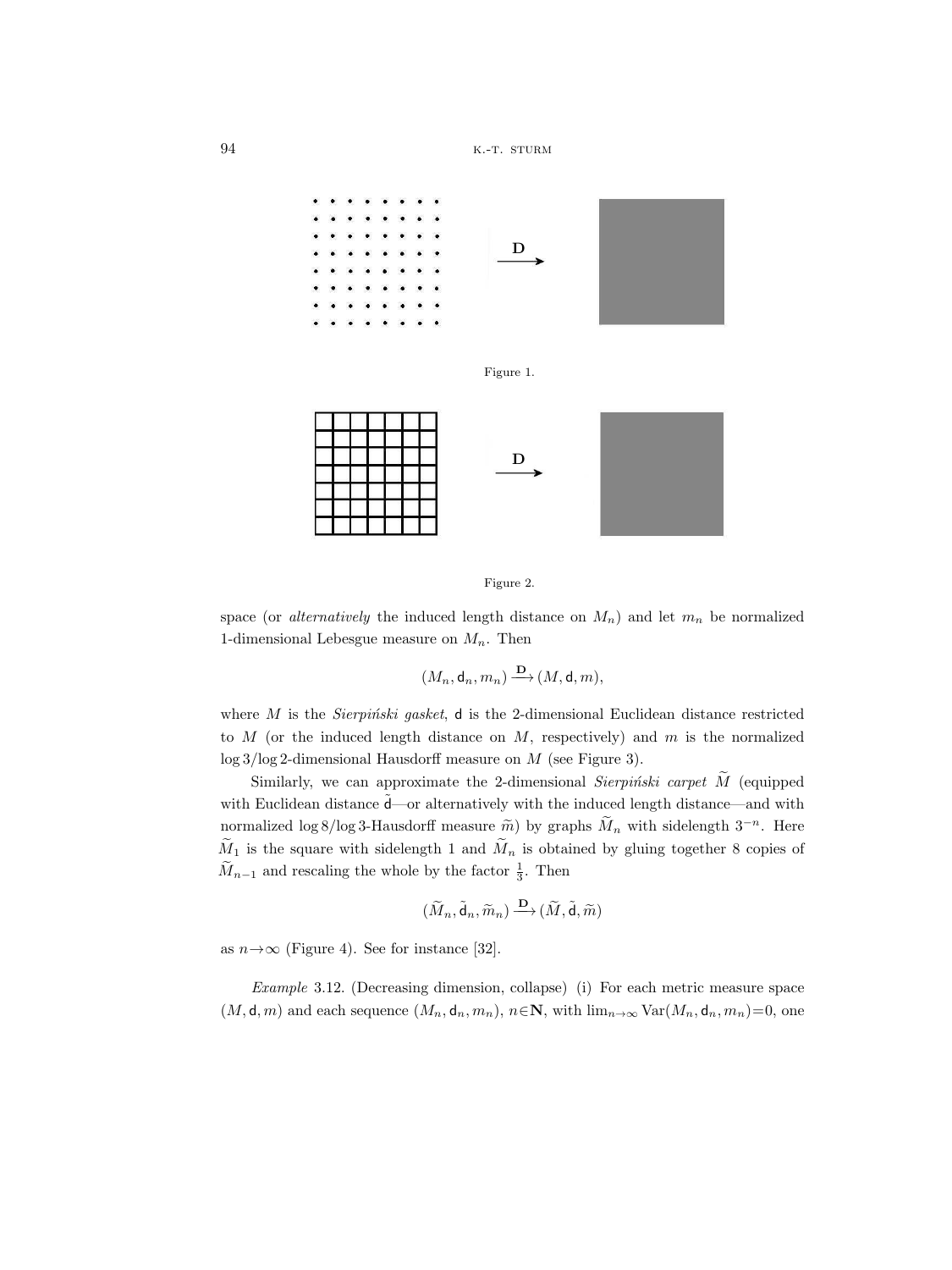Figure 1.

Figure 2.

space (or *alternatively* the induced length distance on $M_n$) and let $m_n$ be normalized 1-dimensional Lebesgue measure on $M_n$. Then

$$(M_n, \mathsf{d}_n, m_n) \xrightarrow{\mathbf{D}} (M, \mathsf{d}, m),$$

where $M$ is the *Sierpiński gasket*, $\mathsf{d}$ is the 2-dimensional Euclidean distance restricted to $M$ (or the induced length distance on $M$, respectively) and $m$ is the normalized $\log 3/\log 2$-dimensional Hausdorff measure on $M$ (see Figure 3).

Similarly, we can approximate the 2-dimensional *Sierpiński carpet* $\widetilde{M}$ (equipped with Euclidean distance $\tilde{\mathsf{d}}$—or alternatively with the induced length distance—and with normalized $\log 8/\log 3$-Hausdorff measure $\widetilde{m}$) by graphs $\widetilde{M}_n$ with sidelength $3^{-n}$. Here $\widetilde{M}_1$ is the square with sidelength 1 and $\widetilde{M}_n$ is obtained by gluing together 8 copies of $\widetilde{M}_{n-1}$ and rescaling the whole by the factor $\frac{1}{3}$. Then

$$(\widetilde{M}_n, \tilde{\mathsf{d}}_n, \widetilde{m}_n) \xrightarrow{\mathbf{D}} (\widetilde{M}, \tilde{\mathsf{d}}, \widetilde{m})$$

as $n \to \infty$ (Figure 4). See for instance [32].

*Example* 3.12. (Decreasing dimension, collapse) (i) For each metric measure space $(M, \mathsf{d}, m)$ and each sequence $(M_n, \mathsf{d}_n, m_n)$, $n \in \mathbf{N}$, with $\lim_{n\to\infty} \mathrm{Var}(M_n, \mathsf{d}_n, m_n) = 0$, one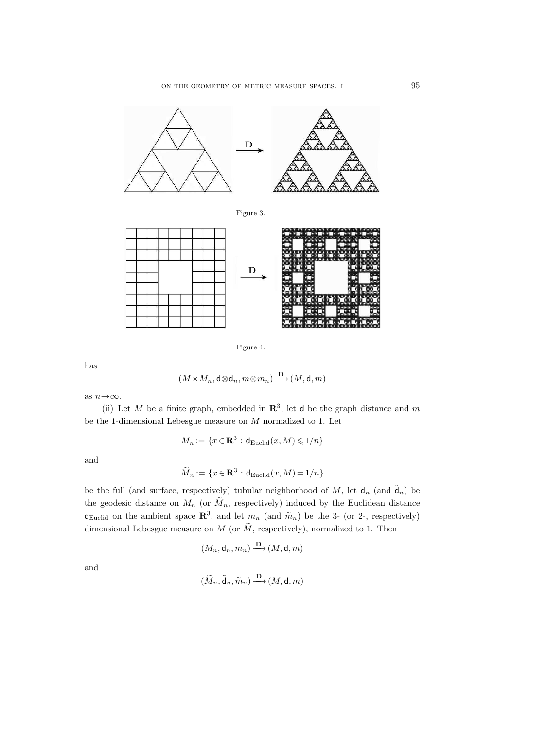Figure 3.

Figure 4.

has

$$(M \times M_n, \mathsf{d} \otimes \mathsf{d}_n, m \otimes m_n) \xrightarrow{\mathbf{D}} (M, \mathsf{d}, m)$$

as $n \to \infty$.

(ii) Let $M$ be a finite graph, embedded in $\mathbf{R}^3$, let $\mathsf{d}$ be the graph distance and $m$ be the 1-dimensional Lebesgue measure on $M$ normalized to 1. Let

$$M_n := \{x \in \mathbf{R}^3 : \mathsf{d}_{\mathrm{Euclid}}(x, M) \leqslant 1/n\}$$

and

$$\widetilde{M}_n := \{x \in \mathbf{R}^3 : \mathsf{d}_{\mathrm{Euclid}}(x, M) = 1/n\}$$

be the full (and surface, respectively) tubular neighborhood of $M$, let $\mathsf{d}_n$ (and $\tilde{\mathsf{d}}_n$) be the geodesic distance on $M_n$ (or $\widetilde{M}_n$, respectively) induced by the Euclidean distance $\mathsf{d}_{\mathrm{Euclid}}$ on the ambient space $\mathbf{R}^3$, and let $m_n$ (and $\widetilde{m}_n$) be the 3- (or 2-, respectively) dimensional Lebesgue measure on $M$ (or $\widetilde{M}$, respectively), normalized to 1. Then

$$(M_n, \mathsf{d}_n, m_n) \xrightarrow{\mathbf{D}} (M, \mathsf{d}, m)$$

and

$$(\widetilde{M}_n, \tilde{\mathsf{d}}_n, \widetilde{m}_n) \xrightarrow{\mathbf{D}} (M, \mathsf{d}, m)$$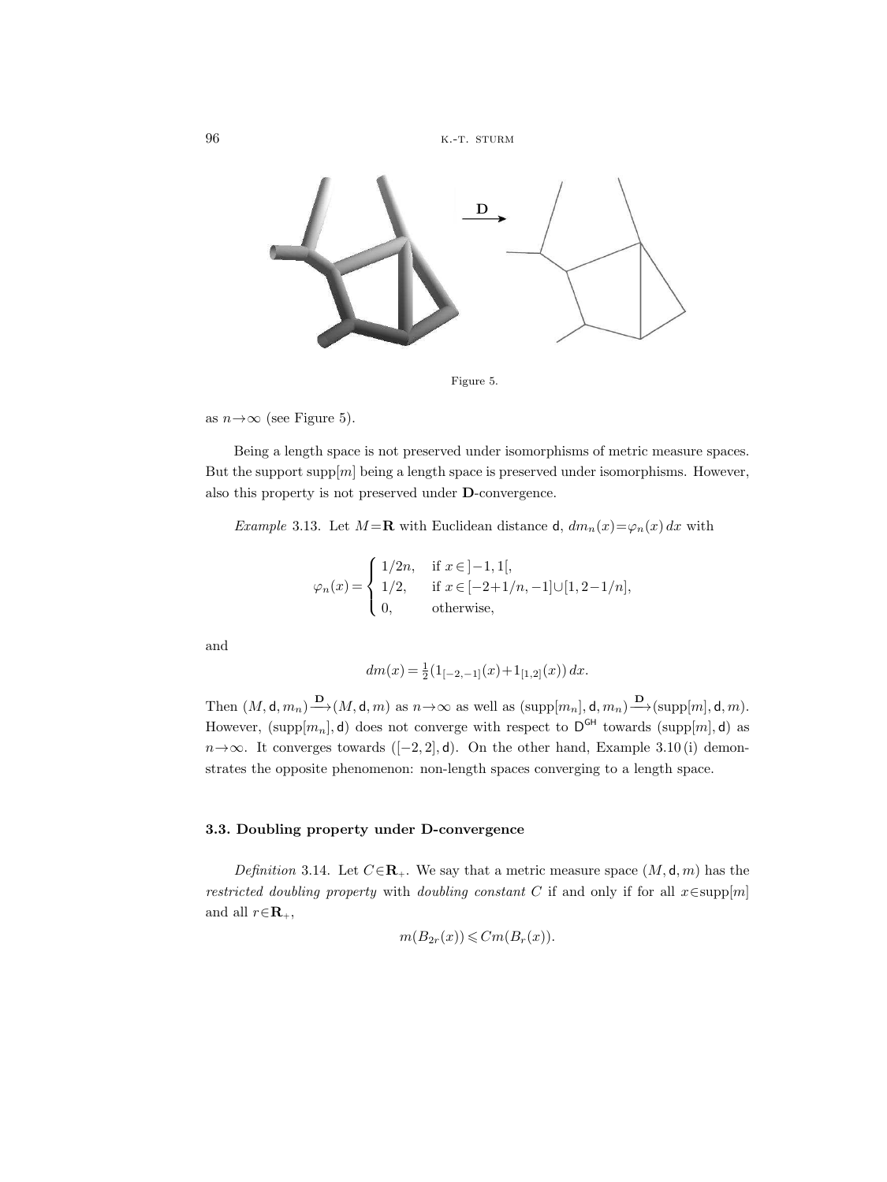Figure 5.

as $n\to\infty$ (see Figure 5).

Being a length space is not preserved under isomorphisms of metric measure spaces. But the support $\mathrm{supp}[m]$ being a length space is preserved under isomorphisms. However, also this property is not preserved under $\mathbf{D}$-convergence.

*Example* 3.13. Let $M=\mathbf{R}$ with Euclidean distance $\mathsf{d}$, $dm_n(x)=\varphi_n(x)\,dx$ with

$$\varphi_n(x)=\begin{cases} 1/2n, & \text{if } x\in\,]-1,1[,\\ 1/2, & \text{if } x\in[-2+1/n,-1]\cup[1,2-1/n],\\ 0, & \text{otherwise,}\end{cases}$$

and

$$dm(x)=\tfrac{1}{2}(1_{[-2,-1]}(x)+1_{[1,2]}(x))\,dx.$$

Then $(M,\mathsf{d},m_n)\xrightarrow{\mathbf{D}}(M,\mathsf{d},m)$ as $n\to\infty$ as well as $(\mathrm{supp}[m_n],\mathsf{d},m_n)\xrightarrow{\mathbf{D}}(\mathrm{supp}[m],\mathsf{d},m)$. However, $(\mathrm{supp}[m_n],\mathsf{d})$ does not converge with respect to $\mathsf{D}^{\mathsf{GH}}$ towards $(\mathrm{supp}[m],\mathsf{d})$ as $n\to\infty$. It converges towards $([-2,2],\mathsf{d})$. On the other hand, Example 3.10 (i) demonstrates the opposite phenomenon: non-length spaces converging to a length space.

### 3.3. Doubling property under D-convergence

*Definition* 3.14. Let $C\in\mathbf{R}_+$. We say that a metric measure space $(M,\mathsf{d},m)$ has the *restricted doubling property* with *doubling constant* $C$ if and only if for all $x\in\mathrm{supp}[m]$ and all $r\in\mathbf{R}_+$,

$$m(B_{2r}(x))\leqslant Cm(B_r(x)).$$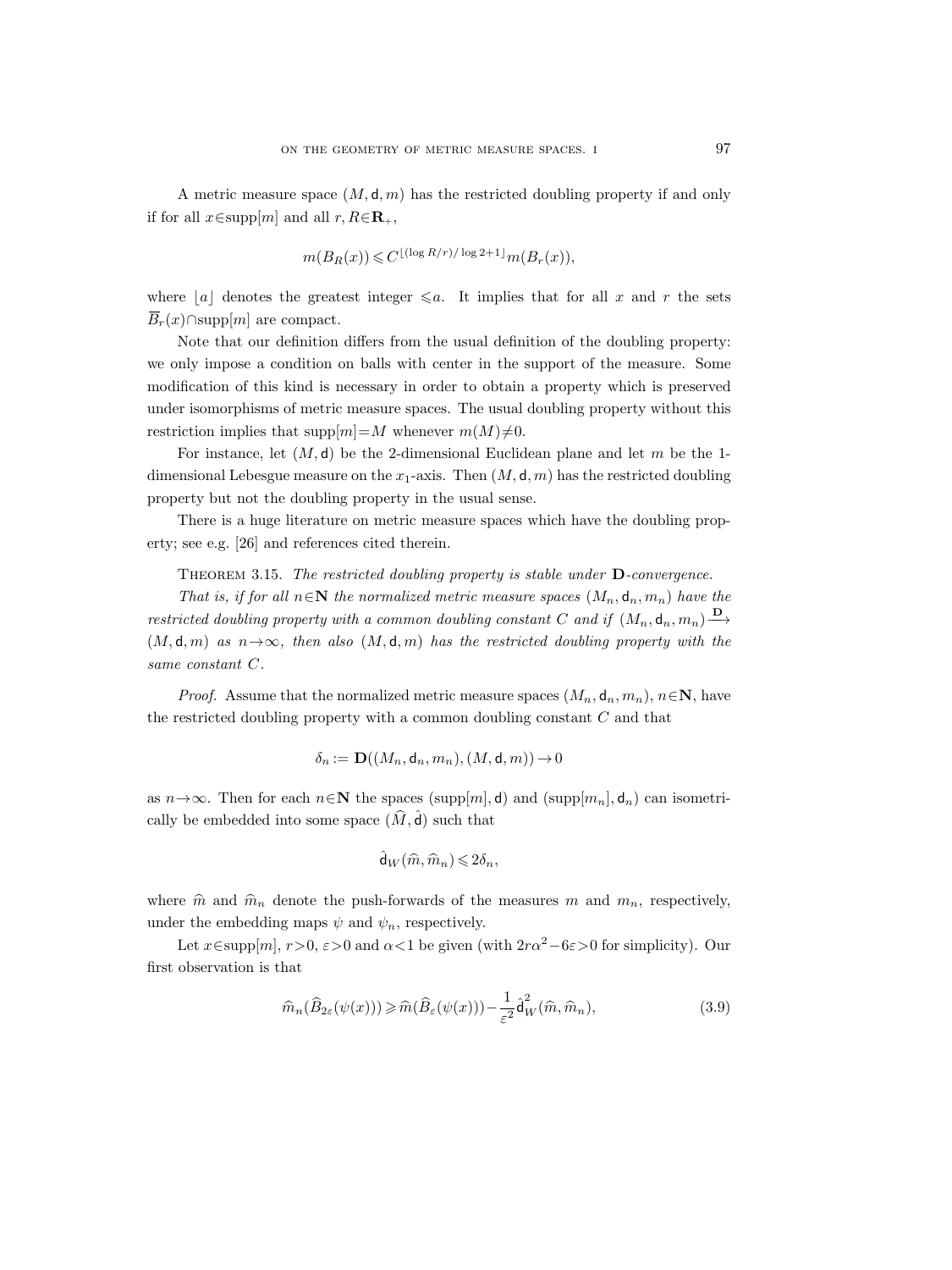A metric measure space $(M, \mathsf{d}, m)$ has the restricted doubling property if and only if for all $x \in \text{supp}[m]$ and all $r, R \in \mathbf{R}_+$,

$$m(B_R(x)) \leqslant C^{\lfloor (\log R/r)/\log 2 + 1 \rfloor} m(B_r(x)),$$

where $\lfloor a \rfloor$ denotes the greatest integer $\leqslant a$. It implies that for all $x$ and $r$ the sets $\overline{B}_r(x) \cap \text{supp}[m]$ are compact.

Note that our definition differs from the usual definition of the doubling property: we only impose a condition on balls with center in the support of the measure. Some modification of this kind is necessary in order to obtain a property which is preserved under isomorphisms of metric measure spaces. The usual doubling property without this restriction implies that $\text{supp}[m] = M$ whenever $m(M) \neq 0$.

For instance, let $(M, \mathsf{d})$ be the 2-dimensional Euclidean plane and let $m$ be the 1-dimensional Lebesgue measure on the $x_1$-axis. Then $(M, \mathsf{d}, m)$ has the restricted doubling property but not the doubling property in the usual sense.

There is a huge literature on metric measure spaces which have the doubling property; see e.g. [26] and references cited therein.

Theorem 3.15. *The restricted doubling property is stable under* $\mathbf{D}$*-convergence.*

*That is, if for all* $n \in \mathbf{N}$ *the normalized metric measure spaces* $(M_n, \mathsf{d}_n, m_n)$ *have the restricted doubling property with a common doubling constant* $C$ *and if* $(M_n, \mathsf{d}_n, m_n) \xrightarrow{\mathbf{D}} (M, \mathsf{d}, m)$ *as* $n \to \infty$*, then also* $(M, \mathsf{d}, m)$ *has the restricted doubling property with the same constant* $C$*.*

*Proof.* Assume that the normalized metric measure spaces $(M_n, \mathsf{d}_n, m_n)$, $n \in \mathbf{N}$, have the restricted doubling property with a common doubling constant $C$ and that

$$\delta_n := \mathbf{D}((M_n, \mathsf{d}_n, m_n), (M, \mathsf{d}, m)) \to 0$$

as $n \to \infty$. Then for each $n \in \mathbf{N}$ the spaces $(\text{supp}[m], \mathsf{d})$ and $(\text{supp}[m_n], \mathsf{d}_n)$ can isometrically be embedded into some space $(\widehat{M}, \hat{\mathsf{d}})$ such that

$$\hat{\mathsf{d}}_W(\widehat{m}, \widehat{m}_n) \leqslant 2\delta_n,$$

where $\widehat{m}$ and $\widehat{m}_n$ denote the push-forwards of the measures $m$ and $m_n$, respectively, under the embedding maps $\psi$ and $\psi_n$, respectively.

Let $x \in \text{supp}[m]$, $r > 0$, $\varepsilon > 0$ and $\alpha < 1$ be given (with $2r\alpha^2 - 6\varepsilon > 0$ for simplicity). Our first observation is that

$$\widehat{m}_n(\widehat{B}_{2\varepsilon}(\psi(x))) \geqslant \widehat{m}(\widehat{B}_\varepsilon(\psi(x))) - \frac{1}{\varepsilon^2} \hat{\mathsf{d}}_W^2(\widehat{m}, \widehat{m}_n), \tag{3.9}$$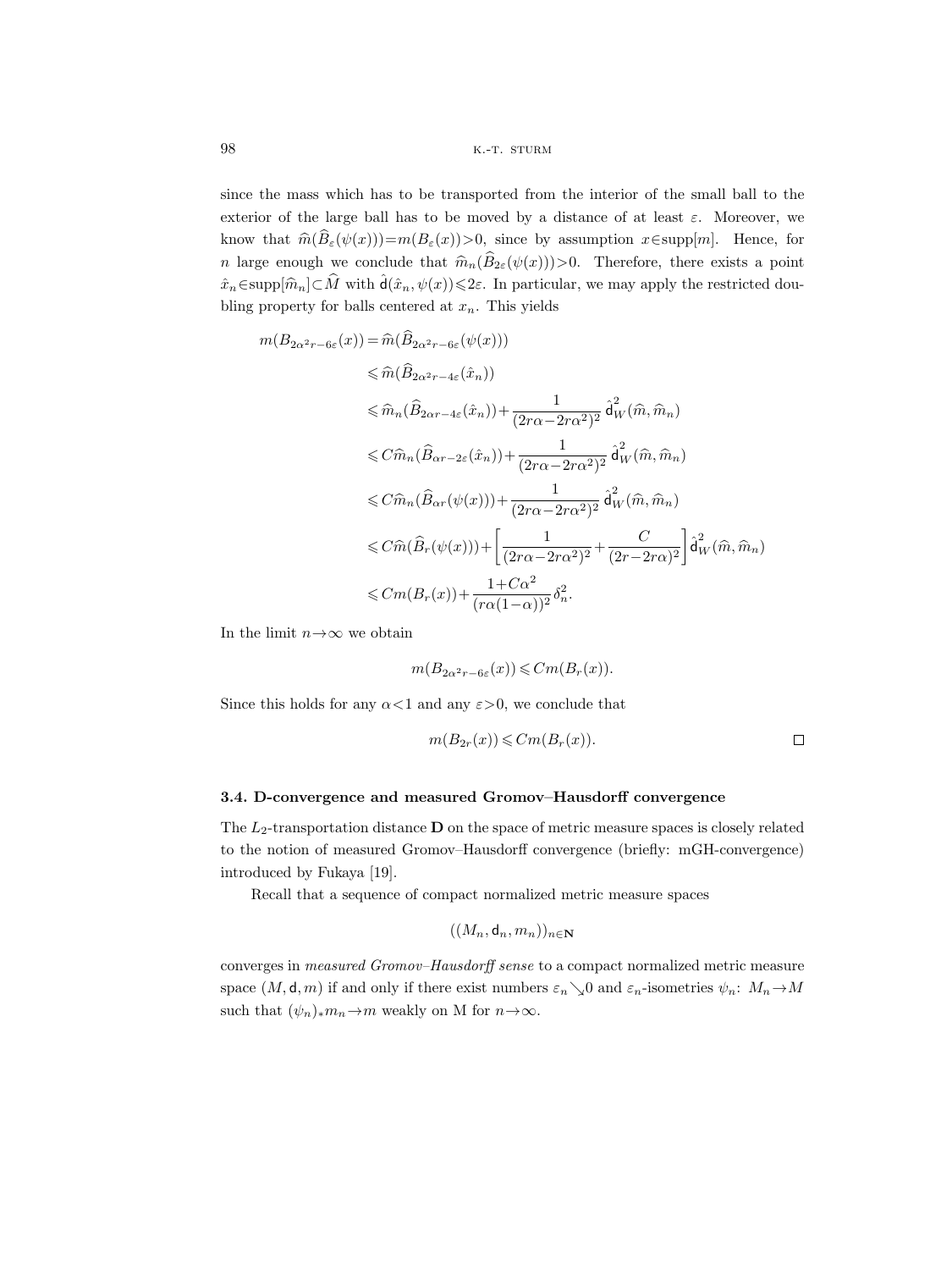since the mass which has to be transported from the interior of the small ball to the exterior of the large ball has to be moved by a distance of at least $\varepsilon$. Moreover, we know that $\widehat{m}(\widehat{B}_\varepsilon(\psi(x)))=m(B_\varepsilon(x))>0$, since by assumption $x\in\text{supp}[m]$. Hence, for $n$ large enough we conclude that $\widehat{m}_n(\widehat{B}_{2\varepsilon}(\psi(x)))>0$. Therefore, there exists a point $\hat{x}_n\in\text{supp}[\widehat{m}_n]\subset\widehat{M}$ with $\hat{\mathsf{d}}(\hat{x}_n,\psi(x))\leqslant 2\varepsilon$. In particular, we may apply the restricted doubling property for balls centered at $x_n$. This yields

$$
\begin{aligned}
m(B_{2\alpha^2 r-6\varepsilon}(x)) &= \widehat{m}(\widehat{B}_{2\alpha^2 r-6\varepsilon}(\psi(x)))\\
&\leqslant \widehat{m}(\widehat{B}_{2\alpha^2 r-4\varepsilon}(\hat{x}_n))\\
&\leqslant \widehat{m}_n(\widehat{B}_{2\alpha r-4\varepsilon}(\hat{x}_n))+\frac{1}{(2r\alpha-2r\alpha^2)^2}\,\hat{\mathsf{d}}_W^2(\widehat{m},\widehat{m}_n)\\
&\leqslant C\widehat{m}_n(\widehat{B}_{\alpha r-2\varepsilon}(\hat{x}_n))+\frac{1}{(2r\alpha-2r\alpha^2)^2}\,\hat{\mathsf{d}}_W^2(\widehat{m},\widehat{m}_n)\\
&\leqslant C\widehat{m}_n(\widehat{B}_{\alpha r}(\psi(x)))+\frac{1}{(2r\alpha-2r\alpha^2)^2}\,\hat{\mathsf{d}}_W^2(\widehat{m},\widehat{m}_n)\\
&\leqslant C\widehat{m}(\widehat{B}_{r}(\psi(x)))+\left[\frac{1}{(2r\alpha-2r\alpha^2)^2}+\frac{C}{(2r-2r\alpha)^2}\right]\hat{\mathsf{d}}_W^2(\widehat{m},\widehat{m}_n)\\
&\leqslant Cm(B_r(x))+\frac{1+C\alpha^2}{(r\alpha(1-\alpha))^2}\,\delta_n^2.
\end{aligned}
$$

In the limit $n\to\infty$ we obtain

$$
m(B_{2\alpha^2 r-6\varepsilon}(x))\leqslant Cm(B_r(x)).
$$

Since this holds for any $\alpha<1$ and any $\varepsilon>0$, we conclude that

$$
m(B_{2r}(x))\leqslant Cm(B_r(x)). \qquad \square
$$

### 3.4. D-convergence and measured Gromov–Hausdorff convergence

The $L_2$-transportation distance $\mathbf{D}$ on the space of metric measure spaces is closely related to the notion of measured Gromov–Hausdorff convergence (briefly: mGH-convergence) introduced by Fukaya [19].

Recall that a sequence of compact normalized metric measure spaces

$$
((M_n,\mathsf{d}_n,m_n))_{n\in\mathbf{N}}
$$

converges in *measured Gromov–Hausdorff sense* to a compact normalized metric measure space $(M,\mathsf{d},m)$ if and only if there exist numbers $\varepsilon_n\searrow 0$ and $\varepsilon_n$-isometries $\psi_n\colon M_n\to M$ such that $(\psi_n)_*m_n\to m$ weakly on M for $n\to\infty$.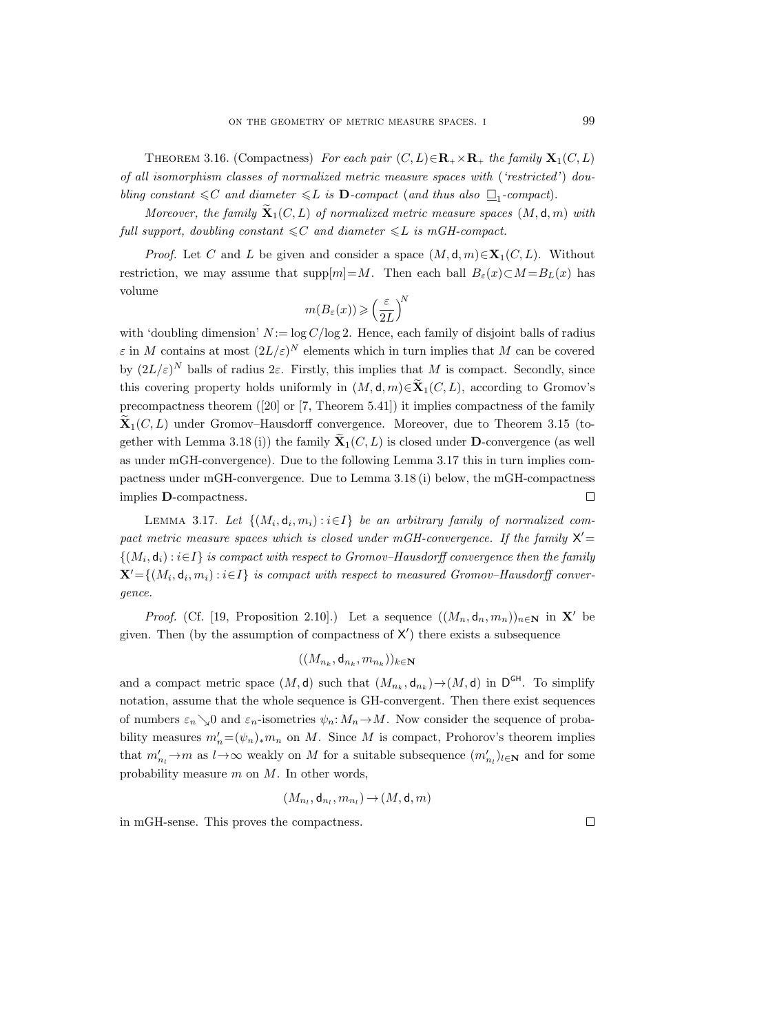THEOREM 3.16. (Compactness) *For each pair $(C,L)\in\mathbf{R}_+\times\mathbf{R}_+$ the family $\mathbf{X}_1(C,L)$ of all isomorphism classes of normalized metric measure spaces with ('restricted') doubling constant $\leqslant C$ and diameter $\leqslant L$ is $\mathbf{D}$-compact (and thus also $\underline{\square}_1$-compact).*

*Moreover, the family $\widetilde{\mathbf{X}}_1(C,L)$ of normalized metric measure spaces $(M,\mathsf{d},m)$ with full support, doubling constant $\leqslant C$ and diameter $\leqslant L$ is mGH-compact.*

*Proof.* Let $C$ and $L$ be given and consider a space $(M,\mathsf{d},m)\in\mathbf{X}_1(C,L)$. Without restriction, we may assume that $\operatorname{supp}[m]=M$. Then each ball $B_\varepsilon(x)\subset M=B_L(x)$ has volume

$$m(B_\varepsilon(x))\geqslant\left(\frac{\varepsilon}{2L}\right)^N$$

with 'doubling dimension' $N:=\log C/\log 2$. Hence, each family of disjoint balls of radius $\varepsilon$ in $M$ contains at most $(2L/\varepsilon)^N$ elements which in turn implies that $M$ can be covered by $(2L/\varepsilon)^N$ balls of radius $2\varepsilon$. Firstly, this implies that $M$ is compact. Secondly, since this covering property holds uniformly in $(M,\mathsf{d},m)\in\widetilde{\mathbf{X}}_1(C,L)$, according to Gromov's precompactness theorem ([20] or [7, Theorem 5.41]) it implies compactness of the family $\widetilde{\mathbf{X}}_1(C,L)$ under Gromov–Hausdorff convergence. Moreover, due to Theorem 3.15 (together with Lemma 3.18 (i)) the family $\widetilde{\mathbf{X}}_1(C,L)$ is closed under $\mathbf{D}$-convergence (as well as under mGH-convergence). Due to the following Lemma 3.17 this in turn implies compactness under mGH-convergence. Due to Lemma 3.18 (i) below, the mGH-compactness implies $\mathbf{D}$-compactness. $\square$

LEMMA 3.17. *Let $\{(M_i,\mathsf{d}_i,m_i):i\in I\}$ be an arbitrary family of normalized compact metric measure spaces which is closed under mGH-convergence. If the family $\mathsf{X}'=\{(M_i,\mathsf{d}_i):i\in I\}$ is compact with respect to Gromov–Hausdorff convergence then the family $\mathbf{X}'=\{(M_i,\mathsf{d}_i,m_i):i\in I\}$ is compact with respect to measured Gromov–Hausdorff convergence.*

*Proof.* (Cf. [19, Proposition 2.10].) Let a sequence $((M_n,\mathsf{d}_n,m_n))_{n\in\mathbf{N}}$ in $\mathbf{X}'$ be given. Then (by the assumption of compactness of $\mathsf{X}'$) there exists a subsequence

$$((M_{n_k},\mathsf{d}_{n_k},m_{n_k}))_{k\in\mathbf{N}}$$

and a compact metric space $(M,\mathsf{d})$ such that $(M_{n_k},\mathsf{d}_{n_k})\to(M,\mathsf{d})$ in $\mathsf{D}^{\mathsf{GH}}$. To simplify notation, assume that the whole sequence is GH-convergent. Then there exist sequences of numbers $\varepsilon_n\searrow 0$ and $\varepsilon_n$-isometries $\psi_n: M_n\to M$. Now consider the sequence of probability measures $m'_n=(\psi_n)_*m_n$ on $M$. Since $M$ is compact, Prohorov's theorem implies that $m'_{n_l}\to m$ as $l\to\infty$ weakly on $M$ for a suitable subsequence $(m'_{n_l})_{l\in\mathbf{N}}$ and for some probability measure $m$ on $M$. In other words,

$$(M_{n_l},\mathsf{d}_{n_l},m_{n_l})\to(M,\mathsf{d},m)$$

in mGH-sense. This proves the compactness. $\square$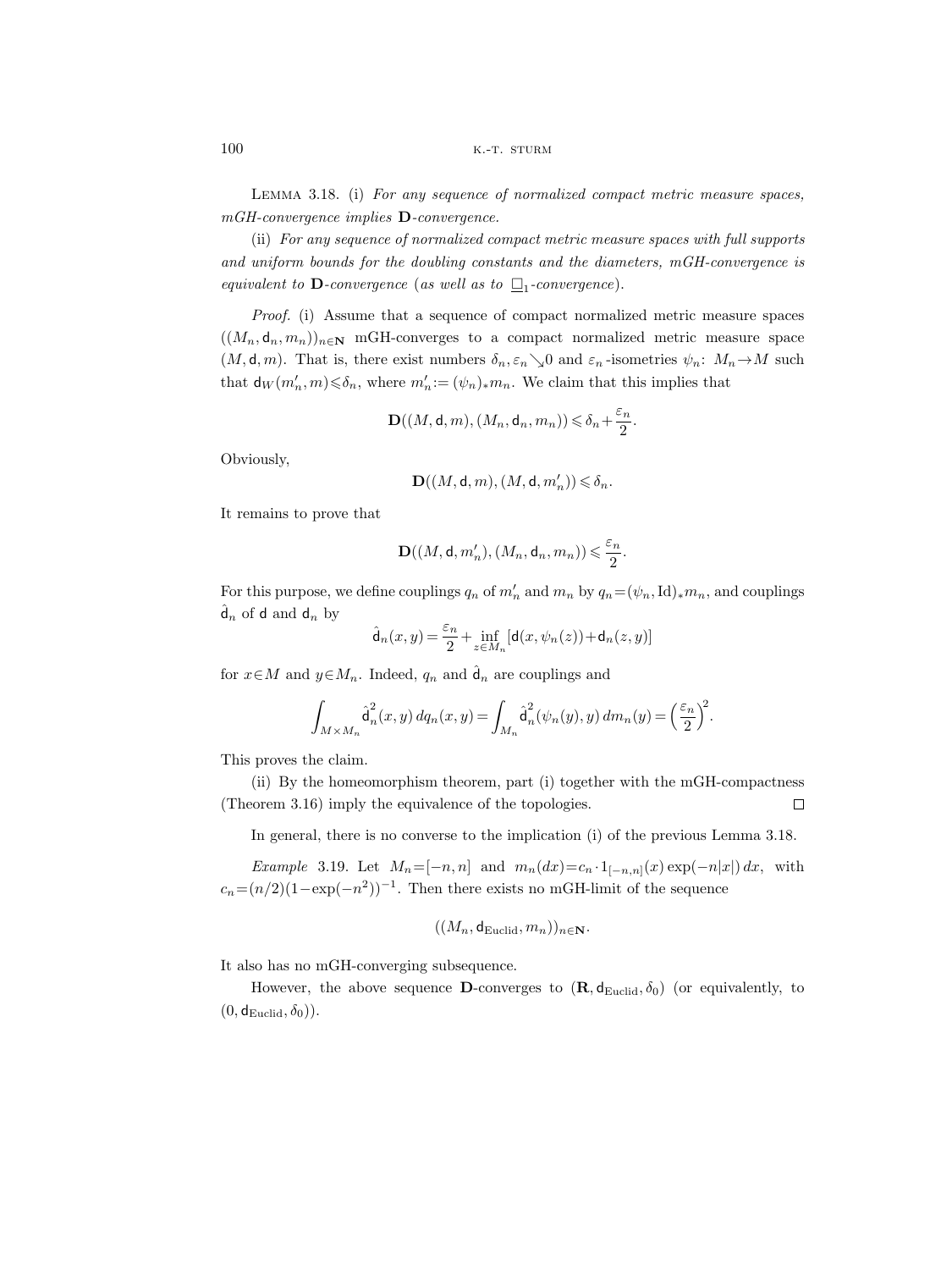LEMMA 3.18. (i) *For any sequence of normalized compact metric measure spaces, mGH-convergence implies* $\mathbf{D}$*-convergence.*

(ii) *For any sequence of normalized compact metric measure spaces with full supports and uniform bounds for the doubling constants and the diameters, mGH-convergence is equivalent to* $\mathbf{D}$*-convergence (as well as to* $\underline{\square}_1$*-convergence).*

*Proof.* (i) Assume that a sequence of compact normalized metric measure spaces $((M_n, \mathsf{d}_n, m_n))_{n\in\mathbf{N}}$ mGH-converges to a compact normalized metric measure space $(M, \mathsf{d}, m)$. That is, there exist numbers $\delta_n, \varepsilon_n \searrow 0$ and $\varepsilon_n$-isometries $\psi_n\colon M_n \to M$ such that $\mathsf{d}_W(m'_n, m) \leqslant \delta_n$, where $m'_n := (\psi_n)_* m_n$. We claim that this implies that

$$\mathbf{D}((M, \mathsf{d}, m), (M_n, \mathsf{d}_n, m_n)) \leqslant \delta_n + \frac{\varepsilon_n}{2}.$$

Obviously,

$$\mathbf{D}((M, \mathsf{d}, m), (M, \mathsf{d}, m'_n)) \leqslant \delta_n.$$

It remains to prove that

$$\mathbf{D}((M, \mathsf{d}, m'_n), (M_n, \mathsf{d}_n, m_n)) \leqslant \frac{\varepsilon_n}{2}.$$

For this purpose, we define couplings $q_n$ of $m'_n$ and $m_n$ by $q_n = (\psi_n, \mathrm{Id})_* m_n$, and couplings $\hat{\mathsf{d}}_n$ of $\mathsf{d}$ and $\mathsf{d}_n$ by

$$\hat{\mathsf{d}}_n(x, y) = \frac{\varepsilon_n}{2} + \inf_{z\in M_n} [\mathsf{d}(x, \psi_n(z)) + \mathsf{d}_n(z, y)]$$

for $x \in M$ and $y \in M_n$. Indeed, $q_n$ and $\hat{\mathsf{d}}_n$ are couplings and

$$\int_{M\times M_n} \hat{\mathsf{d}}_n^2(x, y)\, dq_n(x, y) = \int_{M_n} \hat{\mathsf{d}}_n^2(\psi_n(y), y)\, dm_n(y) = \left(\frac{\varepsilon_n}{2}\right)^2.$$

This proves the claim.

(ii) By the homeomorphism theorem, part (i) together with the mGH-compactness (Theorem 3.16) imply the equivalence of the topologies. $\square$

In general, there is no converse to the implication (i) of the previous Lemma 3.18.

*Example* 3.19. Let $M_n = [-n, n]$ and $m_n(dx) = c_n \cdot 1_{[-n,n]}(x) \exp(-n|x|)\, dx$, with $c_n = (n/2)(1 - \exp(-n^2))^{-1}$. Then there exists no mGH-limit of the sequence

$$((M_n, \mathsf{d}_{\mathrm{Euclid}}, m_n))_{n\in\mathbf{N}}.$$

It also has no mGH-converging subsequence.

However, the above sequence $\mathbf{D}$-converges to $(\mathbf{R}, \mathsf{d}_{\mathrm{Euclid}}, \delta_0)$ (or equivalently, to $(0, \mathsf{d}_{\mathrm{Euclid}}, \delta_0)$).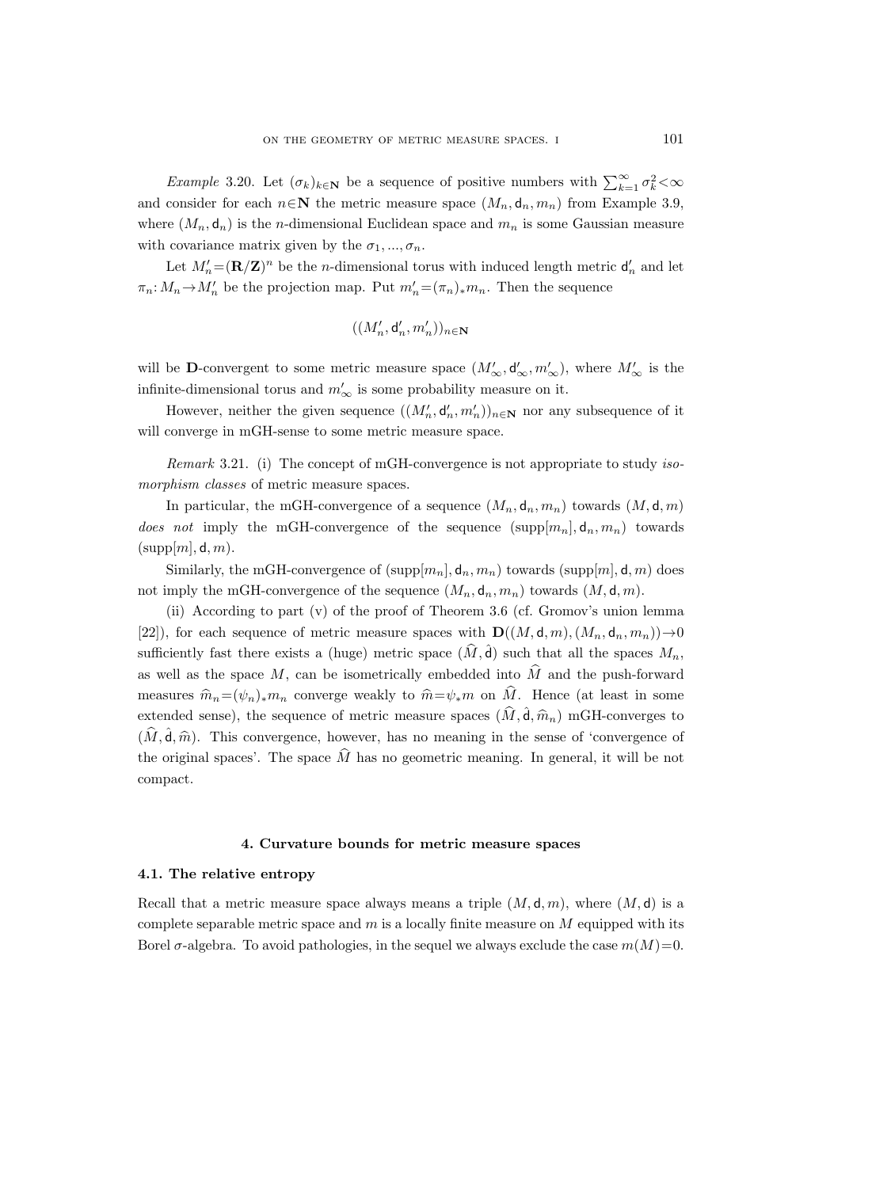*Example* 3.20. Let $(\sigma_k)_{k\in\mathbf{N}}$ be a sequence of positive numbers with $\sum_{k=1}^{\infty}\sigma_k^2<\infty$ and consider for each $n\in\mathbf{N}$ the metric measure space $(M_n,\mathsf{d}_n,m_n)$ from Example 3.9, where $(M_n,\mathsf{d}_n)$ is the $n$-dimensional Euclidean space and $m_n$ is some Gaussian measure with covariance matrix given by the $\sigma_1,...,\sigma_n$.

Let $M'_n=(\mathbf{R}/\mathbf{Z})^n$ be the $n$-dimensional torus with induced length metric $\mathsf{d}'_n$ and let $\pi_n\colon M_n\to M'_n$ be the projection map. Put $m'_n=(\pi_n)_*m_n$. Then the sequence

$$((M'_n,\mathsf{d}'_n,m'_n))_{n\in\mathbf{N}}$$

will be $\mathbf{D}$-convergent to some metric measure space $(M'_\infty,\mathsf{d}'_\infty,m'_\infty)$, where $M'_\infty$ is the infinite-dimensional torus and $m'_\infty$ is some probability measure on it.

However, neither the given sequence $((M'_n,\mathsf{d}'_n,m'_n))_{n\in\mathbf{N}}$ nor any subsequence of it will converge in mGH-sense to some metric measure space.

*Remark* 3.21. (i) The concept of mGH-convergence is not appropriate to study *isomorphism classes* of metric measure spaces.

In particular, the mGH-convergence of a sequence $(M_n,\mathsf{d}_n,m_n)$ towards $(M,\mathsf{d},m)$ *does not* imply the mGH-convergence of the sequence $(\operatorname{supp}[m_n],\mathsf{d}_n,m_n)$ towards $(\operatorname{supp}[m],\mathsf{d},m)$.

Similarly, the mGH-convergence of $(\operatorname{supp}[m_n],\mathsf{d}_n,m_n)$ towards $(\operatorname{supp}[m],\mathsf{d},m)$ does not imply the mGH-convergence of the sequence $(M_n,\mathsf{d}_n,m_n)$ towards $(M,\mathsf{d},m)$.

(ii) According to part (v) of the proof of Theorem 3.6 (cf. Gromov's union lemma [22]), for each sequence of metric measure spaces with $\mathbf{D}((M,\mathsf{d},m),(M_n,\mathsf{d}_n,m_n))\to 0$ sufficiently fast there exists a (huge) metric space $(\widehat{M},\hat{\mathsf{d}})$ such that all the spaces $M_n$, as well as the space $M$, can be isometrically embedded into $\widehat{M}$ and the push-forward measures $\widehat{m}_n=(\psi_n)_*m_n$ converge weakly to $\widehat{m}=\psi_*m$ on $\widehat{M}$. Hence (at least in some extended sense), the sequence of metric measure spaces $(\widehat{M},\hat{\mathsf{d}},\widehat{m}_n)$ mGH-converges to $(\widehat{M},\hat{\mathsf{d}},\widehat{m})$. This convergence, however, has no meaning in the sense of 'convergence of the original spaces'. The space $\widehat{M}$ has no geometric meaning. In general, it will be not compact.

## 4. Curvature bounds for metric measure spaces

### 4.1. The relative entropy

Recall that a metric measure space always means a triple $(M,\mathsf{d},m)$, where $(M,\mathsf{d})$ is a complete separable metric space and $m$ is a locally finite measure on $M$ equipped with its Borel $\sigma$-algebra. To avoid pathologies, in the sequel we always exclude the case $m(M)=0$.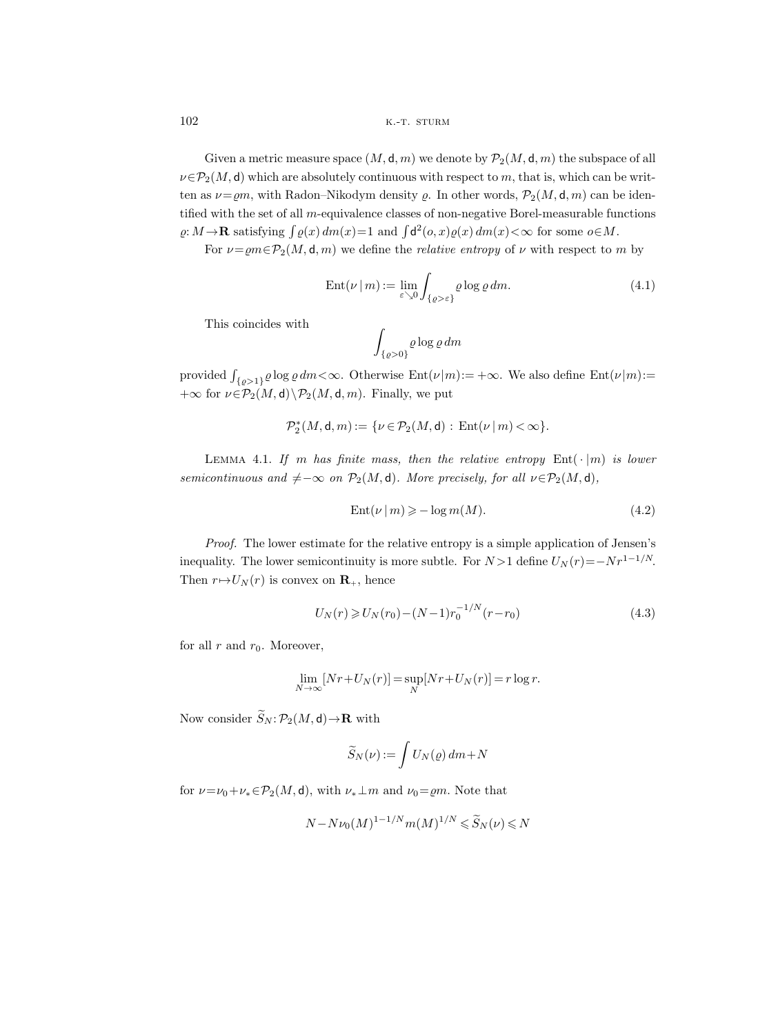Given a metric measure space $(M, \mathsf{d}, m)$ we denote by $\mathcal{P}_2(M, \mathsf{d}, m)$ the subspace of all $\nu \in \mathcal{P}_2(M, \mathsf{d})$ which are absolutely continuous with respect to $m$, that is, which can be written as $\nu = \varrho m$, with Radon–Nikodym density $\varrho$. In other words, $\mathcal{P}_2(M, \mathsf{d}, m)$ can be identified with the set of all $m$-equivalence classes of non-negative Borel-measurable functions $\varrho: M \to \mathbf{R}$ satisfying $\int \varrho(x)\, dm(x) = 1$ and $\int \mathsf{d}^2(o, x) \varrho(x)\, dm(x) < \infty$ for some $o \in M$.

For $\nu = \varrho m \in \mathcal{P}_2(M, \mathsf{d}, m)$ we define the *relative entropy* of $\nu$ with respect to $m$ by

$$
\mathrm{Ent}(\nu \mid m) := \lim_{\varepsilon \searrow 0} \int_{\{\varrho > \varepsilon\}} \varrho \log \varrho \, dm. \tag{4.1}
$$

This coincides with

$$
\int_{\{\varrho > 0\}} \varrho \log \varrho \, dm
$$

provided $\int_{\{\varrho > 1\}} \varrho \log \varrho \, dm < \infty$. Otherwise $\mathrm{Ent}(\nu | m) := +\infty$. We also define $\mathrm{Ent}(\nu | m) := +\infty$ for $\nu \in \mathcal{P}_2(M, \mathsf{d}) \setminus \mathcal{P}_2(M, \mathsf{d}, m)$. Finally, we put

$$
\mathcal{P}_2^*(M, \mathsf{d}, m) := \{\nu \in \mathcal{P}_2(M, \mathsf{d}) : \mathrm{Ent}(\nu \mid m) < \infty\}.
$$

LEMMA 4.1. *If $m$ has finite mass, then the relative entropy $\mathrm{Ent}(\,\cdot\,|m)$ is lower semicontinuous and $\neq -\infty$ on $\mathcal{P}_2(M, \mathsf{d})$. More precisely, for all $\nu \in \mathcal{P}_2(M, \mathsf{d})$,*

$$
\mathrm{Ent}(\nu \mid m) \geqslant -\log m(M). \tag{4.2}
$$

*Proof.* The lower estimate for the relative entropy is a simple application of Jensen's inequality. The lower semicontinuity is more subtle. For $N > 1$ define $U_N(r) = -N r^{1-1/N}$. Then $r \mapsto U_N(r)$ is convex on $\mathbf{R}_+$, hence

$$
U_N(r) \geqslant U_N(r_0) - (N-1) r_0^{-1/N} (r - r_0) \tag{4.3}
$$

for all $r$ and $r_0$. Moreover,

$$
\lim_{N \to \infty} [N r + U_N(r)] = \sup_N [N r + U_N(r)] = r \log r.
$$

Now consider $\widetilde{S}_N: \mathcal{P}_2(M, \mathsf{d}) \to \mathbf{R}$ with

$$
\widetilde{S}_N(\nu) := \int U_N(\varrho)\, dm + N
$$

for $\nu = \nu_0 + \nu_* \in \mathcal{P}_2(M, \mathsf{d})$, with $\nu_* \perp m$ and $\nu_0 = \varrho m$. Note that

$$
N - N \nu_0(M)^{1-1/N} m(M)^{1/N} \leqslant \widetilde{S}_N(\nu) \leqslant N
$$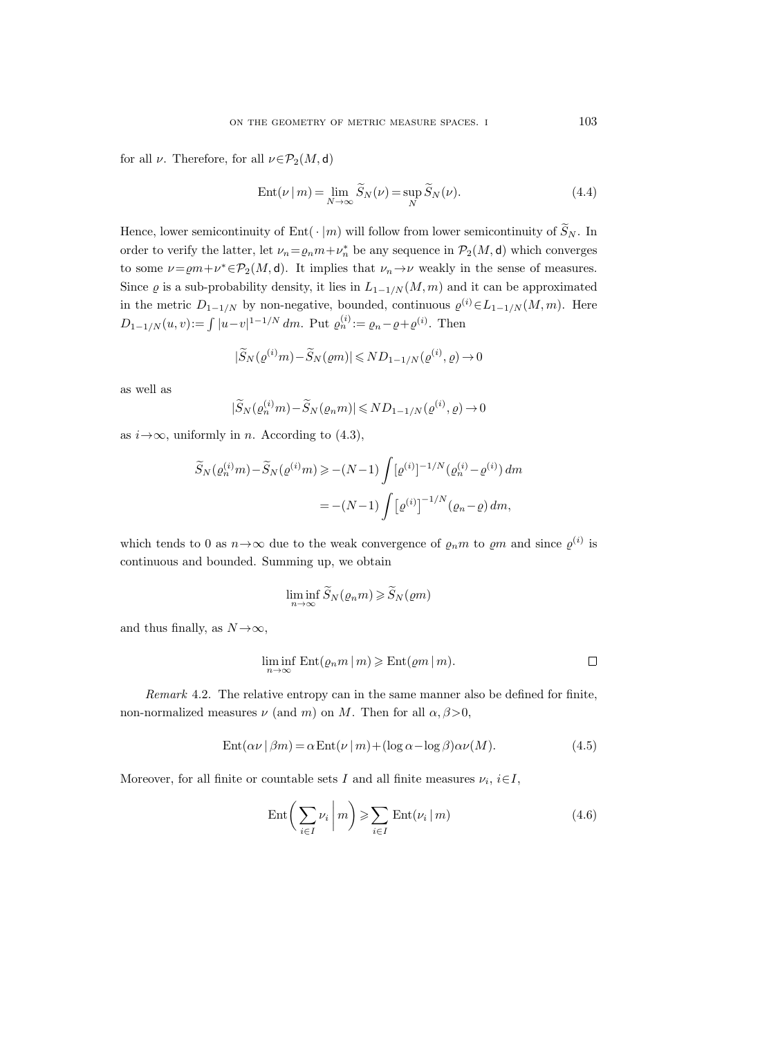for all $\nu$. Therefore, for all $\nu \in \mathcal{P}_2(M, \mathsf{d})$

$$\mathrm{Ent}(\nu \mid m) = \lim_{N \to \infty} \widetilde{S}_N(\nu) = \sup_N \widetilde{S}_N(\nu). \tag{4.4}$$

Hence, lower semicontinuity of $\mathrm{Ent}(\,\cdot \mid m)$ will follow from lower semicontinuity of $\widetilde{S}_N$. In order to verify the latter, let $\nu_n = \varrho_n m + \nu_n^*$ be any sequence in $\mathcal{P}_2(M, \mathsf{d})$ which converges to some $\nu = \varrho m + \nu^* \in \mathcal{P}_2(M, \mathsf{d})$. It implies that $\nu_n \to \nu$ weakly in the sense of measures. Since $\varrho$ is a sub-probability density, it lies in $L_{1-1/N}(M, m)$ and it can be approximated in the metric $D_{1-1/N}$ by non-negative, bounded, continuous $\varrho^{(i)} \in L_{1-1/N}(M, m)$. Here $D_{1-1/N}(u, v) := \int |u - v|^{1-1/N}\, dm$. Put $\varrho_n^{(i)} := \varrho_n - \varrho + \varrho^{(i)}$. Then

$$|\widetilde{S}_N(\varrho^{(i)} m) - \widetilde{S}_N(\varrho m)| \leqslant N D_{1-1/N}(\varrho^{(i)}, \varrho) \to 0$$

as well as

$$|\widetilde{S}_N(\varrho_n^{(i)} m) - \widetilde{S}_N(\varrho_n m)| \leqslant N D_{1-1/N}(\varrho^{(i)}, \varrho) \to 0$$

as $i \to \infty$, uniformly in $n$. According to (4.3),

$$\begin{aligned}
\widetilde{S}_N(\varrho_n^{(i)} m) - \widetilde{S}_N(\varrho^{(i)} m) &\geqslant -(N-1) \int [\varrho^{(i)}]^{-1/N} (\varrho_n^{(i)} - \varrho^{(i)})\, dm \\
&= -(N-1) \int \left[\varrho^{(i)}\right]^{-1/N} (\varrho_n - \varrho)\, dm,
\end{aligned}$$

which tends to 0 as $n \to \infty$ due to the weak convergence of $\varrho_n m$ to $\varrho m$ and since $\varrho^{(i)}$ is continuous and bounded. Summing up, we obtain

$$\liminf_{n \to \infty} \widetilde{S}_N(\varrho_n m) \geqslant \widetilde{S}_N(\varrho m)$$

and thus finally, as $N \to \infty$,

$$\liminf_{n \to \infty} \mathrm{Ent}(\varrho_n m \mid m) \geqslant \mathrm{Ent}(\varrho m \mid m). \qquad \square$$

*Remark* 4.2. The relative entropy can in the same manner also be defined for finite, non-normalized measures $\nu$ (and $m$) on $M$. Then for all $\alpha, \beta > 0$,

$$\mathrm{Ent}(\alpha \nu \mid \beta m) = \alpha\, \mathrm{Ent}(\nu \mid m) + (\log \alpha - \log \beta) \alpha \nu(M). \tag{4.5}$$

Moreover, for all finite or countable sets $I$ and all finite measures $\nu_i$, $i \in I$,

$$\mathrm{Ent}\biggl( \sum_{i \in I} \nu_i \,\bigg|\, m \biggr) \geqslant \sum_{i \in I} \mathrm{Ent}(\nu_i \mid m) \tag{4.6}$$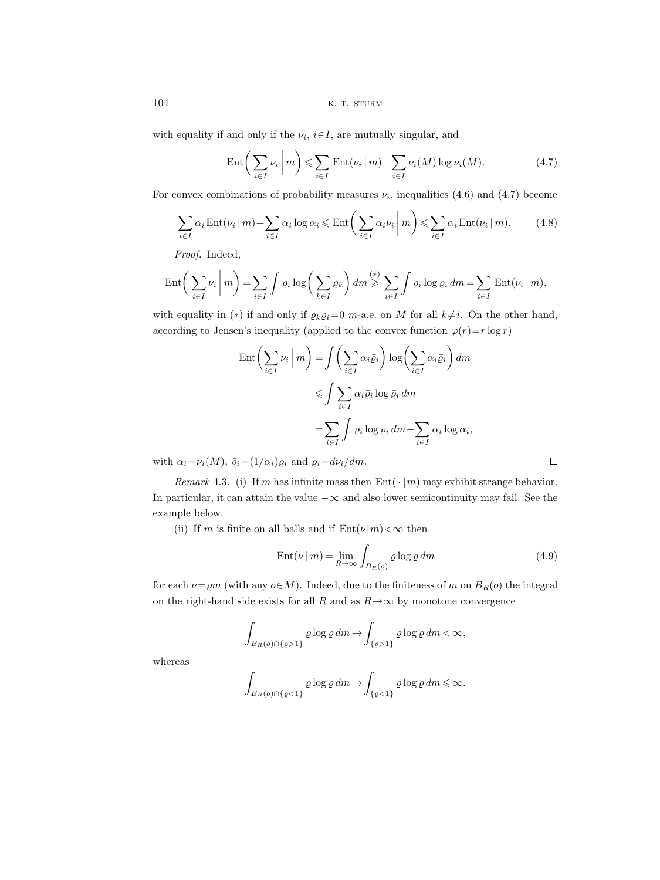with equality if and only if the $\nu_i$, $i\in I$, are mutually singular, and

$$\operatorname{Ent}\biggl(\sum_{i\in I}\nu_i\,\bigg|\,m\biggr)\leqslant\sum_{i\in I}\operatorname{Ent}(\nu_i\,|\,m)-\sum_{i\in I}\nu_i(M)\log\nu_i(M). \tag{4.7}$$

For convex combinations of probability measures $\nu_i$, inequalities (4.6) and (4.7) become

$$\sum_{i\in I}\alpha_i\operatorname{Ent}(\nu_i\,|\,m)+\sum_{i\in I}\alpha_i\log\alpha_i\leqslant\operatorname{Ent}\biggl(\sum_{i\in I}\alpha_i\nu_i\,\bigg|\,m\biggr)\leqslant\sum_{i\in I}\alpha_i\operatorname{Ent}(\nu_i\,|\,m). \tag{4.8}$$

*Proof.* Indeed,

$$\operatorname{Ent}\biggl(\sum_{i\in I}\nu_i\,\bigg|\,m\biggr)=\sum_{i\in I}\int\varrho_i\log\biggl(\sum_{k\in I}\varrho_k\biggr)\,dm\overset{(*)}{\geqslant}\sum_{i\in I}\int\varrho_i\log\varrho_i\,dm=\sum_{i\in I}\operatorname{Ent}(\nu_i\,|\,m),$$

with equality in $(*)$ if and only if $\varrho_k\varrho_i=0$ $m$-a.e. on $M$ for all $k\neq i$. On the other hand, according to Jensen's inequality (applied to the convex function $\varphi(r)=r\log r$)

$$\begin{aligned}
\operatorname{Ent}\biggl(\sum_{i\in I}\nu_i\,\bigg|\,m\biggr)&=\int\biggl(\sum_{i\in I}\alpha_i\bar\varrho_i\biggr)\log\biggl(\sum_{i\in I}\alpha_i\bar\varrho_i\biggr)\,dm\\
&\leqslant\int\sum_{i\in I}\alpha_i\bar\varrho_i\log\bar\varrho_i\,dm\\
&=\sum_{i\in I}\int\varrho_i\log\varrho_i\,dm-\sum_{i\in I}\alpha_i\log\alpha_i,
\end{aligned}$$

with $\alpha_i=\nu_i(M)$, $\bar\varrho_i=(1/\alpha_i)\varrho_i$ and $\varrho_i=d\nu_i/dm$. $\square$

*Remark* 4.3. (i) If $m$ has infinite mass then $\operatorname{Ent}(\cdot\,|m)$ may exhibit strange behavior. In particular, it can attain the value $-\infty$ and also lower semicontinuity may fail. See the example below.

(ii) If $m$ is finite on all balls and if $\operatorname{Ent}(\nu|m)<\infty$ then

$$\operatorname{Ent}(\nu\,|\,m)=\lim_{R\to\infty}\int_{B_R(o)}\varrho\log\varrho\,dm \tag{4.9}$$

for each $\nu=\varrho m$ (with any $o\in M$). Indeed, due to the finiteness of $m$ on $B_R(o)$ the integral on the right-hand side exists for all $R$ and as $R\to\infty$ by monotone convergence

$$\int_{B_R(o)\cap\{\varrho>1\}}\varrho\log\varrho\,dm\to\int_{\{\varrho>1\}}\varrho\log\varrho\,dm<\infty,$$

whereas

$$\int_{B_R(o)\cap\{\varrho<1\}}\varrho\log\varrho\,dm\to\int_{\{\varrho<1\}}\varrho\log\varrho\,dm\leqslant\infty.$$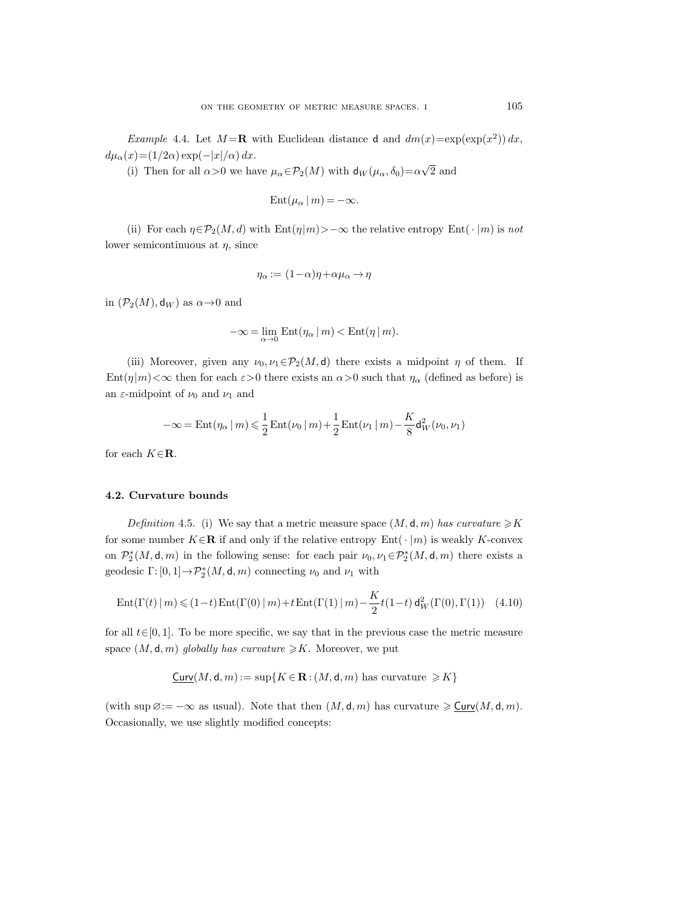*Example* 4.4. Let $M=\mathbf{R}$ with Euclidean distance $\mathsf{d}$ and $dm(x)=\exp(\exp(x^2))\,dx$, $d\mu_\alpha(x)=(1/2\alpha)\exp(-|x|/\alpha)\,dx$.

(i) Then for all $\alpha>0$ we have $\mu_\alpha\in\mathcal{P}_2(M)$ with $\mathsf{d}_W(\mu_\alpha,\delta_0)=\alpha\sqrt{2}$ and

$$\mathrm{Ent}(\mu_\alpha\,|\,m)=-\infty.$$

(ii) For each $\eta\in\mathcal{P}_2(M,d)$ with $\mathrm{Ent}(\eta|m)>-\infty$ the relative entropy $\mathrm{Ent}(\,\cdot\,|m)$ is *not* lower semicontinuous at $\eta$, since

$$\eta_\alpha:=(1-\alpha)\eta+\alpha\mu_\alpha\to\eta$$

in $(\mathcal{P}_2(M),\mathsf{d}_W)$ as $\alpha\to0$ and

$$-\infty=\lim_{\alpha\to0}\mathrm{Ent}(\eta_\alpha\,|\,m)<\mathrm{Ent}(\eta\,|\,m).$$

(iii) Moreover, given any $\nu_0,\nu_1\in\mathcal{P}_2(M,\mathsf{d})$ there exists a midpoint $\eta$ of them. If $\mathrm{Ent}(\eta|m)<\infty$ then for each $\varepsilon>0$ there exists an $\alpha>0$ such that $\eta_\alpha$ (defined as before) is an $\varepsilon$-midpoint of $\nu_0$ and $\nu_1$ and

$$-\infty=\mathrm{Ent}(\eta_\alpha\,|\,m)\leqslant\frac{1}{2}\mathrm{Ent}(\nu_0\,|\,m)+\frac{1}{2}\mathrm{Ent}(\nu_1\,|\,m)-\frac{K}{8}\mathsf{d}_W^2(\nu_0,\nu_1)$$

for each $K\in\mathbf{R}$.

### 4.2. Curvature bounds

*Definition* 4.5. (i) We say that a metric measure space $(M,\mathsf{d},m)$ *has curvature* $\geqslant K$ for some number $K\in\mathbf{R}$ if and only if the relative entropy $\mathrm{Ent}(\,\cdot\,|m)$ is weakly $K$-convex on $\mathcal{P}_2^*(M,\mathsf{d},m)$ in the following sense: for each pair $\nu_0,\nu_1\in\mathcal{P}_2^*(M,\mathsf{d},m)$ there exists a geodesic $\Gamma:[0,1]\to\mathcal{P}_2^*(M,\mathsf{d},m)$ connecting $\nu_0$ and $\nu_1$ with

$$\mathrm{Ent}(\Gamma(t)\,|\,m)\leqslant(1-t)\mathrm{Ent}(\Gamma(0)\,|\,m)+t\,\mathrm{Ent}(\Gamma(1)\,|\,m)-\frac{K}{2}t(1-t)\,\mathsf{d}_W^2(\Gamma(0),\Gamma(1))\quad(4.10)$$

for all $t\in[0,1]$. To be more specific, we say that in the previous case the metric measure space $(M,\mathsf{d},m)$ *globally has curvature* $\geqslant K$. Moreover, we put

$$\underline{\mathsf{Curv}}(M,\mathsf{d},m):=\sup\{K\in\mathbf{R}:(M,\mathsf{d},m)\text{ has curvature }\geqslant K\}$$

(with $\sup\varnothing:=-\infty$ as usual). Note that then $(M,\mathsf{d},m)$ has curvature $\geqslant\underline{\mathsf{Curv}}(M,\mathsf{d},m)$. Occasionally, we use slightly modified concepts: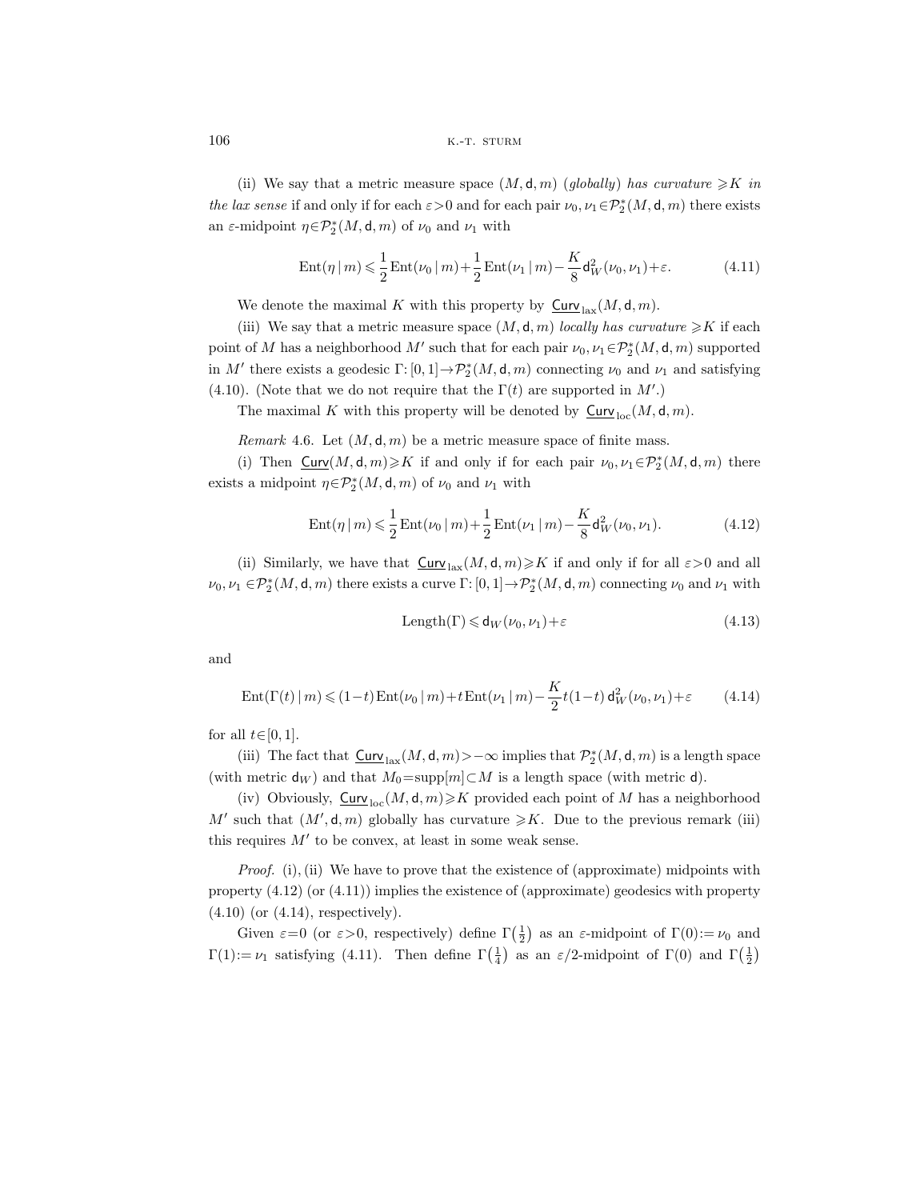(ii) We say that a metric measure space $(M,\mathsf{d},m)$ *(globally) has curvature* $\geqslant K$ *in the lax sense* if and only if for each $\varepsilon>0$ and for each pair $\nu_0,\nu_1\in\mathcal{P}_2^*(M,\mathsf{d},m)$ there exists an $\varepsilon$-midpoint $\eta\in\mathcal{P}_2^*(M,\mathsf{d},m)$ of $\nu_0$ and $\nu_1$ with

$$\operatorname{Ent}(\eta\,|\,m)\leqslant\frac{1}{2}\operatorname{Ent}(\nu_0\,|\,m)+\frac{1}{2}\operatorname{Ent}(\nu_1\,|\,m)-\frac{K}{8}\mathsf{d}_W^2(\nu_0,\nu_1)+\varepsilon. \tag{4.11}$$

We denote the maximal $K$ with this property by $\underline{\mathsf{Curv}}_{\mathrm{lax}}(M,\mathsf{d},m)$.

(iii) We say that a metric measure space $(M,\mathsf{d},m)$ *locally has curvature* $\geqslant K$ if each point of $M$ has a neighborhood $M'$ such that for each pair $\nu_0,\nu_1\in\mathcal{P}_2^*(M,\mathsf{d},m)$ supported in $M'$ there exists a geodesic $\Gamma:[0,1]\to\mathcal{P}_2^*(M,\mathsf{d},m)$ connecting $\nu_0$ and $\nu_1$ and satisfying (4.10). (Note that we do not require that the $\Gamma(t)$ are supported in $M'$.)

The maximal $K$ with this property will be denoted by $\underline{\mathsf{Curv}}_{\mathrm{loc}}(M,\mathsf{d},m)$.

*Remark* 4.6. Let $(M,\mathsf{d},m)$ be a metric measure space of finite mass.

(i) Then $\underline{\mathsf{Curv}}(M,\mathsf{d},m)\geqslant K$ if and only if for each pair $\nu_0,\nu_1\in\mathcal{P}_2^*(M,\mathsf{d},m)$ there exists a midpoint $\eta\in\mathcal{P}_2^*(M,\mathsf{d},m)$ of $\nu_0$ and $\nu_1$ with

$$\operatorname{Ent}(\eta\,|\,m)\leqslant\frac{1}{2}\operatorname{Ent}(\nu_0\,|\,m)+\frac{1}{2}\operatorname{Ent}(\nu_1\,|\,m)-\frac{K}{8}\mathsf{d}_W^2(\nu_0,\nu_1). \tag{4.12}$$

(ii) Similarly, we have that $\underline{\mathsf{Curv}}_{\mathrm{lax}}(M,\mathsf{d},m)\geqslant K$ if and only if for all $\varepsilon>0$ and all $\nu_0,\nu_1\in\mathcal{P}_2^*(M,\mathsf{d},m)$ there exists a curve $\Gamma:[0,1]\to\mathcal{P}_2^*(M,\mathsf{d},m)$ connecting $\nu_0$ and $\nu_1$ with

$$\operatorname{Length}(\Gamma)\leqslant\mathsf{d}_W(\nu_0,\nu_1)+\varepsilon \tag{4.13}$$

and

$$\operatorname{Ent}(\Gamma(t)\,|\,m)\leqslant(1-t)\operatorname{Ent}(\nu_0\,|\,m)+t\operatorname{Ent}(\nu_1\,|\,m)-\frac{K}{2}t(1-t)\,\mathsf{d}_W^2(\nu_0,\nu_1)+\varepsilon \tag{4.14}$$

for all $t\in[0,1]$.

(iii) The fact that $\underline{\mathsf{Curv}}_{\mathrm{lax}}(M,\mathsf{d},m)>-\infty$ implies that $\mathcal{P}_2^*(M,\mathsf{d},m)$ is a length space (with metric $\mathsf{d}_W$) and that $M_0=\operatorname{supp}[m]\subset M$ is a length space (with metric $\mathsf{d}$).

(iv) Obviously, $\underline{\mathsf{Curv}}_{\mathrm{loc}}(M,\mathsf{d},m)\geqslant K$ provided each point of $M$ has a neighborhood $M'$ such that $(M',\mathsf{d},m)$ globally has curvature $\geqslant K$. Due to the previous remark (iii) this requires $M'$ to be convex, at least in some weak sense.

*Proof.* (i), (ii) We have to prove that the existence of (approximate) midpoints with property (4.12) (or (4.11)) implies the existence of (approximate) geodesics with property (4.10) (or (4.14), respectively).

Given $\varepsilon=0$ (or $\varepsilon>0$, respectively) define $\Gamma\big(\frac{1}{2}\big)$ as an $\varepsilon$-midpoint of $\Gamma(0):=\nu_0$ and $\Gamma(1):=\nu_1$ satisfying (4.11). Then define $\Gamma\big(\frac{1}{4}\big)$ as an $\varepsilon/2$-midpoint of $\Gamma(0)$ and $\Gamma\big(\frac{1}{2}\big)$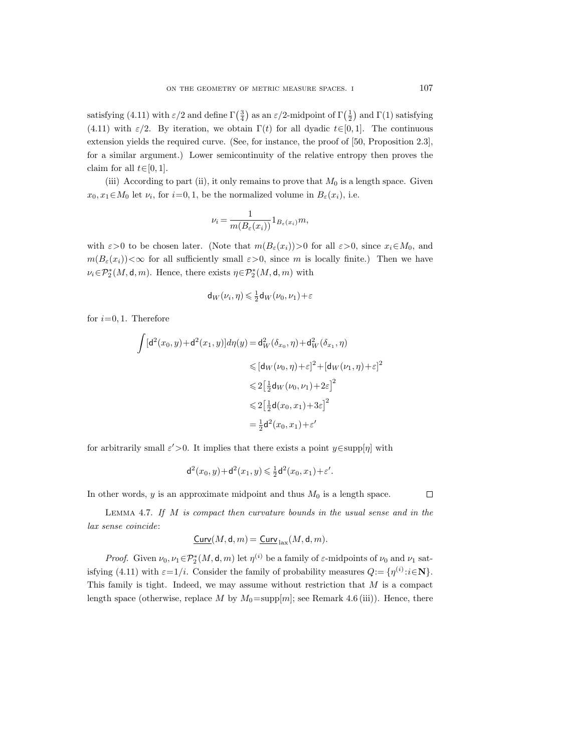satisfying (4.11) with $\varepsilon/2$ and define $\Gamma\left(\frac{3}{4}\right)$ as an $\varepsilon/2$-midpoint of $\Gamma\left(\frac{1}{2}\right)$ and $\Gamma(1)$ satisfying (4.11) with $\varepsilon/2$. By iteration, we obtain $\Gamma(t)$ for all dyadic $t\in[0,1]$. The continuous extension yields the required curve. (See, for instance, the proof of [50, Proposition 2.3], for a similar argument.) Lower semicontinuity of the relative entropy then proves the claim for all $t\in[0,1]$.

(iii) According to part (ii), it only remains to prove that $M_0$ is a length space. Given $x_0, x_1\in M_0$ let $\nu_i$, for $i=0,1$, be the normalized volume in $B_\varepsilon(x_i)$, i.e.

$$\nu_i = \frac{1}{m(B_\varepsilon(x_i))} 1_{B_\varepsilon(x_i)} m,$$

with $\varepsilon>0$ to be chosen later. (Note that $m(B_\varepsilon(x_i))>0$ for all $\varepsilon>0$, since $x_i\in M_0$, and $m(B_\varepsilon(x_i))<\infty$ for all sufficiently small $\varepsilon>0$, since $m$ is locally finite.) Then we have $\nu_i\in\mathcal{P}_2^*(M,\mathsf{d},m)$. Hence, there exists $\eta\in\mathcal{P}_2^*(M,\mathsf{d},m)$ with

$$\mathsf{d}_W(\nu_i,\eta)\leqslant \tfrac{1}{2}\mathsf{d}_W(\nu_0,\nu_1)+\varepsilon$$

for $i=0,1$. Therefore

$$\begin{aligned}
\int [\mathsf{d}^2(x_0,y)+\mathsf{d}^2(x_1,y)]\,d\eta(y) &= \mathsf{d}_W^2(\delta_{x_0},\eta)+\mathsf{d}_W^2(\delta_{x_1},\eta)\\
&\leqslant [\mathsf{d}_W(\nu_0,\eta)+\varepsilon]^2+[\mathsf{d}_W(\nu_1,\eta)+\varepsilon]^2\\
&\leqslant 2\left[\tfrac{1}{2}\mathsf{d}_W(\nu_0,\nu_1)+2\varepsilon\right]^2\\
&\leqslant 2\left[\tfrac{1}{2}\mathsf{d}(x_0,x_1)+3\varepsilon\right]^2\\
&= \tfrac{1}{2}\mathsf{d}^2(x_0,x_1)+\varepsilon'
\end{aligned}$$

for arbitrarily small $\varepsilon'>0$. It implies that there exists a point $y\in\operatorname{supp}[\eta]$ with

$$\mathsf{d}^2(x_0,y)+\mathsf{d}^2(x_1,y)\leqslant \tfrac{1}{2}\mathsf{d}^2(x_0,x_1)+\varepsilon'.$$

In other words, $y$ is an approximate midpoint and thus $M_0$ is a length space. $\square$

Lemma 4.7. *If $M$ is compact then curvature bounds in the usual sense and in the lax sense coincide*:

$$\underline{\mathsf{Curv}}(M,\mathsf{d},m) = \underline{\mathsf{Curv}}_{\text{lax}}(M,\mathsf{d},m).$$

*Proof.* Given $\nu_0,\nu_1\in\mathcal{P}_2^*(M,\mathsf{d},m)$ let $\eta^{(i)}$ be a family of $\varepsilon$-midpoints of $\nu_0$ and $\nu_1$ satisfying (4.11) with $\varepsilon=1/i$. Consider the family of probability measures $Q:=\{\eta^{(i)}:i\in\mathbf{N}\}$. This family is tight. Indeed, we may assume without restriction that $M$ is a compact length space (otherwise, replace $M$ by $M_0=\operatorname{supp}[m]$; see Remark 4.6 (iii)). Hence, there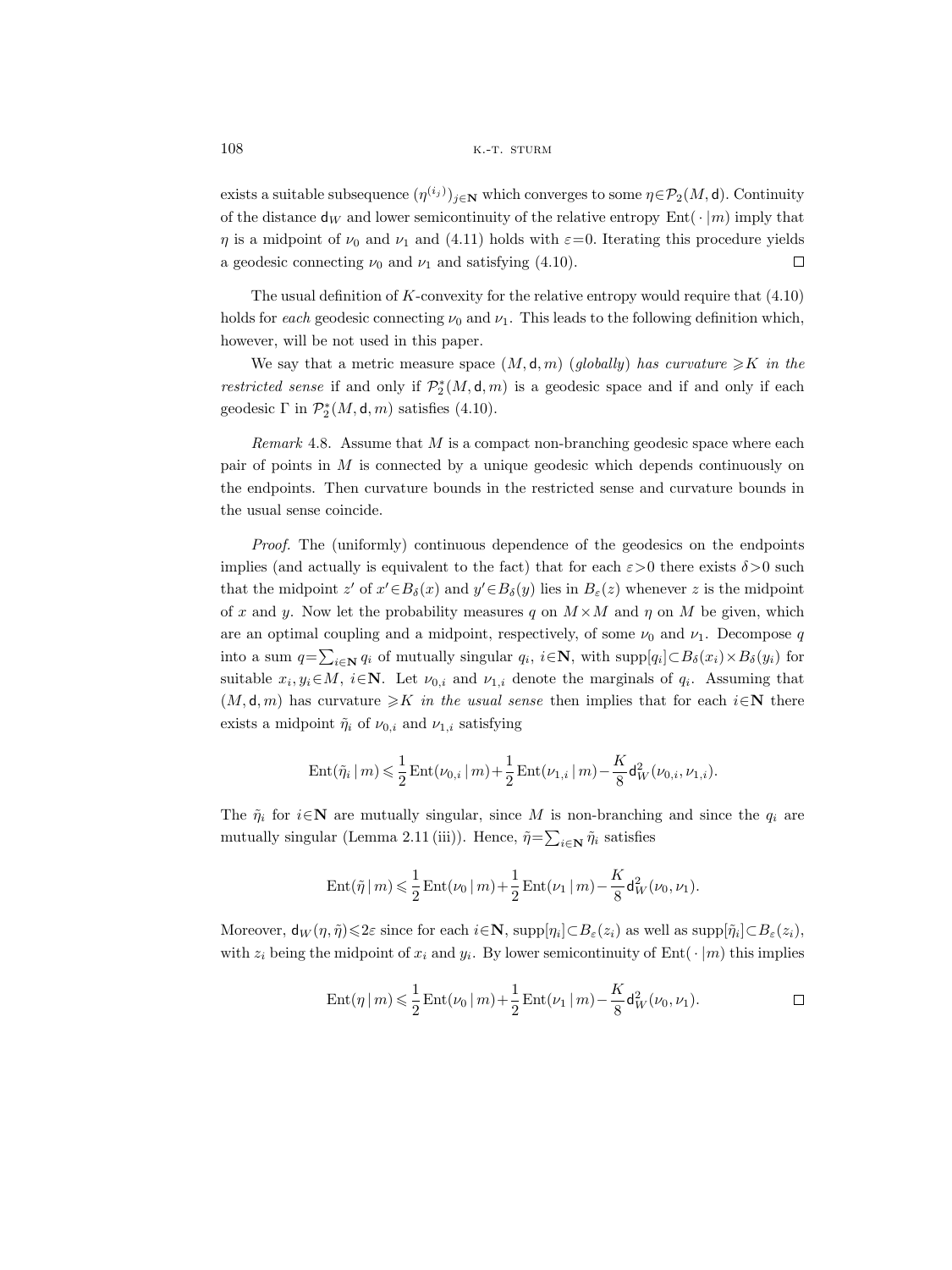exists a suitable subsequence $(\eta^{(i_j)})_{j\in\mathbf{N}}$ which converges to some $\eta\in\mathcal{P}_2(M,\mathsf{d})$. Continuity of the distance $\mathsf{d}_W$ and lower semicontinuity of the relative entropy $\mathrm{Ent}(\,\cdot\,|m)$ imply that $\eta$ is a midpoint of $\nu_0$ and $\nu_1$ and (4.11) holds with $\varepsilon=0$. Iterating this procedure yields a geodesic connecting $\nu_0$ and $\nu_1$ and satisfying (4.10). $\square$

The usual definition of $K$-convexity for the relative entropy would require that (4.10) holds for *each* geodesic connecting $\nu_0$ and $\nu_1$. This leads to the following definition which, however, will be not used in this paper.

We say that a metric measure space $(M,\mathsf{d},m)$ (*globally*) *has curvature* $\geqslant K$ *in the restricted sense* if and only if $\mathcal{P}_2^*(M,\mathsf{d},m)$ is a geodesic space and if and only if each geodesic $\Gamma$ in $\mathcal{P}_2^*(M,\mathsf{d},m)$ satisfies (4.10).

*Remark* 4.8. Assume that $M$ is a compact non-branching geodesic space where each pair of points in $M$ is connected by a unique geodesic which depends continuously on the endpoints. Then curvature bounds in the restricted sense and curvature bounds in the usual sense coincide.

*Proof.* The (uniformly) continuous dependence of the geodesics on the endpoints implies (and actually is equivalent to the fact) that for each $\varepsilon>0$ there exists $\delta>0$ such that the midpoint $z'$ of $x'\in B_\delta(x)$ and $y'\in B_\delta(y)$ lies in $B_\varepsilon(z)$ whenever $z$ is the midpoint of $x$ and $y$. Now let the probability measures $q$ on $M\times M$ and $\eta$ on $M$ be given, which are an optimal coupling and a midpoint, respectively, of some $\nu_0$ and $\nu_1$. Decompose $q$ into a sum $q=\sum_{i\in\mathbf{N}} q_i$ of mutually singular $q_i$, $i\in\mathbf{N}$, with $\mathrm{supp}[q_i]\subset B_\delta(x_i)\times B_\delta(y_i)$ for suitable $x_i,y_i\in M$, $i\in\mathbf{N}$. Let $\nu_{0,i}$ and $\nu_{1,i}$ denote the marginals of $q_i$. Assuming that $(M,\mathsf{d},m)$ has curvature $\geqslant K$ *in the usual sense* then implies that for each $i\in\mathbf{N}$ there exists a midpoint $\tilde\eta_i$ of $\nu_{0,i}$ and $\nu_{1,i}$ satisfying

$$\mathrm{Ent}(\tilde\eta_i\,|\,m)\leqslant\frac{1}{2}\,\mathrm{Ent}(\nu_{0,i}\,|\,m)+\frac{1}{2}\,\mathrm{Ent}(\nu_{1,i}\,|\,m)-\frac{K}{8}\,\mathsf{d}_W^2(\nu_{0,i},\nu_{1,i}).$$

The $\tilde\eta_i$ for $i\in\mathbf{N}$ are mutually singular, since $M$ is non-branching and since the $q_i$ are mutually singular (Lemma 2.11 (iii)). Hence, $\tilde\eta=\sum_{i\in\mathbf{N}}\tilde\eta_i$ satisfies

$$\mathrm{Ent}(\tilde\eta\,|\,m)\leqslant\frac{1}{2}\,\mathrm{Ent}(\nu_0\,|\,m)+\frac{1}{2}\,\mathrm{Ent}(\nu_1\,|\,m)-\frac{K}{8}\,\mathsf{d}_W^2(\nu_0,\nu_1).$$

Moreover, $\mathsf{d}_W(\eta,\tilde\eta)\leqslant 2\varepsilon$ since for each $i\in\mathbf{N}$, $\mathrm{supp}[\eta_i]\subset B_\varepsilon(z_i)$ as well as $\mathrm{supp}[\tilde\eta_i]\subset B_\varepsilon(z_i)$, with $z_i$ being the midpoint of $x_i$ and $y_i$. By lower semicontinuity of $\mathrm{Ent}(\,\cdot\,|m)$ this implies

$$\mathrm{Ent}(\eta\,|\,m)\leqslant\frac{1}{2}\,\mathrm{Ent}(\nu_0\,|\,m)+\frac{1}{2}\,\mathrm{Ent}(\nu_1\,|\,m)-\frac{K}{8}\,\mathsf{d}_W^2(\nu_0,\nu_1).\qquad\square$$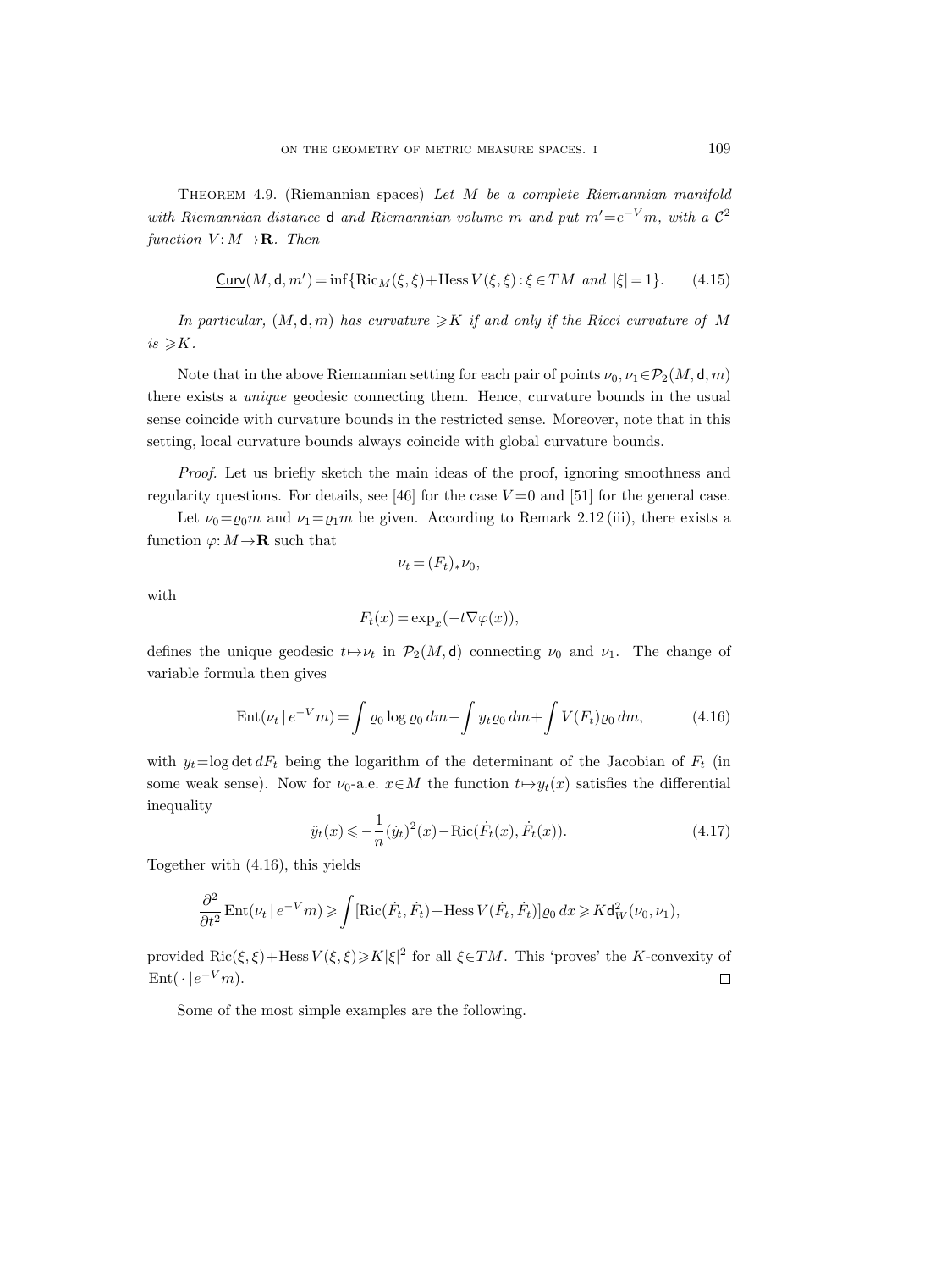**Theorem 4.9.** (Riemannian spaces) *Let $M$ be a complete Riemannian manifold with Riemannian distance $\mathsf{d}$ and Riemannian volume $m$ and put $m'=e^{-V}m$, with a $\mathcal{C}^2$ function $V: M\to\mathbf{R}$. Then*

$$\underline{\mathsf{Curv}}(M,\mathsf{d},m') = \inf\{\mathrm{Ric}_M(\xi,\xi)+\mathrm{Hess}\,V(\xi,\xi) : \xi\in TM \text{ and } |\xi|=1\}. \tag{4.15}$$

*In particular, $(M,\mathsf{d},m)$ has curvature $\geqslant K$ if and only if the Ricci curvature of $M$ is $\geqslant K$.*

Note that in the above Riemannian setting for each pair of points $\nu_0,\nu_1\in\mathcal{P}_2(M,\mathsf{d},m)$ there exists a *unique* geodesic connecting them. Hence, curvature bounds in the usual sense coincide with curvature bounds in the restricted sense. Moreover, note that in this setting, local curvature bounds always coincide with global curvature bounds.

*Proof.* Let us briefly sketch the main ideas of the proof, ignoring smoothness and regularity questions. For details, see [46] for the case $V=0$ and [51] for the general case.

Let $\nu_0=\varrho_0 m$ and $\nu_1=\varrho_1 m$ be given. According to Remark 2.12 (iii), there exists a function $\varphi: M\to\mathbf{R}$ such that

$$\nu_t = (F_t)_*\nu_0,$$

with

$$F_t(x) = \exp_x(-t\nabla\varphi(x)),$$

defines the unique geodesic $t\mapsto\nu_t$ in $\mathcal{P}_2(M,\mathsf{d})$ connecting $\nu_0$ and $\nu_1$. The change of variable formula then gives

$$\mathrm{Ent}(\nu_t\,|\,e^{-V}m) = \int\varrho_0\log\varrho_0\,dm - \int y_t\varrho_0\,dm + \int V(F_t)\varrho_0\,dm, \tag{4.16}$$

with $y_t=\log\det dF_t$ being the logarithm of the determinant of the Jacobian of $F_t$ (in some weak sense). Now for $\nu_0$-a.e. $x\in M$ the function $t\mapsto y_t(x)$ satisfies the differential inequality

$$\ddot{y}_t(x) \leqslant -\frac{1}{n}(\dot{y}_t)^2(x) - \mathrm{Ric}(\dot{F}_t(x),\dot{F}_t(x)). \tag{4.17}$$

Together with (4.16), this yields

$$\frac{\partial^2}{\partial t^2}\mathrm{Ent}(\nu_t\,|\,e^{-V}m) \geqslant \int[\mathrm{Ric}(\dot{F}_t,\dot{F}_t)+\mathrm{Hess}\,V(\dot{F}_t,\dot{F}_t)]\varrho_0\,dx \geqslant K\mathsf{d}_W^2(\nu_0,\nu_1),$$

provided $\mathrm{Ric}(\xi,\xi)+\mathrm{Hess}\,V(\xi,\xi)\geqslant K|\xi|^2$ for all $\xi\in TM$. This 'proves' the $K$-convexity of $\mathrm{Ent}(\,\cdot\,|e^{-V}m)$. □

Some of the most simple examples are the following.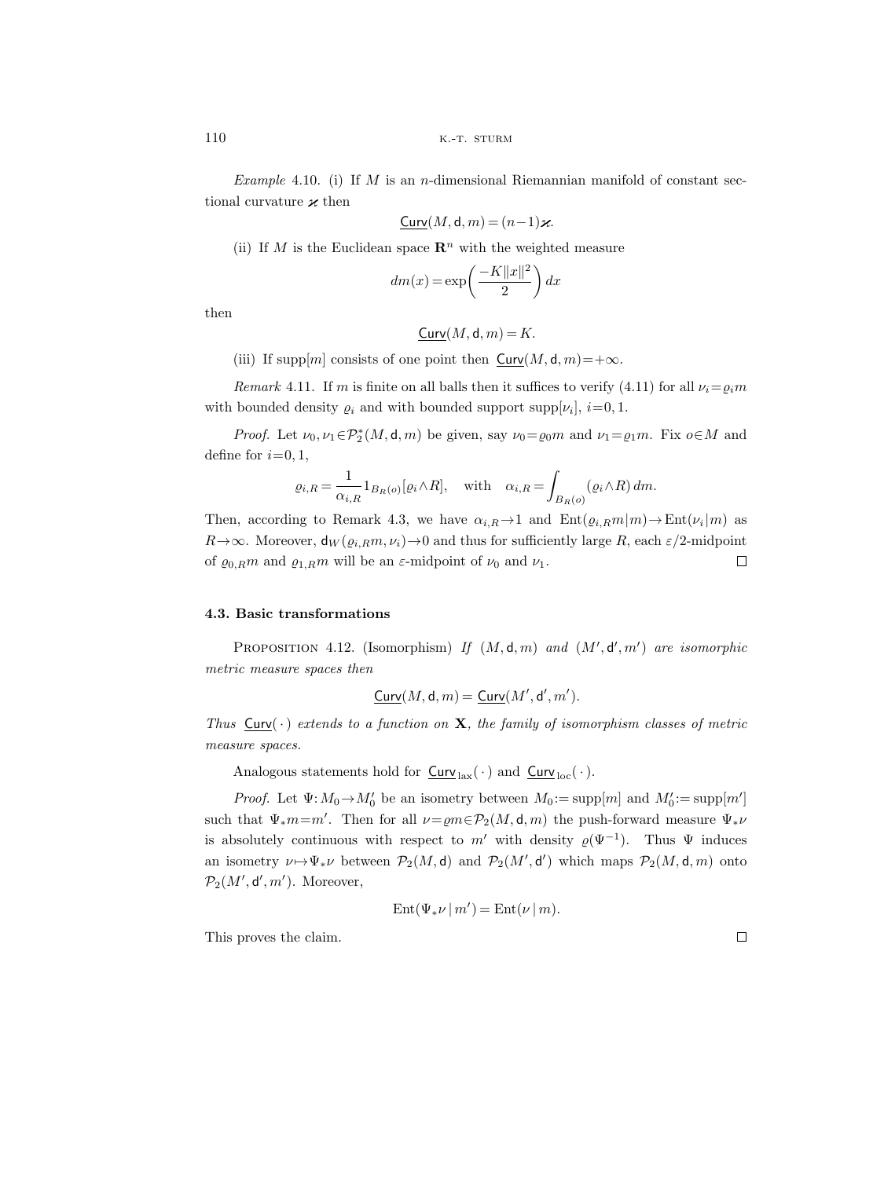*Example* 4.10. (i) If $M$ is an $n$-dimensional Riemannian manifold of constant sectional curvature $\varkappa$ then

$$\underline{\mathsf{Curv}}(M,\mathsf{d},m)=(n-1)\varkappa.$$

(ii) If $M$ is the Euclidean space $\mathbf{R}^n$ with the weighted measure

$$dm(x)=\exp\left(\frac{-K\|x\|^2}{2}\right)dx$$

then

$$\underline{\mathsf{Curv}}(M,\mathsf{d},m)=K.$$

(iii) If $\operatorname{supp}[m]$ consists of one point then $\underline{\mathsf{Curv}}(M,\mathsf{d},m)=+\infty$.

*Remark* 4.11. If $m$ is finite on all balls then it suffices to verify (4.11) for all $\nu_i=\varrho_i m$ with bounded density $\varrho_i$ and with bounded support $\operatorname{supp}[\nu_i]$, $i=0,1$.

*Proof.* Let $\nu_0,\nu_1\in\mathcal{P}_2^*(M,\mathsf{d},m)$ be given, say $\nu_0=\varrho_0 m$ and $\nu_1=\varrho_1 m$. Fix $o\in M$ and define for $i=0,1$,

$$\varrho_{i,R}=\frac{1}{\alpha_{i,R}}1_{B_R(o)}[\varrho_i\wedge R],\quad \text{with}\quad \alpha_{i,R}=\int_{B_R(o)}(\varrho_i\wedge R)\,dm.$$

Then, according to Remark 4.3, we have $\alpha_{i,R}\to 1$ and $\operatorname{Ent}(\varrho_{i,R}m|m)\to\operatorname{Ent}(\nu_i|m)$ as $R\to\infty$. Moreover, $\mathsf{d}_W(\varrho_{i,R}m,\nu_i)\to 0$ and thus for sufficiently large $R$, each $\varepsilon/2$-midpoint of $\varrho_{0,R}m$ and $\varrho_{1,R}m$ will be an $\varepsilon$-midpoint of $\nu_0$ and $\nu_1$. $\square$

### 4.3. Basic transformations

PROPOSITION 4.12. (Isomorphism) *If $(M,\mathsf{d},m)$ and $(M',\mathsf{d}',m')$ are isomorphic metric measure spaces then*

$$\underline{\mathsf{Curv}}(M,\mathsf{d},m)=\underline{\mathsf{Curv}}(M',\mathsf{d}',m').$$

*Thus $\underline{\mathsf{Curv}}(\,\cdot\,)$ extends to a function on $\mathbf{X}$, the family of isomorphism classes of metric measure spaces.*

Analogous statements hold for $\underline{\mathsf{Curv}}_{\text{lax}}(\,\cdot\,)$ and $\underline{\mathsf{Curv}}_{\text{loc}}(\,\cdot\,)$.

*Proof.* Let $\Psi: M_0\to M_0'$ be an isometry between $M_0:=\operatorname{supp}[m]$ and $M_0':=\operatorname{supp}[m']$ such that $\Psi_*m=m'$. Then for all $\nu=\varrho m\in\mathcal{P}_2(M,\mathsf{d},m)$ the push-forward measure $\Psi_*\nu$ is absolutely continuous with respect to $m'$ with density $\varrho(\Psi^{-1})$. Thus $\Psi$ induces an isometry $\nu\mapsto\Psi_*\nu$ between $\mathcal{P}_2(M,\mathsf{d})$ and $\mathcal{P}_2(M',\mathsf{d}')$ which maps $\mathcal{P}_2(M,\mathsf{d},m)$ onto $\mathcal{P}_2(M',\mathsf{d}',m')$. Moreover,

$$\operatorname{Ent}(\Psi_*\nu\,|\,m')=\operatorname{Ent}(\nu\,|\,m).$$

This proves the claim. $\square$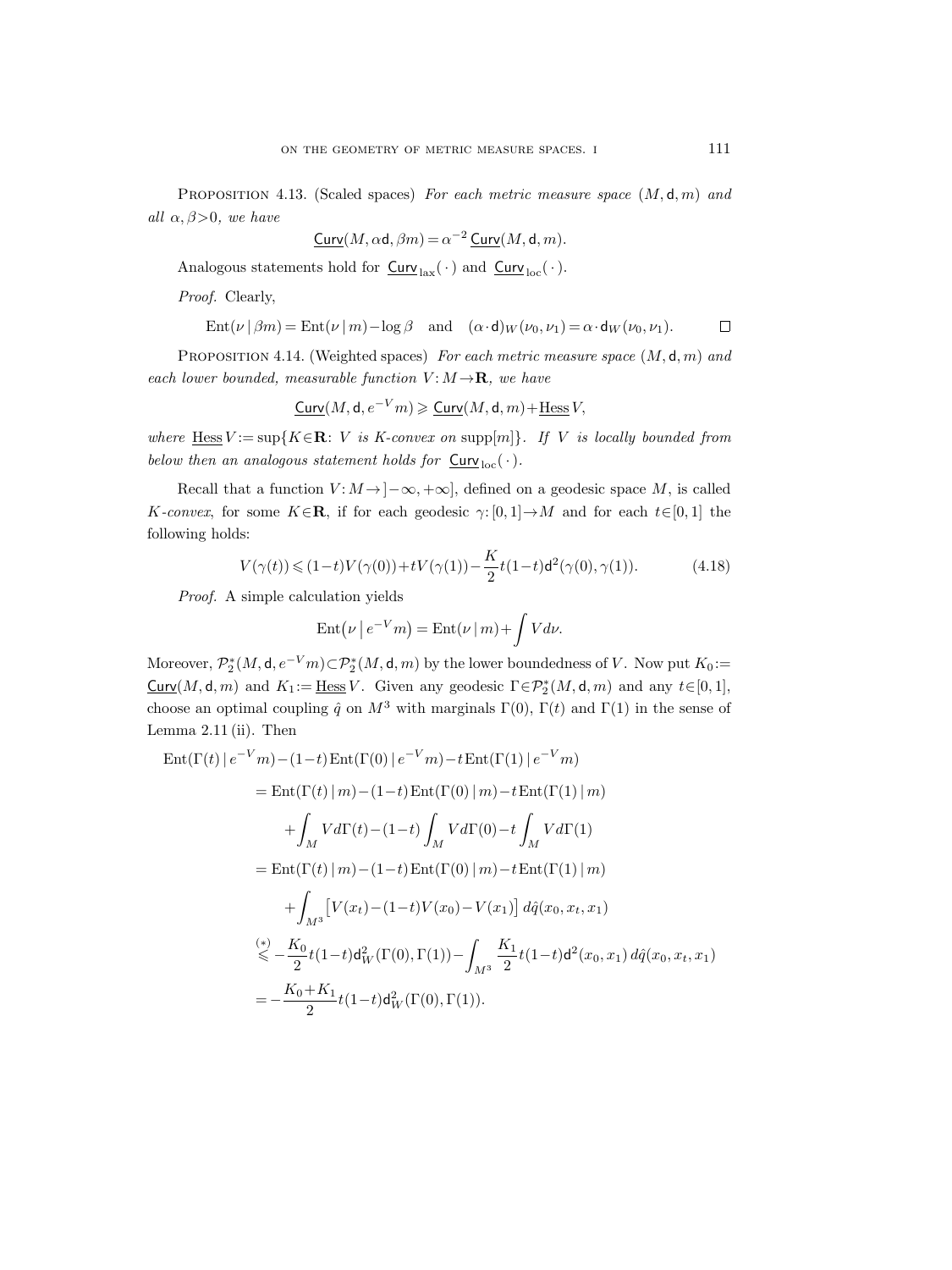Proposition 4.13. (Scaled spaces) *For each metric measure space $(M,\mathsf{d},m)$ and all $\alpha,\beta>0$, we have*

$$\underline{\mathsf{Curv}}(M,\alpha\mathsf{d},\beta m)=\alpha^{-2}\,\underline{\mathsf{Curv}}(M,\mathsf{d},m).$$

Analogous statements hold for $\underline{\mathsf{Curv}}_{\mathrm{lax}}(\,\cdot\,)$ and $\underline{\mathsf{Curv}}_{\mathrm{loc}}(\,\cdot\,)$.

*Proof.* Clearly,

$$\mathrm{Ent}(\nu\,|\,\beta m)=\mathrm{Ent}(\nu\,|\,m)-\log\beta \quad\text{and}\quad (\alpha\cdot\mathsf{d})_W(\nu_0,\nu_1)=\alpha\cdot\mathsf{d}_W(\nu_0,\nu_1). \qquad \square$$

Proposition 4.14. (Weighted spaces) *For each metric measure space $(M,\mathsf{d},m)$ and each lower bounded, measurable function $V\colon M\to\mathbf{R}$, we have*

$$\underline{\mathsf{Curv}}(M,\mathsf{d},e^{-V}m)\geqslant \underline{\mathsf{Curv}}(M,\mathsf{d},m)+\underline{\mathrm{Hess}}\,V,$$

*where $\underline{\mathrm{Hess}}\,V:=\sup\{K\in\mathbf{R}\colon V$ is $K$-convex on $\mathrm{supp}[m]\}$. If $V$ is locally bounded from below then an analogous statement holds for $\underline{\mathsf{Curv}}_{\mathrm{loc}}(\,\cdot\,)$.*

Recall that a function $V\colon M\to\,]-\infty,+\infty]$, defined on a geodesic space $M$, is called *$K$-convex*, for some $K\in\mathbf{R}$, if for each geodesic $\gamma\colon[0,1]\to M$ and for each $t\in[0,1]$ the following holds:

$$V(\gamma(t))\leqslant(1-t)V(\gamma(0))+tV(\gamma(1))-\frac{K}{2}t(1-t)\mathsf{d}^2(\gamma(0),\gamma(1)). \tag{4.18}$$

*Proof.* A simple calculation yields

$$\mathrm{Ent}\big(\nu\,\big|\,e^{-V}m\big)=\mathrm{Ent}(\nu\,|\,m)+\int V\,d\nu.$$

Moreover, $\mathcal{P}_2^*(M,\mathsf{d},e^{-V}m)\subset\mathcal{P}_2^*(M,\mathsf{d},m)$ by the lower boundedness of $V$. Now put $K_0:=\underline{\mathsf{Curv}}(M,\mathsf{d},m)$ and $K_1:=\underline{\mathrm{Hess}}\,V$. Given any geodesic $\Gamma\in\mathcal{P}_2^*(M,\mathsf{d},m)$ and any $t\in[0,1]$, choose an optimal coupling $\hat q$ on $M^3$ with marginals $\Gamma(0)$, $\Gamma(t)$ and $\Gamma(1)$ in the sense of Lemma 2.11 (ii). Then

$$\begin{aligned}
&\mathrm{Ent}(\Gamma(t)\,|\,e^{-V}m)-(1-t)\,\mathrm{Ent}(\Gamma(0)\,|\,e^{-V}m)-t\,\mathrm{Ent}(\Gamma(1)\,|\,e^{-V}m)\\
&\quad=\mathrm{Ent}(\Gamma(t)\,|\,m)-(1-t)\,\mathrm{Ent}(\Gamma(0)\,|\,m)-t\,\mathrm{Ent}(\Gamma(1)\,|\,m)\\
&\qquad+\int_M V\,d\Gamma(t)-(1-t)\int_M V\,d\Gamma(0)-t\int_M V\,d\Gamma(1)\\
&\quad=\mathrm{Ent}(\Gamma(t)\,|\,m)-(1-t)\,\mathrm{Ent}(\Gamma(0)\,|\,m)-t\,\mathrm{Ent}(\Gamma(1)\,|\,m)\\
&\qquad+\int_{M^3}\big[V(x_t)-(1-t)V(x_0)-V(x_1)\big]\,d\hat q(x_0,x_t,x_1)\\
&\quad\overset{(*)}{\leqslant}-\frac{K_0}{2}t(1-t)\mathsf{d}_W^2(\Gamma(0),\Gamma(1))-\int_{M^3}\frac{K_1}{2}t(1-t)\mathsf{d}^2(x_0,x_1)\,d\hat q(x_0,x_t,x_1)\\
&\quad=-\frac{K_0+K_1}{2}t(1-t)\mathsf{d}_W^2(\Gamma(0),\Gamma(1)).
\end{aligned}$$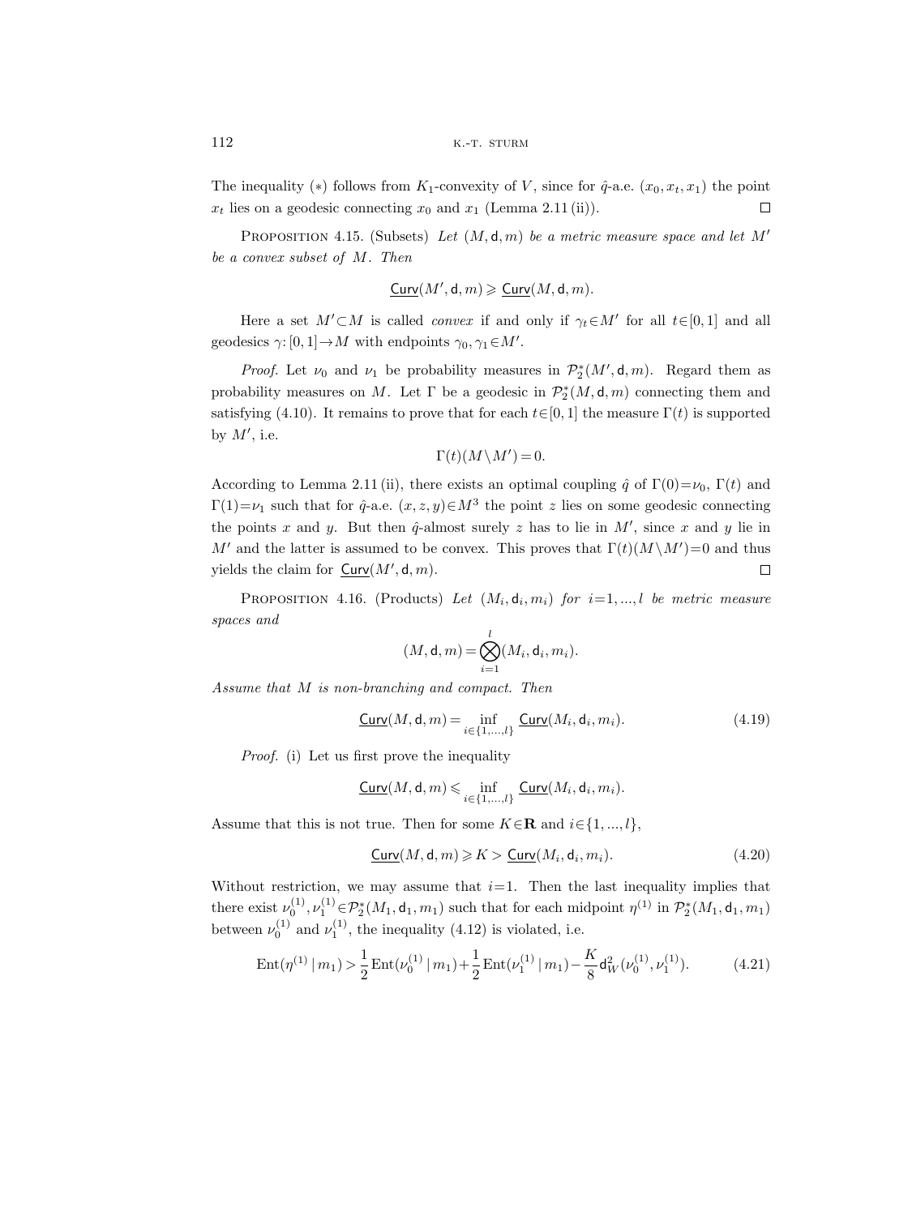The inequality $(*)$ follows from $K_1$-convexity of $V$, since for $\hat{q}$-a.e. $(x_0, x_t, x_1)$ the point $x_t$ lies on a geodesic connecting $x_0$ and $x_1$ (Lemma 2.11 (ii)). $\square$

PROPOSITION 4.15. (Subsets) *Let $(M, \mathsf{d}, m)$ be a metric measure space and let $M'$ be a convex subset of $M$. Then*

$$\underline{\mathsf{Curv}}(M', \mathsf{d}, m) \geqslant \underline{\mathsf{Curv}}(M, \mathsf{d}, m).$$

Here a set $M' \subset M$ is called *convex* if and only if $\gamma_t \in M'$ for all $t \in [0,1]$ and all geodesics $\gamma: [0,1] \to M$ with endpoints $\gamma_0, \gamma_1 \in M'$.

*Proof.* Let $\nu_0$ and $\nu_1$ be probability measures in $\mathcal{P}_2^*(M', \mathsf{d}, m)$. Regard them as probability measures on $M$. Let $\Gamma$ be a geodesic in $\mathcal{P}_2^*(M, \mathsf{d}, m)$ connecting them and satisfying (4.10). It remains to prove that for each $t \in [0,1]$ the measure $\Gamma(t)$ is supported by $M'$, i.e.

$$\Gamma(t)(M \setminus M') = 0.$$

According to Lemma 2.11 (ii), there exists an optimal coupling $\hat{q}$ of $\Gamma(0) = \nu_0$, $\Gamma(t)$ and $\Gamma(1) = \nu_1$ such that for $\hat{q}$-a.e. $(x, z, y) \in M^3$ the point $z$ lies on some geodesic connecting the points $x$ and $y$. But then $\hat{q}$-almost surely $z$ has to lie in $M'$, since $x$ and $y$ lie in $M'$ and the latter is assumed to be convex. This proves that $\Gamma(t)(M \setminus M') = 0$ and thus yields the claim for $\underline{\mathsf{Curv}}(M', \mathsf{d}, m)$. $\square$

PROPOSITION 4.16. (Products) *Let $(M_i, \mathsf{d}_i, m_i)$ for $i = 1, ..., l$ be metric measure spaces and*

$$(M, \mathsf{d}, m) = \bigotimes_{i=1}^{l} (M_i, \mathsf{d}_i, m_i).$$

*Assume that $M$ is non-branching and compact. Then*

$$\underline{\mathsf{Curv}}(M, \mathsf{d}, m) = \inf_{i \in \{1, \dots, l\}} \underline{\mathsf{Curv}}(M_i, \mathsf{d}_i, m_i). \tag{4.19}$$

*Proof.* (i) Let us first prove the inequality

$$\underline{\mathsf{Curv}}(M, \mathsf{d}, m) \leqslant \inf_{i \in \{1, \dots, l\}} \underline{\mathsf{Curv}}(M_i, \mathsf{d}_i, m_i).$$

Assume that this is not true. Then for some $K \in \mathbf{R}$ and $i \in \{1, ..., l\}$,

$$\underline{\mathsf{Curv}}(M, \mathsf{d}, m) \geqslant K > \underline{\mathsf{Curv}}(M_i, \mathsf{d}_i, m_i). \tag{4.20}$$

Without restriction, we may assume that $i = 1$. Then the last inequality implies that there exist $\nu_0^{(1)}, \nu_1^{(1)} \in \mathcal{P}_2^*(M_1, \mathsf{d}_1, m_1)$ such that for each midpoint $\eta^{(1)}$ in $\mathcal{P}_2^*(M_1, \mathsf{d}_1, m_1)$ between $\nu_0^{(1)}$ and $\nu_1^{(1)}$, the inequality (4.12) is violated, i.e.

$$\mathrm{Ent}(\eta^{(1)} \,|\, m_1) > \frac{1}{2} \mathrm{Ent}(\nu_0^{(1)} \,|\, m_1) + \frac{1}{2} \mathrm{Ent}(\nu_1^{(1)} \,|\, m_1) - \frac{K}{8} \mathsf{d}_W^2(\nu_0^{(1)}, \nu_1^{(1)}). \tag{4.21}$$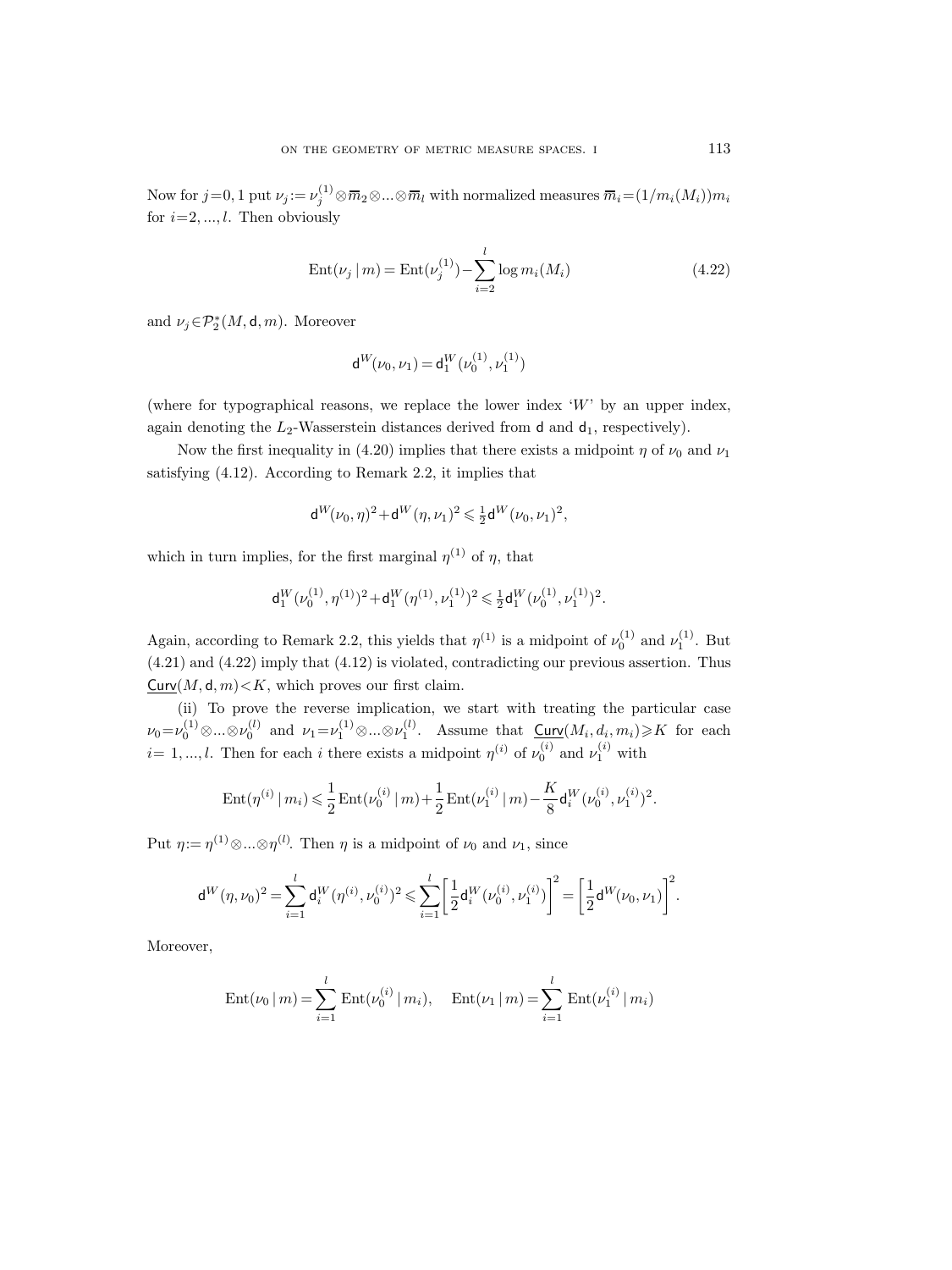Now for $j=0,1$ put $\nu_j := \nu_j^{(1)} \otimes \overline{m}_2 \otimes ... \otimes \overline{m}_l$ with normalized measures $\overline{m}_i = (1/m_i(M_i))m_i$ for $i=2,...,l$. Then obviously

$$\mathrm{Ent}(\nu_j \mid m) = \mathrm{Ent}(\nu_j^{(1)}) - \sum_{i=2}^{l} \log m_i(M_i) \tag{4.22}$$

and $\nu_j \in \mathcal{P}_2^*(M, \mathsf{d}, m)$. Moreover

$$\mathsf{d}^W(\nu_0, \nu_1) = \mathsf{d}_1^W(\nu_0^{(1)}, \nu_1^{(1)})$$

(where for typographical reasons, we replace the lower index '$W$' by an upper index, again denoting the $L_2$-Wasserstein distances derived from $\mathsf{d}$ and $\mathsf{d}_1$, respectively).

Now the first inequality in (4.20) implies that there exists a midpoint $\eta$ of $\nu_0$ and $\nu_1$ satisfying (4.12). According to Remark 2.2, it implies that

$$\mathsf{d}^W(\nu_0, \eta)^2 + \mathsf{d}^W(\eta, \nu_1)^2 \leqslant \tfrac{1}{2} \mathsf{d}^W(\nu_0, \nu_1)^2,$$

which in turn implies, for the first marginal $\eta^{(1)}$ of $\eta$, that

$$\mathsf{d}_1^W(\nu_0^{(1)}, \eta^{(1)})^2 + \mathsf{d}_1^W(\eta^{(1)}, \nu_1^{(1)})^2 \leqslant \tfrac{1}{2} \mathsf{d}_1^W(\nu_0^{(1)}, \nu_1^{(1)})^2.$$

Again, according to Remark 2.2, this yields that $\eta^{(1)}$ is a midpoint of $\nu_0^{(1)}$ and $\nu_1^{(1)}$. But (4.21) and (4.22) imply that (4.12) is violated, contradicting our previous assertion. Thus $\underline{\mathsf{Curv}}(M, \mathsf{d}, m) < K$, which proves our first claim.

(ii) To prove the reverse implication, we start with treating the particular case $\nu_0 = \nu_0^{(1)} \otimes ... \otimes \nu_0^{(l)}$ and $\nu_1 = \nu_1^{(1)} \otimes ... \otimes \nu_1^{(l)}$. Assume that $\underline{\mathsf{Curv}}(M_i, d_i, m_i) \geqslant K$ for each $i = 1, ..., l$. Then for each $i$ there exists a midpoint $\eta^{(i)}$ of $\nu_0^{(i)}$ and $\nu_1^{(i)}$ with

$$\mathrm{Ent}(\eta^{(i)} \mid m_i) \leqslant \frac{1}{2} \mathrm{Ent}(\nu_0^{(i)} \mid m) + \frac{1}{2} \mathrm{Ent}(\nu_1^{(i)} \mid m) - \frac{K}{8} \mathsf{d}_i^W(\nu_0^{(i)}, \nu_1^{(i)})^2.$$

Put $\eta := \eta^{(1)} \otimes ... \otimes \eta^{(l)}$. Then $\eta$ is a midpoint of $\nu_0$ and $\nu_1$, since

$$\mathsf{d}^W(\eta, \nu_0)^2 = \sum_{i=1}^{l} \mathsf{d}_i^W(\eta^{(i)}, \nu_0^{(i)})^2 \leqslant \sum_{i=1}^{l} \left[ \frac{1}{2} \mathsf{d}_i^W(\nu_0^{(i)}, \nu_1^{(i)}) \right]^2 = \left[ \frac{1}{2} \mathsf{d}^W(\nu_0, \nu_1) \right]^2.$$

Moreover,

$$\mathrm{Ent}(\nu_0 \mid m) = \sum_{i=1}^{l} \mathrm{Ent}(\nu_0^{(i)} \mid m_i), \quad \mathrm{Ent}(\nu_1 \mid m) = \sum_{i=1}^{l} \mathrm{Ent}(\nu_1^{(i)} \mid m_i)$$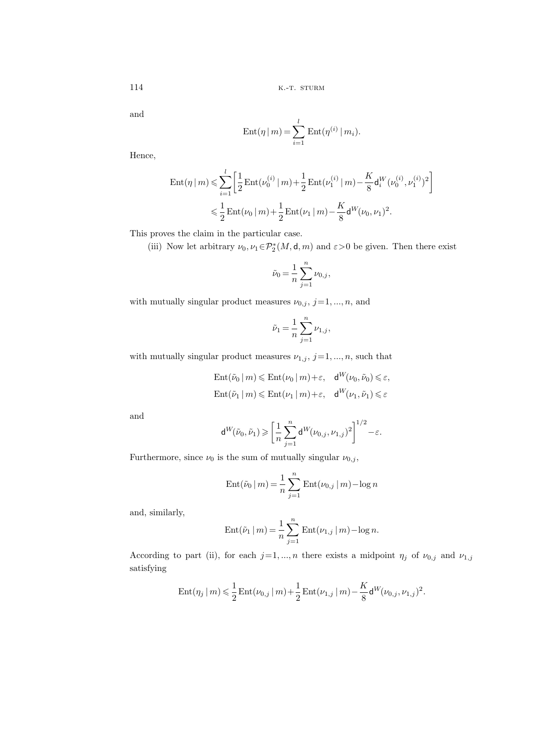and

$$\mathrm{Ent}(\eta\,|\,m)=\sum_{i=1}^{l}\mathrm{Ent}(\eta^{(i)}\,|\,m_i).$$

Hence,

$$\begin{aligned}\mathrm{Ent}(\eta\,|\,m)&\leqslant\sum_{i=1}^{l}\left[\frac{1}{2}\mathrm{Ent}(\nu_0^{(i)}\,|\,m)+\frac{1}{2}\mathrm{Ent}(\nu_1^{(i)}\,|\,m)-\frac{K}{8}\mathsf{d}_i^W(\nu_0^{(i)},\nu_1^{(i)})^2\right]\\&\leqslant\frac{1}{2}\mathrm{Ent}(\nu_0\,|\,m)+\frac{1}{2}\mathrm{Ent}(\nu_1\,|\,m)-\frac{K}{8}\mathsf{d}^W(\nu_0,\nu_1)^2.\end{aligned}$$

This proves the claim in the particular case.

(iii) Now let arbitrary $\nu_0,\nu_1\in\mathcal{P}_2^*(M,\mathsf{d},m)$ and $\varepsilon>0$ be given. Then there exist

$$\tilde{\nu}_0=\frac{1}{n}\sum_{j=1}^{n}\nu_{0,j},$$

with mutually singular product measures $\nu_{0,j}$, $j=1,...,n$, and

$$\tilde{\nu}_1=\frac{1}{n}\sum_{j=1}^{n}\nu_{1,j},$$

with mutually singular product measures $\nu_{1,j}$, $j=1,...,n$, such that

$$\begin{aligned}\mathrm{Ent}(\tilde{\nu}_0\,|\,m)&\leqslant\mathrm{Ent}(\nu_0\,|\,m)+\varepsilon,\quad \mathsf{d}^W(\nu_0,\tilde{\nu}_0)\leqslant\varepsilon,\\ \mathrm{Ent}(\tilde{\nu}_1\,|\,m)&\leqslant\mathrm{Ent}(\nu_1\,|\,m)+\varepsilon,\quad \mathsf{d}^W(\nu_1,\tilde{\nu}_1)\leqslant\varepsilon\end{aligned}$$

and

$$\mathsf{d}^W(\tilde{\nu}_0,\tilde{\nu}_1)\geqslant\left[\frac{1}{n}\sum_{j=1}^{n}\mathsf{d}^W(\nu_{0,j},\nu_{1,j})^2\right]^{1/2}-\varepsilon.$$

Furthermore, since $\nu_0$ is the sum of mutually singular $\nu_{0,j}$,

$$\mathrm{Ent}(\tilde{\nu}_0\,|\,m)=\frac{1}{n}\sum_{j=1}^{n}\mathrm{Ent}(\nu_{0,j}\,|\,m)-\log n$$

and, similarly,

$$\mathrm{Ent}(\tilde{\nu}_1\,|\,m)=\frac{1}{n}\sum_{j=1}^{n}\mathrm{Ent}(\nu_{1,j}\,|\,m)-\log n.$$

According to part (ii), for each $j=1,...,n$ there exists a midpoint $\eta_j$ of $\nu_{0,j}$ and $\nu_{1,j}$ satisfying

$$\mathrm{Ent}(\eta_j\,|\,m)\leqslant\frac{1}{2}\mathrm{Ent}(\nu_{0,j}\,|\,m)+\frac{1}{2}\mathrm{Ent}(\nu_{1,j}\,|\,m)-\frac{K}{8}\mathsf{d}^W(\nu_{0,j},\nu_{1,j})^2.$$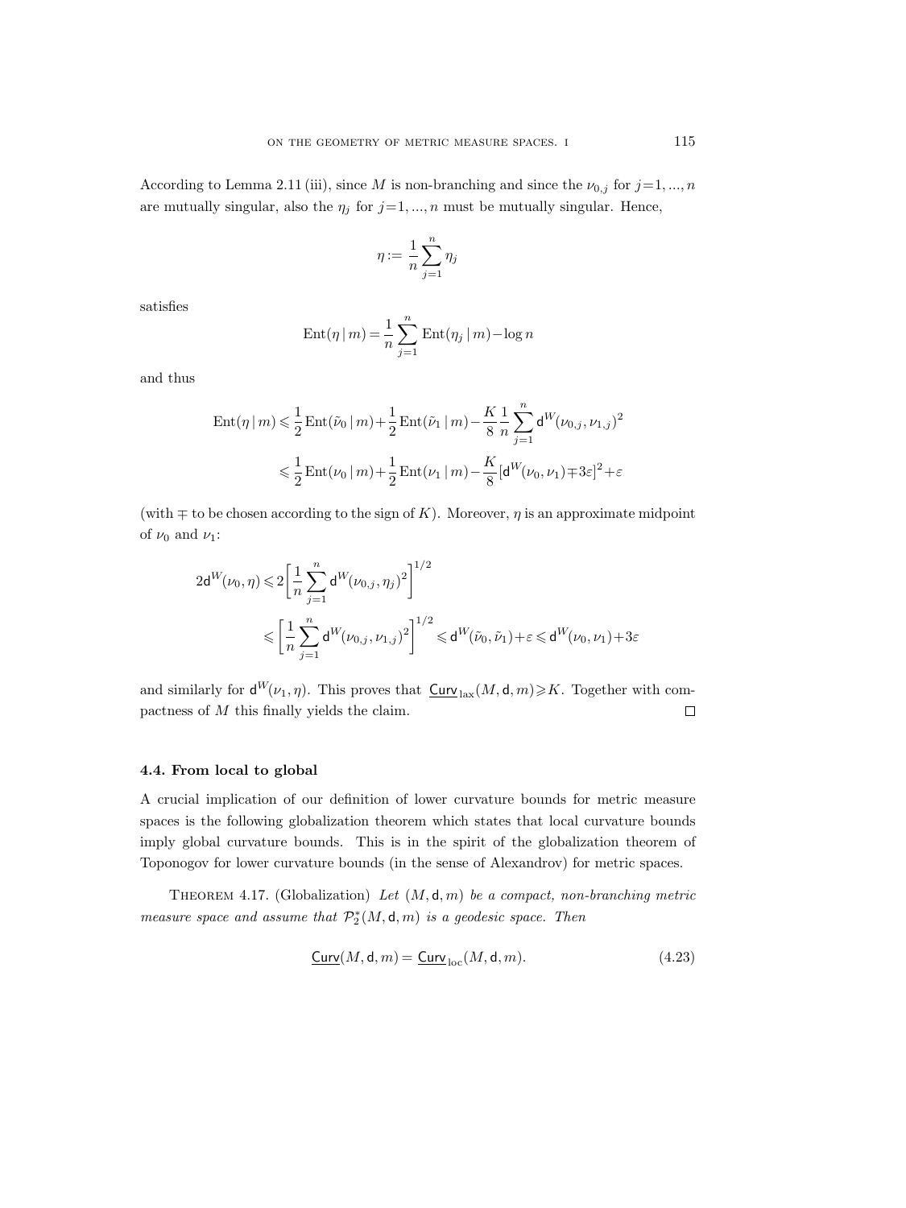According to Lemma 2.11 (iii), since $M$ is non-branching and since the $\nu_{0,j}$ for $j=1,...,n$ are mutually singular, also the $\eta_j$ for $j=1,...,n$ must be mutually singular. Hence,

$$\eta := \frac{1}{n}\sum_{j=1}^{n} \eta_j$$

satisfies

$$\mathrm{Ent}(\eta \,|\, m) = \frac{1}{n}\sum_{j=1}^{n} \mathrm{Ent}(\eta_j \,|\, m) - \log n$$

and thus

$$\begin{aligned}
\mathrm{Ent}(\eta \,|\, m) &\leqslant \frac{1}{2}\mathrm{Ent}(\tilde{\nu}_0 \,|\, m) + \frac{1}{2}\mathrm{Ent}(\tilde{\nu}_1 \,|\, m) - \frac{K}{8}\frac{1}{n}\sum_{j=1}^{n} \mathsf{d}^W(\nu_{0,j}, \nu_{1,j})^2 \\
&\leqslant \frac{1}{2}\mathrm{Ent}(\nu_0 \,|\, m) + \frac{1}{2}\mathrm{Ent}(\nu_1 \,|\, m) - \frac{K}{8}[\mathsf{d}^W(\nu_0, \nu_1) \mp 3\varepsilon]^2 + \varepsilon
\end{aligned}$$

(with $\mp$ to be chosen according to the sign of $K$). Moreover, $\eta$ is an approximate midpoint of $\nu_0$ and $\nu_1$:

$$\begin{aligned}
2\mathsf{d}^W(\nu_0, \eta) &\leqslant 2\left[\frac{1}{n}\sum_{j=1}^{n} \mathsf{d}^W(\nu_{0,j}, \eta_j)^2\right]^{1/2} \\
&\leqslant \left[\frac{1}{n}\sum_{j=1}^{n} \mathsf{d}^W(\nu_{0,j}, \nu_{1,j})^2\right]^{1/2} \leqslant \mathsf{d}^W(\tilde{\nu}_0, \tilde{\nu}_1) + \varepsilon \leqslant \mathsf{d}^W(\nu_0, \nu_1) + 3\varepsilon
\end{aligned}$$

and similarly for $\mathsf{d}^W(\nu_1, \eta)$. This proves that $\underline{\mathsf{Curv}}_{\mathrm{lax}}(M, \mathsf{d}, m) \geqslant K$. Together with compactness of $M$ this finally yields the claim. $\square$

### 4.4. From local to global

A crucial implication of our definition of lower curvature bounds for metric measure spaces is the following globalization theorem which states that local curvature bounds imply global curvature bounds. This is in the spirit of the globalization theorem of Toponogov for lower curvature bounds (in the sense of Alexandrov) for metric spaces.

THEOREM 4.17. (Globalization) *Let $(M, \mathsf{d}, m)$ be a compact, non-branching metric measure space and assume that $\mathcal{P}_2^*(M, \mathsf{d}, m)$ is a geodesic space. Then*

$$\underline{\mathsf{Curv}}(M, \mathsf{d}, m) = \underline{\mathsf{Curv}}_{\mathrm{loc}}(M, \mathsf{d}, m). \tag{4.23}$$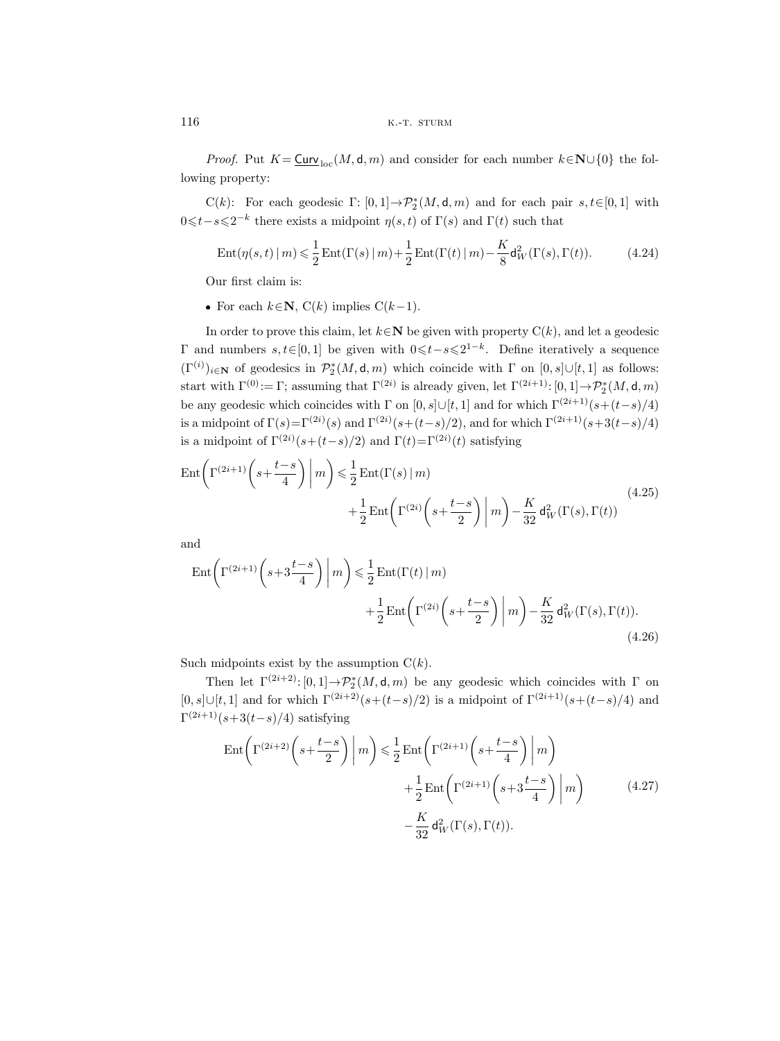*Proof.* Put $K = \underline{\mathsf{Curv}}_{\text{loc}}(M, \mathsf{d}, m)$ and consider for each number $k \in \mathbf{N} \cup \{0\}$ the following property:

C($k$): For each geodesic $\Gamma\colon [0,1] \to \mathcal{P}_2^*(M, \mathsf{d}, m)$ and for each pair $s, t \in [0,1]$ with $0 \leqslant t-s \leqslant 2^{-k}$ there exists a midpoint $\eta(s,t)$ of $\Gamma(s)$ and $\Gamma(t)$ such that

$$\operatorname{Ent}(\eta(s,t) \,|\, m) \leqslant \frac{1}{2} \operatorname{Ent}(\Gamma(s) \,|\, m) + \frac{1}{2} \operatorname{Ent}(\Gamma(t) \,|\, m) - \frac{K}{8} \mathsf{d}_W^2(\Gamma(s), \Gamma(t)). \tag{4.24}$$

Our first claim is:

- For each $k \in \mathbf{N}$, C($k$) implies C($k-1$).

In order to prove this claim, let $k \in \mathbf{N}$ be given with property C($k$), and let a geodesic $\Gamma$ and numbers $s, t \in [0,1]$ be given with $0 \leqslant t-s \leqslant 2^{1-k}$. Define iteratively a sequence $(\Gamma^{(i)})_{i \in \mathbf{N}}$ of geodesics in $\mathcal{P}_2^*(M, \mathsf{d}, m)$ which coincide with $\Gamma$ on $[0,s] \cup [t,1]$ as follows: start with $\Gamma^{(0)} := \Gamma$; assuming that $\Gamma^{(2i)}$ is already given, let $\Gamma^{(2i+1)}\colon [0,1] \to \mathcal{P}_2^*(M, \mathsf{d}, m)$ be any geodesic which coincides with $\Gamma$ on $[0,s] \cup [t,1]$ and for which $\Gamma^{(2i+1)}(s+(t-s)/4)$ is a midpoint of $\Gamma(s) = \Gamma^{(2i)}(s)$ and $\Gamma^{(2i)}(s+(t-s)/2)$, and for which $\Gamma^{(2i+1)}(s+3(t-s)/4)$ is a midpoint of $\Gamma^{(2i)}(s+(t-s)/2)$ and $\Gamma(t) = \Gamma^{(2i)}(t)$ satisfying

$$\operatorname{Ent}\left(\Gamma^{(2i+1)}\left(s+\frac{t-s}{4}\right) \,\middle|\, m\right) \leqslant \frac{1}{2} \operatorname{Ent}(\Gamma(s) \,|\, m) + \frac{1}{2} \operatorname{Ent}\left(\Gamma^{(2i)}\left(s+\frac{t-s}{2}\right) \,\middle|\, m\right) - \frac{K}{32} \mathsf{d}_W^2(\Gamma(s), \Gamma(t)) \tag{4.25}$$

and

$$\operatorname{Ent}\left(\Gamma^{(2i+1)}\left(s+3\frac{t-s}{4}\right) \,\middle|\, m\right) \leqslant \frac{1}{2} \operatorname{Ent}(\Gamma(t) \,|\, m) + \frac{1}{2} \operatorname{Ent}\left(\Gamma^{(2i)}\left(s+\frac{t-s}{2}\right) \,\middle|\, m\right) - \frac{K}{32} \mathsf{d}_W^2(\Gamma(s), \Gamma(t)). \tag{4.26}$$

Such midpoints exist by the assumption C($k$).

Then let $\Gamma^{(2i+2)}\colon [0,1] \to \mathcal{P}_2^*(M, \mathsf{d}, m)$ be any geodesic which coincides with $\Gamma$ on $[0,s] \cup [t,1]$ and for which $\Gamma^{(2i+2)}(s+(t-s)/2)$ is a midpoint of $\Gamma^{(2i+1)}(s+(t-s)/4)$ and $\Gamma^{(2i+1)}(s+3(t-s)/4)$ satisfying

$$\begin{aligned}\operatorname{Ent}\left(\Gamma^{(2i+2)}\left(s+\frac{t-s}{2}\right) \,\middle|\, m\right) \leqslant{} & \frac{1}{2} \operatorname{Ent}\left(\Gamma^{(2i+1)}\left(s+\frac{t-s}{4}\right) \,\middle|\, m\right) \\ & + \frac{1}{2} \operatorname{Ent}\left(\Gamma^{(2i+1)}\left(s+3\frac{t-s}{4}\right) \,\middle|\, m\right) \\ & - \frac{K}{32} \mathsf{d}_W^2(\Gamma(s), \Gamma(t)).\end{aligned} \tag{4.27}$$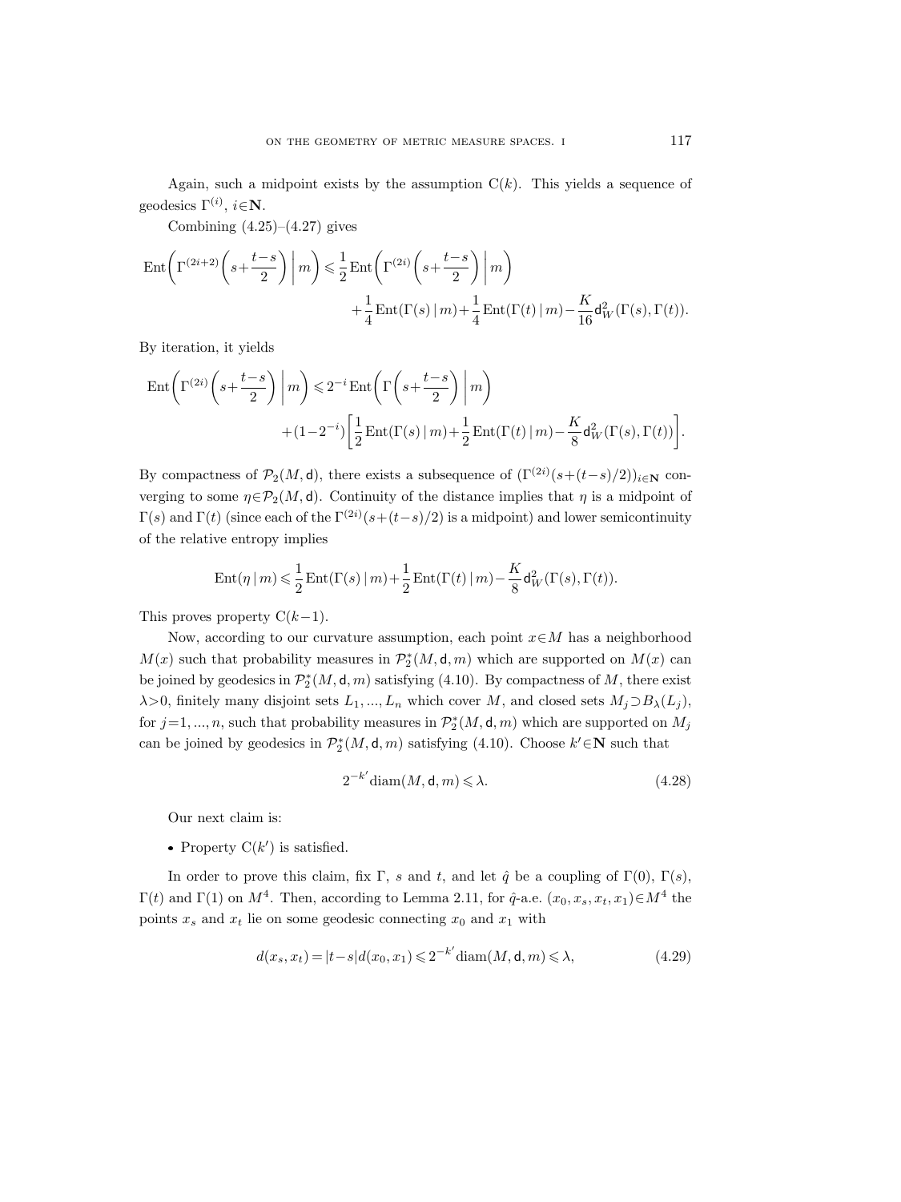Again, such a midpoint exists by the assumption $\mathrm{C}(k)$. This yields a sequence of geodesics $\Gamma^{(i)}$, $i\in\mathbf{N}$.

Combining (4.25)–(4.27) gives

$$\operatorname{Ent}\left(\Gamma^{(2i+2)}\left(s+\frac{t-s}{2}\right)\,\bigg|\,m\right)\leqslant\frac{1}{2}\operatorname{Ent}\left(\Gamma^{(2i)}\left(s+\frac{t-s}{2}\right)\,\bigg|\,m\right)$$
$$+\frac{1}{4}\operatorname{Ent}(\Gamma(s)\,|\,m)+\frac{1}{4}\operatorname{Ent}(\Gamma(t)\,|\,m)-\frac{K}{16}\mathsf{d}_W^2(\Gamma(s),\Gamma(t)).$$

By iteration, it yields

$$\operatorname{Ent}\left(\Gamma^{(2i)}\left(s+\frac{t-s}{2}\right)\,\bigg|\,m\right)\leqslant 2^{-i}\operatorname{Ent}\left(\Gamma\left(s+\frac{t-s}{2}\right)\,\bigg|\,m\right)$$
$$+(1-2^{-i})\left[\frac{1}{2}\operatorname{Ent}(\Gamma(s)\,|\,m)+\frac{1}{2}\operatorname{Ent}(\Gamma(t)\,|\,m)-\frac{K}{8}\mathsf{d}_W^2(\Gamma(s),\Gamma(t))\right].$$

By compactness of $\mathcal{P}_2(M,\mathsf{d})$, there exists a subsequence of $(\Gamma^{(2i)}(s+(t-s)/2))_{i\in\mathbf{N}}$ converging to some $\eta\in\mathcal{P}_2(M,\mathsf{d})$. Continuity of the distance implies that $\eta$ is a midpoint of $\Gamma(s)$ and $\Gamma(t)$ (since each of the $\Gamma^{(2i)}(s+(t-s)/2)$ is a midpoint) and lower semicontinuity of the relative entropy implies

$$\operatorname{Ent}(\eta\,|\,m)\leqslant\frac{1}{2}\operatorname{Ent}(\Gamma(s)\,|\,m)+\frac{1}{2}\operatorname{Ent}(\Gamma(t)\,|\,m)-\frac{K}{8}\mathsf{d}_W^2(\Gamma(s),\Gamma(t)).$$

This proves property $\mathrm{C}(k-1)$.

Now, according to our curvature assumption, each point $x\in M$ has a neighborhood $M(x)$ such that probability measures in $\mathcal{P}_2^*(M,\mathsf{d},m)$ which are supported on $M(x)$ can be joined by geodesics in $\mathcal{P}_2^*(M,\mathsf{d},m)$ satisfying (4.10). By compactness of $M$, there exist $\lambda>0$, finitely many disjoint sets $L_1,...,L_n$ which cover $M$, and closed sets $M_j\supset B_\lambda(L_j)$, for $j=1,...,n$, such that probability measures in $\mathcal{P}_2^*(M,\mathsf{d},m)$ which are supported on $M_j$ can be joined by geodesics in $\mathcal{P}_2^*(M,\mathsf{d},m)$ satisfying (4.10). Choose $k'\in\mathbf{N}$ such that

$$2^{-k'}\operatorname{diam}(M,\mathsf{d},m)\leqslant\lambda. \tag{4.28}$$

Our next claim is:

- Property $\mathrm{C}(k')$ is satisfied.

In order to prove this claim, fix $\Gamma$, $s$ and $t$, and let $\hat{q}$ be a coupling of $\Gamma(0)$, $\Gamma(s)$, $\Gamma(t)$ and $\Gamma(1)$ on $M^4$. Then, according to Lemma 2.11, for $\hat{q}$-a.e. $(x_0,x_s,x_t,x_1)\in M^4$ the points $x_s$ and $x_t$ lie on some geodesic connecting $x_0$ and $x_1$ with

$$d(x_s,x_t)=|t-s|d(x_0,x_1)\leqslant 2^{-k'}\operatorname{diam}(M,\mathsf{d},m)\leqslant\lambda, \tag{4.29}$$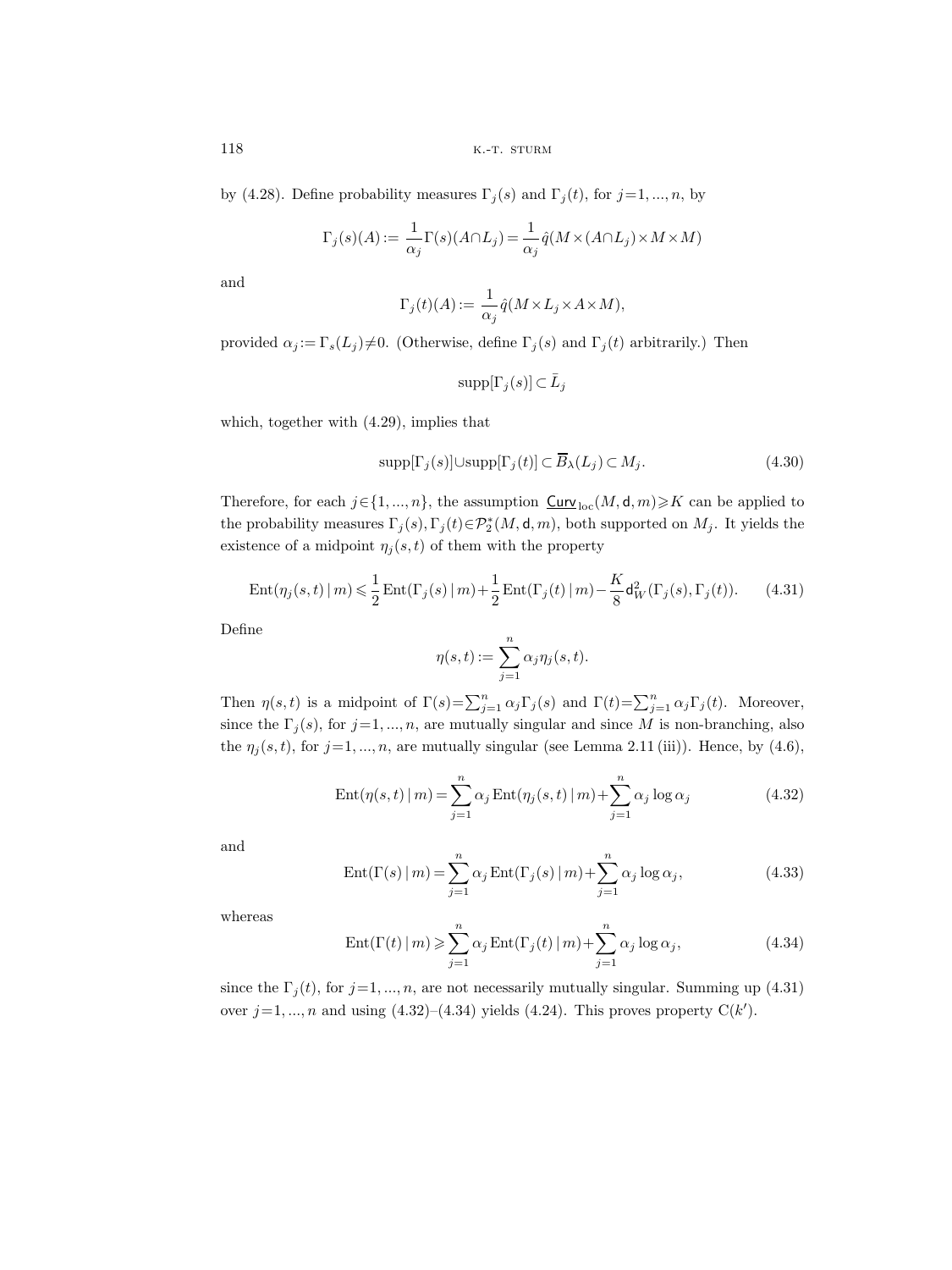by (4.28). Define probability measures $\Gamma_j(s)$ and $\Gamma_j(t)$, for $j=1, ..., n$, by

$$\Gamma_j(s)(A) := \frac{1}{\alpha_j}\Gamma(s)(A\cap L_j) = \frac{1}{\alpha_j}\hat{q}(M\times(A\cap L_j)\times M\times M)$$

and

$$\Gamma_j(t)(A) := \frac{1}{\alpha_j}\hat{q}(M\times L_j\times A\times M),$$

provided $\alpha_j := \Gamma_s(L_j)\neq 0$. (Otherwise, define $\Gamma_j(s)$ and $\Gamma_j(t)$ arbitrarily.) Then

$$\operatorname{supp}[\Gamma_j(s)]\subset \bar{L}_j$$

which, together with (4.29), implies that

$$\operatorname{supp}[\Gamma_j(s)]\cup\operatorname{supp}[\Gamma_j(t)]\subset \overline{B}_\lambda(L_j)\subset M_j. \tag{4.30}$$

Therefore, for each $j\in\{1, ..., n\}$, the assumption $\underline{\mathsf{Curv}}_{\mathrm{loc}}(M, \mathsf{d}, m)\geqslant K$ can be applied to the probability measures $\Gamma_j(s), \Gamma_j(t)\in\mathcal{P}_2^*(M, \mathsf{d}, m)$, both supported on $M_j$. It yields the existence of a midpoint $\eta_j(s,t)$ of them with the property

$$\operatorname{Ent}(\eta_j(s,t)\,|\,m)\leqslant \frac{1}{2}\operatorname{Ent}(\Gamma_j(s)\,|\,m)+\frac{1}{2}\operatorname{Ent}(\Gamma_j(t)\,|\,m)-\frac{K}{8}\mathsf{d}_W^2(\Gamma_j(s), \Gamma_j(t)). \tag{4.31}$$

Define

$$\eta(s,t) := \sum_{j=1}^n \alpha_j\eta_j(s,t).$$

Then $\eta(s,t)$ is a midpoint of $\Gamma(s)=\sum_{j=1}^n\alpha_j\Gamma_j(s)$ and $\Gamma(t)=\sum_{j=1}^n\alpha_j\Gamma_j(t)$. Moreover, since the $\Gamma_j(s)$, for $j=1, ..., n$, are mutually singular and since $M$ is non-branching, also the $\eta_j(s,t)$, for $j=1, ..., n$, are mutually singular (see Lemma 2.11 (iii)). Hence, by (4.6),

$$\operatorname{Ent}(\eta(s,t)\,|\,m) = \sum_{j=1}^n \alpha_j \operatorname{Ent}(\eta_j(s,t)\,|\,m)+\sum_{j=1}^n\alpha_j\log\alpha_j \tag{4.32}$$

and

$$\operatorname{Ent}(\Gamma(s)\,|\,m) = \sum_{j=1}^n \alpha_j \operatorname{Ent}(\Gamma_j(s)\,|\,m)+\sum_{j=1}^n\alpha_j\log\alpha_j, \tag{4.33}$$

whereas

$$\operatorname{Ent}(\Gamma(t)\,|\,m) \geqslant \sum_{j=1}^n \alpha_j \operatorname{Ent}(\Gamma_j(t)\,|\,m)+\sum_{j=1}^n\alpha_j\log\alpha_j, \tag{4.34}$$

since the $\Gamma_j(t)$, for $j=1, ..., n$, are not necessarily mutually singular. Summing up (4.31) over $j=1, ..., n$ and using (4.32)–(4.34) yields (4.24). This proves property $\mathrm{C}(k')$.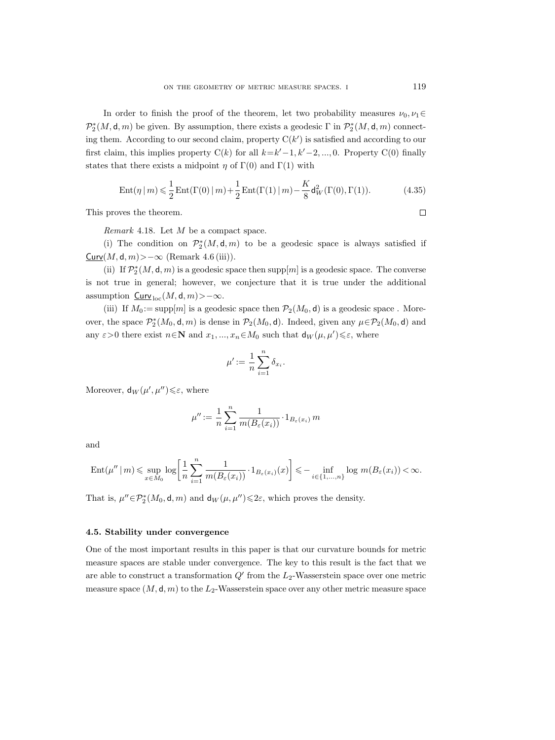In order to finish the proof of the theorem, let two probability measures $\nu_0, \nu_1 \in \mathcal{P}_2^*(M, \mathsf{d}, m)$ be given. By assumption, there exists a geodesic $\Gamma$ in $\mathcal{P}_2^*(M, \mathsf{d}, m)$ connecting them. According to our second claim, property $\mathrm{C}(k')$ is satisfied and according to our first claim, this implies property $\mathrm{C}(k)$ for all $k=k'-1, k'-2, ..., 0$. Property $\mathrm{C}(0)$ finally states that there exists a midpoint $\eta$ of $\Gamma(0)$ and $\Gamma(1)$ with

$$\mathrm{Ent}(\eta \,|\, m) \leqslant \frac{1}{2}\mathrm{Ent}(\Gamma(0) \,|\, m) + \frac{1}{2}\mathrm{Ent}(\Gamma(1) \,|\, m) - \frac{K}{8}\mathsf{d}_W^2(\Gamma(0), \Gamma(1)). \tag{4.35}$$

This proves the theorem. $\square$

*Remark* 4.18. Let $M$ be a compact space.

(i) The condition on $\mathcal{P}_2^*(M, \mathsf{d}, m)$ to be a geodesic space is always satisfied if $\underline{\mathsf{Curv}}(M, \mathsf{d}, m) > -\infty$ (Remark 4.6 (iii)).

(ii) If $\mathcal{P}_2^*(M, \mathsf{d}, m)$ is a geodesic space then $\mathrm{supp}[m]$ is a geodesic space. The converse is not true in general; however, we conjecture that it is true under the additional assumption $\underline{\mathsf{Curv}}_{\mathrm{loc}}(M, \mathsf{d}, m) > -\infty$.

(iii) If $M_0 := \mathrm{supp}[m]$ is a geodesic space then $\mathcal{P}_2(M_0, \mathsf{d})$ is a geodesic space . Moreover, the space $\mathcal{P}_2^*(M_0, \mathsf{d}, m)$ is dense in $\mathcal{P}_2(M_0, \mathsf{d})$. Indeed, given any $\mu \in \mathcal{P}_2(M_0, \mathsf{d})$ and any $\varepsilon > 0$ there exist $n \in \mathbf{N}$ and $x_1, ..., x_n \in M_0$ such that $\mathsf{d}_W(\mu, \mu') \leqslant \varepsilon$, where

$$\mu' := \frac{1}{n}\sum_{i=1}^{n} \delta_{x_i}.$$

Moreover, $\mathsf{d}_W(\mu', \mu'') \leqslant \varepsilon$, where

$$\mu'' := \frac{1}{n}\sum_{i=1}^{n} \frac{1}{m(B_\varepsilon(x_i))} \cdot 1_{B_\varepsilon(x_i)}\, m$$

and

$$\mathrm{Ent}(\mu'' \,|\, m) \leqslant \sup_{x \in M_0} \log\left[\frac{1}{n}\sum_{i=1}^{n} \frac{1}{m(B_\varepsilon(x_i))} \cdot 1_{B_\varepsilon(x_i)}(x)\right] \leqslant -\inf_{i \in \{1,...,n\}} \log m(B_\varepsilon(x_i)) < \infty.$$

That is, $\mu'' \in \mathcal{P}_2^*(M_0, \mathsf{d}, m)$ and $\mathsf{d}_W(\mu, \mu'') \leqslant 2\varepsilon$, which proves the density.

### 4.5. Stability under convergence

One of the most important results in this paper is that our curvature bounds for metric measure spaces are stable under convergence. The key to this result is the fact that we are able to construct a transformation $Q'$ from the $L_2$-Wasserstein space over one metric measure space $(M, \mathsf{d}, m)$ to the $L_2$-Wasserstein space over any other metric measure space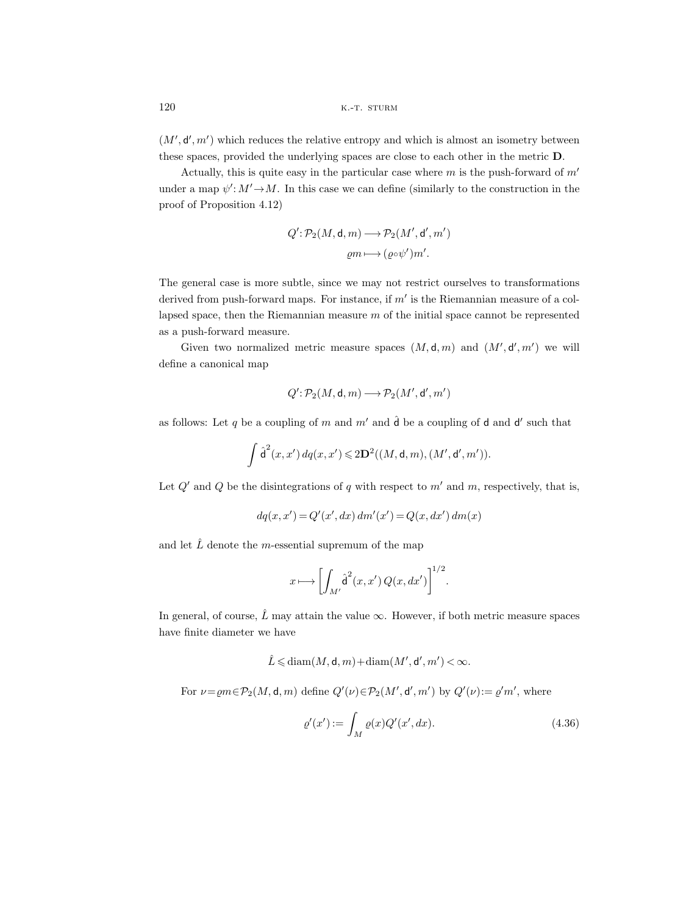$(M', \mathsf{d}', m')$ which reduces the relative entropy and which is almost an isometry between these spaces, provided the underlying spaces are close to each other in the metric $\mathbf{D}$.

Actually, this is quite easy in the particular case where $m$ is the push-forward of $m'$ under a map $\psi': M' \to M$. In this case we can define (similarly to the construction in the proof of Proposition 4.12)

$$
\begin{aligned}
Q' : \mathcal{P}_2(M, \mathsf{d}, m) &\longrightarrow \mathcal{P}_2(M', \mathsf{d}', m') \\
\varrho m &\longmapsto (\varrho \circ \psi') m'.
\end{aligned}
$$

The general case is more subtle, since we may not restrict ourselves to transformations derived from push-forward maps. For instance, if $m'$ is the Riemannian measure of a collapsed space, then the Riemannian measure $m$ of the initial space cannot be represented as a push-forward measure.

Given two normalized metric measure spaces $(M, \mathsf{d}, m)$ and $(M', \mathsf{d}', m')$ we will define a canonical map

$$
Q' : \mathcal{P}_2(M, \mathsf{d}, m) \longrightarrow \mathcal{P}_2(M', \mathsf{d}', m')
$$

as follows: Let $q$ be a coupling of $m$ and $m'$ and $\hat{\mathsf{d}}$ be a coupling of $\mathsf{d}$ and $\mathsf{d}'$ such that

$$
\int \hat{\mathsf{d}}^2(x, x')\, dq(x, x') \leqslant 2\mathbf{D}^2((M, \mathsf{d}, m), (M', \mathsf{d}', m')).
$$

Let $Q'$ and $Q$ be the disintegrations of $q$ with respect to $m'$ and $m$, respectively, that is,

$$
dq(x, x') = Q'(x', dx)\, dm'(x') = Q(x, dx')\, dm(x)
$$

and let $\hat{L}$ denote the $m$-essential supremum of the map

$$
x \longmapsto \left[ \int_{M'} \hat{\mathsf{d}}^2(x, x')\, Q(x, dx') \right]^{1/2}.
$$

In general, of course, $\hat{L}$ may attain the value $\infty$. However, if both metric measure spaces have finite diameter we have

$$
\hat{L} \leqslant \operatorname{diam}(M, \mathsf{d}, m) + \operatorname{diam}(M', \mathsf{d}', m') < \infty.
$$

For $\nu = \varrho m \in \mathcal{P}_2(M, \mathsf{d}, m)$ define $Q'(\nu) \in \mathcal{P}_2(M', \mathsf{d}', m')$ by $Q'(\nu) := \varrho' m'$, where

$$
\varrho'(x') := \int_M \varrho(x) Q'(x', dx). \tag{4.36}
$$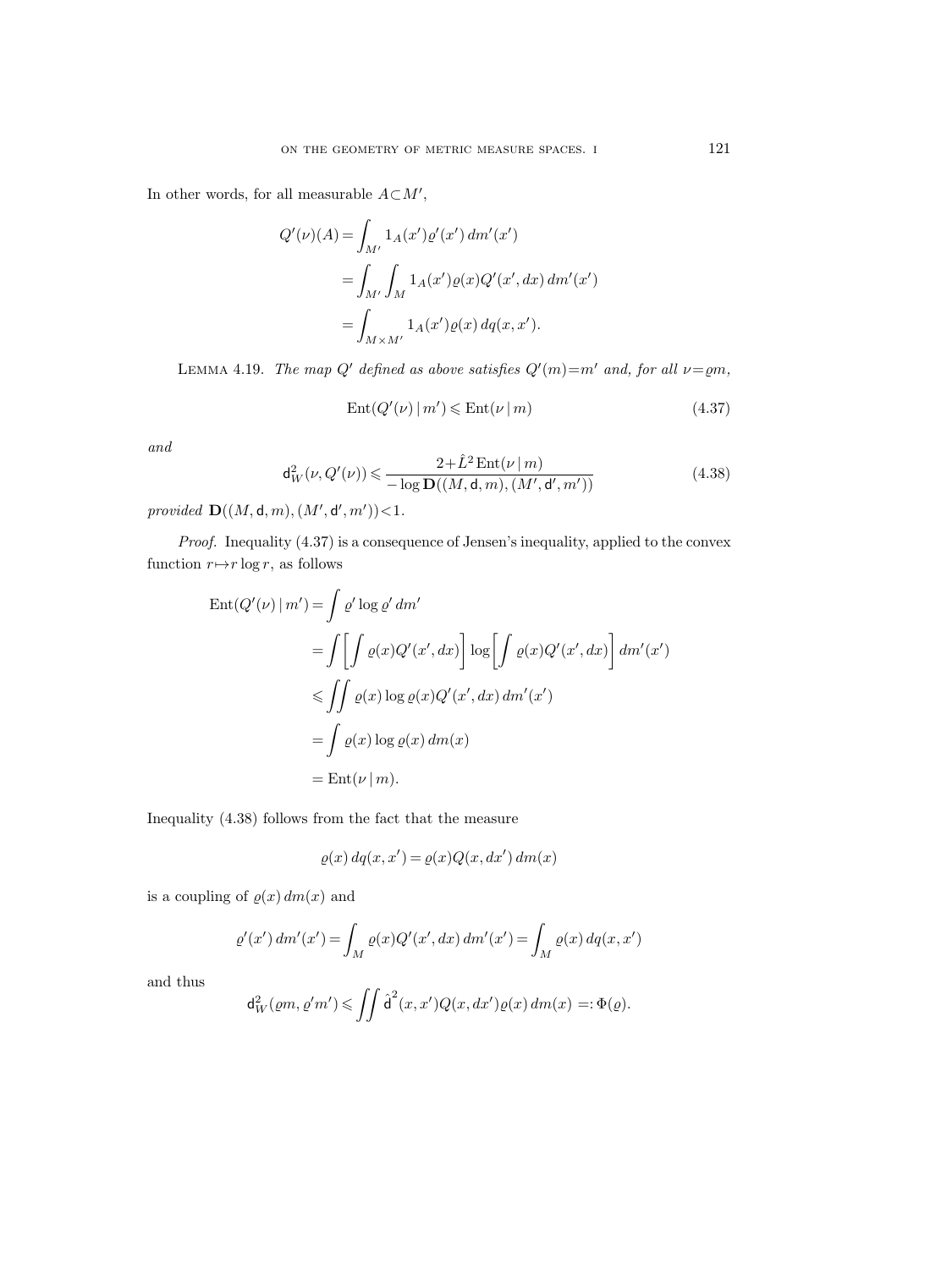In other words, for all measurable $A\subset M'$,

$$
\begin{aligned}
Q'(\nu)(A) &= \int_{M'} 1_A(x')\varrho'(x')\,dm'(x') \\
&= \int_{M'}\int_M 1_A(x')\varrho(x)Q'(x',dx)\,dm'(x') \\
&= \int_{M\times M'} 1_A(x')\varrho(x)\,dq(x,x').
\end{aligned}
$$

LEMMA 4.19. *The map $Q'$ defined as above satisfies $Q'(m)=m'$ and, for all $\nu=\varrho m$,*

$$
\mathrm{Ent}(Q'(\nu)\,|\,m') \leqslant \mathrm{Ent}(\nu\,|\,m) \tag{4.37}
$$

*and*

$$
\mathsf{d}_W^2(\nu, Q'(\nu)) \leqslant \frac{2+\hat{L}^2\,\mathrm{Ent}(\nu\,|\,m)}{-\log \mathbf{D}((M,\mathsf{d},m),(M',\mathsf{d}',m'))} \tag{4.38}
$$

*provided $\mathbf{D}((M,\mathsf{d},m),(M',\mathsf{d}',m'))<1$.*

*Proof.* Inequality (4.37) is a consequence of Jensen's inequality, applied to the convex function $r\mapsto r\log r$, as follows

$$
\begin{aligned}
\mathrm{Ent}(Q'(\nu)\,|\,m') &= \int \varrho'\log\varrho'\,dm' \\
&= \int\biggl[\int \varrho(x)Q'(x',dx)\biggr]\log\biggl[\int \varrho(x)Q'(x',dx)\biggr]\,dm'(x') \\
&\leqslant \iint \varrho(x)\log\varrho(x)Q'(x',dx)\,dm'(x') \\
&= \int \varrho(x)\log\varrho(x)\,dm(x) \\
&= \mathrm{Ent}(\nu\,|\,m).
\end{aligned}
$$

Inequality (4.38) follows from the fact that the measure

$$
\varrho(x)\,dq(x,x') = \varrho(x)Q(x,dx')\,dm(x)
$$

is a coupling of $\varrho(x)\,dm(x)$ and

$$
\varrho'(x')\,dm'(x') = \int_M \varrho(x)Q'(x',dx)\,dm'(x') = \int_M \varrho(x)\,dq(x,x')
$$

and thus

$$
\mathsf{d}_W^2(\varrho m, \varrho' m') \leqslant \iint \hat{\mathsf{d}}^2(x,x')Q(x,dx')\varrho(x)\,dm(x) =: \Phi(\varrho).
$$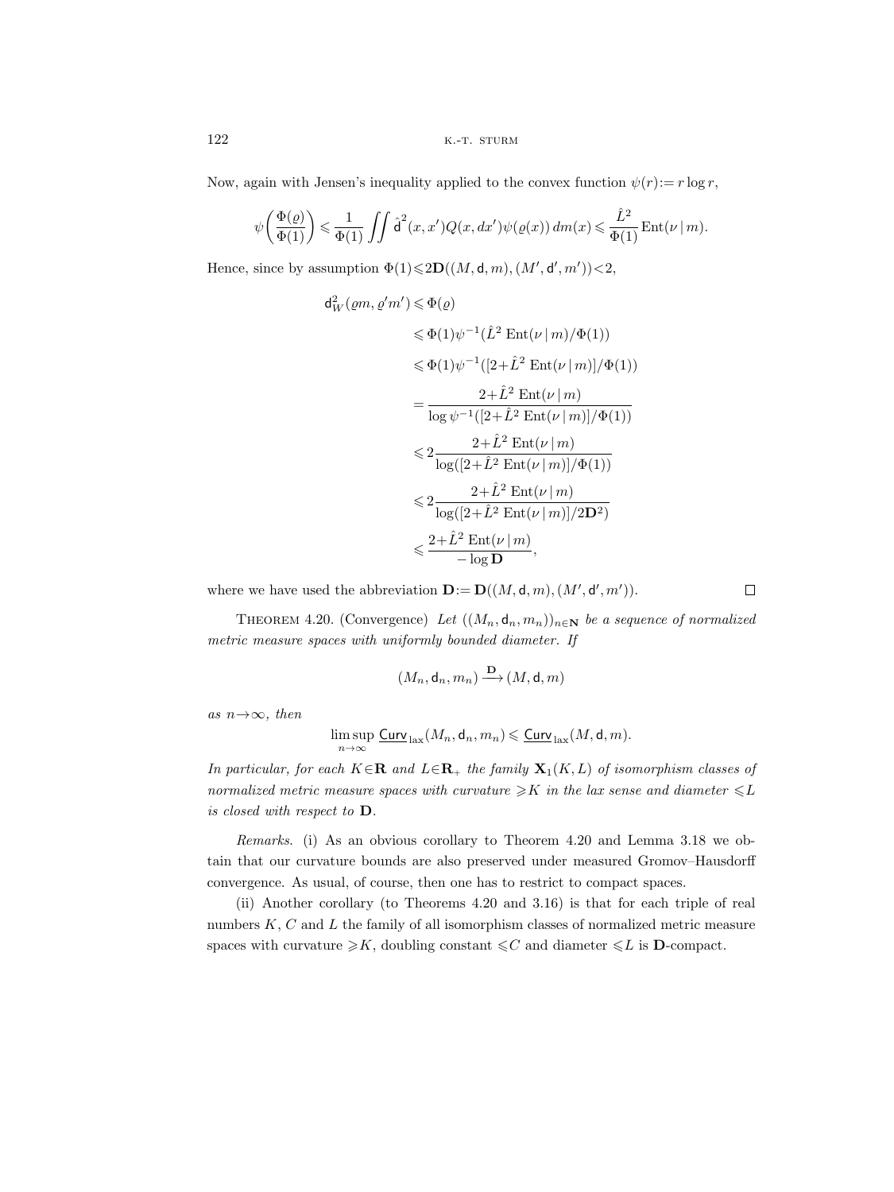Now, again with Jensen's inequality applied to the convex function $\psi(r) := r \log r$,

$$\psi\left(\frac{\Phi(\varrho)}{\Phi(1)}\right) \leqslant \frac{1}{\Phi(1)} \iint \hat{\mathsf{d}}^2(x,x') Q(x,dx') \psi(\varrho(x))\, dm(x) \leqslant \frac{\hat{L}^2}{\Phi(1)} \operatorname{Ent}(\nu \,|\, m).$$

Hence, since by assumption $\Phi(1) \leqslant 2\mathbf{D}((M,\mathsf{d},m),(M',\mathsf{d}',m')) < 2$,

$$\begin{aligned}
\mathsf{d}_W^2(\varrho m, \varrho' m') &\leqslant \Phi(\varrho) \\
&\leqslant \Phi(1)\psi^{-1}(\hat{L}^2 \operatorname{Ent}(\nu \,|\, m)/\Phi(1)) \\
&\leqslant \Phi(1)\psi^{-1}([2+\hat{L}^2 \operatorname{Ent}(\nu \,|\, m)]/\Phi(1)) \\
&= \frac{2+\hat{L}^2 \operatorname{Ent}(\nu \,|\, m)}{\log \psi^{-1}([2+\hat{L}^2 \operatorname{Ent}(\nu \,|\, m)]/\Phi(1))} \\
&\leqslant 2\frac{2+\hat{L}^2 \operatorname{Ent}(\nu \,|\, m)}{\log([2+\hat{L}^2 \operatorname{Ent}(\nu \,|\, m)]/\Phi(1))} \\
&\leqslant 2\frac{2+\hat{L}^2 \operatorname{Ent}(\nu \,|\, m)}{\log([2+\hat{L}^2 \operatorname{Ent}(\nu \,|\, m)]/2\mathbf{D}^2)} \\
&\leqslant \frac{2+\hat{L}^2 \operatorname{Ent}(\nu \,|\, m)}{-\log \mathbf{D}},
\end{aligned}$$

where we have used the abbreviation $\mathbf{D} := \mathbf{D}((M,\mathsf{d},m),(M',\mathsf{d}',m'))$. □

Theorem 4.20. (Convergence) *Let $((M_n,\mathsf{d}_n,m_n))_{n\in\mathbf{N}}$ be a sequence of normalized metric measure spaces with uniformly bounded diameter. If*

$$(M_n,\mathsf{d}_n,m_n) \xrightarrow{\mathbf{D}} (M,\mathsf{d},m)$$

*as $n\to\infty$, then*

$$\limsup_{n\to\infty} \underline{\mathsf{Curv}}_{\mathrm{lax}}(M_n,\mathsf{d}_n,m_n) \leqslant \underline{\mathsf{Curv}}_{\mathrm{lax}}(M,\mathsf{d},m).$$

*In particular, for each $K\in\mathbf{R}$ and $L\in\mathbf{R}_+$ the family $\mathbf{X}_1(K,L)$ of isomorphism classes of normalized metric measure spaces with curvature $\geqslant K$ in the lax sense and diameter $\leqslant L$ is closed with respect to $\mathbf{D}$.*

*Remarks.* (i) As an obvious corollary to Theorem 4.20 and Lemma 3.18 we obtain that our curvature bounds are also preserved under measured Gromov–Hausdorff convergence. As usual, of course, then one has to restrict to compact spaces.

(ii) Another corollary (to Theorems 4.20 and 3.16) is that for each triple of real numbers $K$, $C$ and $L$ the family of all isomorphism classes of normalized metric measure spaces with curvature $\geqslant K$, doubling constant $\leqslant C$ and diameter $\leqslant L$ is $\mathbf{D}$-compact.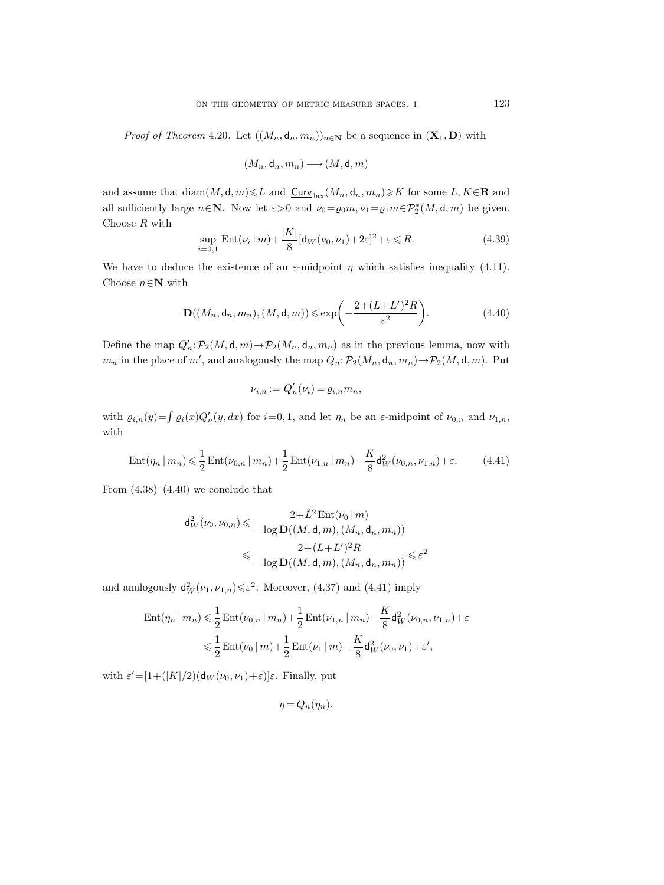*Proof of Theorem* 4.20. Let $((M_n, \mathsf{d}_n, m_n))_{n\in\mathbf{N}}$ be a sequence in $(\mathbf{X}_1, \mathbf{D})$ with

$$(M_n, \mathsf{d}_n, m_n) \longrightarrow (M, \mathsf{d}, m)$$

and assume that $\operatorname{diam}(M, \mathsf{d}, m) \leqslant L$ and $\underline{\mathsf{Curv}}_{\text{lax}}(M_n, \mathsf{d}_n, m_n) \geqslant K$ for some $L, K \in \mathbf{R}$ and all sufficiently large $n\in\mathbf{N}$. Now let $\varepsilon>0$ and $\nu_0 = \varrho_0 m, \nu_1 = \varrho_1 m \in \mathcal{P}_2^*(M, \mathsf{d}, m)$ be given. Choose $R$ with

$$\sup_{i=0,1} \operatorname{Ent}(\nu_i \,|\, m) + \frac{|K|}{8}[\mathsf{d}_W(\nu_0, \nu_1) + 2\varepsilon]^2 + \varepsilon \leqslant R. \tag{4.39}$$

We have to deduce the existence of an $\varepsilon$-midpoint $\eta$ which satisfies inequality (4.11). Choose $n\in\mathbf{N}$ with

$$\mathbf{D}((M_n, \mathsf{d}_n, m_n), (M, \mathsf{d}, m)) \leqslant \exp\biggl(-\frac{2+(L+L')^2 R}{\varepsilon^2}\biggr). \tag{4.40}$$

Define the map $Q_n' \colon \mathcal{P}_2(M, \mathsf{d}, m) \to \mathcal{P}_2(M_n, \mathsf{d}_n, m_n)$ as in the previous lemma, now with $m_n$ in the place of $m'$, and analogously the map $Q_n \colon \mathcal{P}_2(M_n, \mathsf{d}_n, m_n) \to \mathcal{P}_2(M, \mathsf{d}, m)$. Put

$$\nu_{i,n} := Q_n'(\nu_i) = \varrho_{i,n} m_n,$$

with $\varrho_{i,n}(y) = \int \varrho_i(x) Q_n'(y, dx)$ for $i=0,1$, and let $\eta_n$ be an $\varepsilon$-midpoint of $\nu_{0,n}$ and $\nu_{1,n}$, with

$$\operatorname{Ent}(\eta_n \,|\, m_n) \leqslant \frac{1}{2}\operatorname{Ent}(\nu_{0,n} \,|\, m_n) + \frac{1}{2}\operatorname{Ent}(\nu_{1,n} \,|\, m_n) - \frac{K}{8}\mathsf{d}_W^2(\nu_{0,n}, \nu_{1,n}) + \varepsilon. \tag{4.41}$$

From (4.38)–(4.40) we conclude that

$$\begin{aligned}
\mathsf{d}_W^2(\nu_0, \nu_{0,n}) &\leqslant \frac{2+\hat{L}^2 \operatorname{Ent}(\nu_0 \,|\, m)}{-\log \mathbf{D}((M, \mathsf{d}, m), (M_n, \mathsf{d}_n, m_n))} \\
&\leqslant \frac{2+(L+L')^2 R}{-\log \mathbf{D}((M, \mathsf{d}, m), (M_n, \mathsf{d}_n, m_n))} \leqslant \varepsilon^2
\end{aligned}$$

and analogously $\mathsf{d}_W^2(\nu_1, \nu_{1,n}) \leqslant \varepsilon^2$. Moreover, (4.37) and (4.41) imply

$$\begin{aligned}
\operatorname{Ent}(\eta_n \,|\, m_n) &\leqslant \frac{1}{2}\operatorname{Ent}(\nu_{0,n} \,|\, m_n) + \frac{1}{2}\operatorname{Ent}(\nu_{1,n} \,|\, m_n) - \frac{K}{8}\mathsf{d}_W^2(\nu_{0,n}, \nu_{1,n}) + \varepsilon \\
&\leqslant \frac{1}{2}\operatorname{Ent}(\nu_0 \,|\, m) + \frac{1}{2}\operatorname{Ent}(\nu_1 \,|\, m) - \frac{K}{8}\mathsf{d}_W^2(\nu_0, \nu_1) + \varepsilon',
\end{aligned}$$

with $\varepsilon' = [1 + (|K|/2)(\mathsf{d}_W(\nu_0, \nu_1) + \varepsilon)]\varepsilon$. Finally, put

$$\eta = Q_n(\eta_n).$$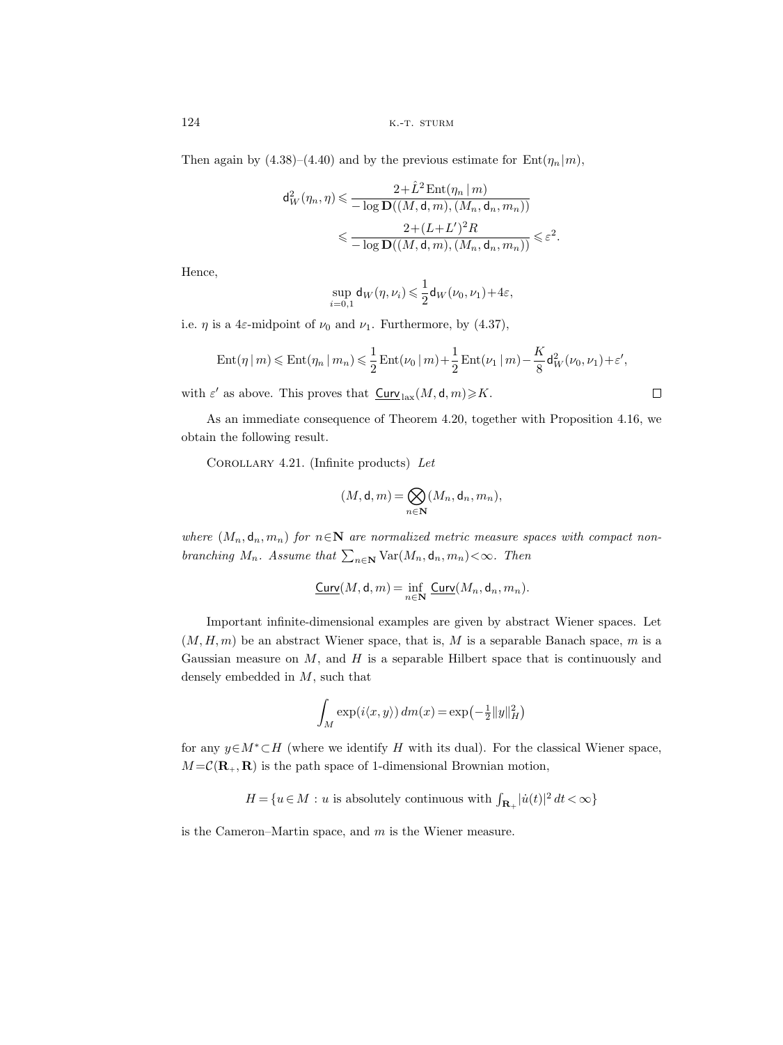Then again by (4.38)–(4.40) and by the previous estimate for $\mathrm{Ent}(\eta_n|m)$,

$$\mathsf{d}_W^2(\eta_n,\eta) \leqslant \frac{2+\hat{L}^2\,\mathrm{Ent}(\eta_n\,|\,m)}{-\log \mathbf{D}((M,\mathsf{d},m),(M_n,\mathsf{d}_n,m_n))}$$

$$\leqslant \frac{2+(L+L')^2R}{-\log \mathbf{D}((M,\mathsf{d},m),(M_n,\mathsf{d}_n,m_n))} \leqslant \varepsilon^2.$$

Hence,

$$\sup_{i=0,1} \mathsf{d}_W(\eta,\nu_i) \leqslant \frac{1}{2}\mathsf{d}_W(\nu_0,\nu_1)+4\varepsilon,$$

i.e. $\eta$ is a $4\varepsilon$-midpoint of $\nu_0$ and $\nu_1$. Furthermore, by (4.37),

$$\mathrm{Ent}(\eta\,|\,m) \leqslant \mathrm{Ent}(\eta_n\,|\,m_n) \leqslant \frac{1}{2}\mathrm{Ent}(\nu_0\,|\,m)+\frac{1}{2}\mathrm{Ent}(\nu_1\,|\,m)-\frac{K}{8}\mathsf{d}_W^2(\nu_0,\nu_1)+\varepsilon',$$

with $\varepsilon'$ as above. This proves that $\underline{\mathsf{Curv}}_{\mathrm{lax}}(M,\mathsf{d},m) \geqslant K$. $\square$

As an immediate consequence of Theorem 4.20, together with Proposition 4.16, we obtain the following result.

Corollary 4.21. (Infinite products) *Let*

$$(M,\mathsf{d},m)=\bigotimes_{n\in\mathbf{N}}(M_n,\mathsf{d}_n,m_n),$$

*where $(M_n,\mathsf{d}_n,m_n)$ for $n\in\mathbf{N}$ are normalized metric measure spaces with compact non-branching $M_n$. Assume that $\sum_{n\in\mathbf{N}}\mathrm{Var}(M_n,\mathsf{d}_n,m_n)<\infty$. Then*

$$\underline{\mathsf{Curv}}(M,\mathsf{d},m)=\inf_{n\in\mathbf{N}}\underline{\mathsf{Curv}}(M_n,\mathsf{d}_n,m_n).$$

Important infinite-dimensional examples are given by abstract Wiener spaces. Let $(M,H,m)$ be an abstract Wiener space, that is, $M$ is a separable Banach space, $m$ is a Gaussian measure on $M$, and $H$ is a separable Hilbert space that is continuously and densely embedded in $M$, such that

$$\int_M \exp(i\langle x,y\rangle)\,dm(x)=\exp\big(-\tfrac{1}{2}\|y\|_H^2\big)$$

for any $y\in M^*\subset H$ (where we identify $H$ with its dual). For the classical Wiener space, $M=\mathcal{C}(\mathbf{R}_+,\mathbf{R})$ is the path space of 1-dimensional Brownian motion,

$$H=\{u\in M: u \text{ is absolutely continuous with } \textstyle\int_{\mathbf{R}_+}|\dot{u}(t)|^2\,dt<\infty\}$$

is the Cameron–Martin space, and $m$ is the Wiener measure.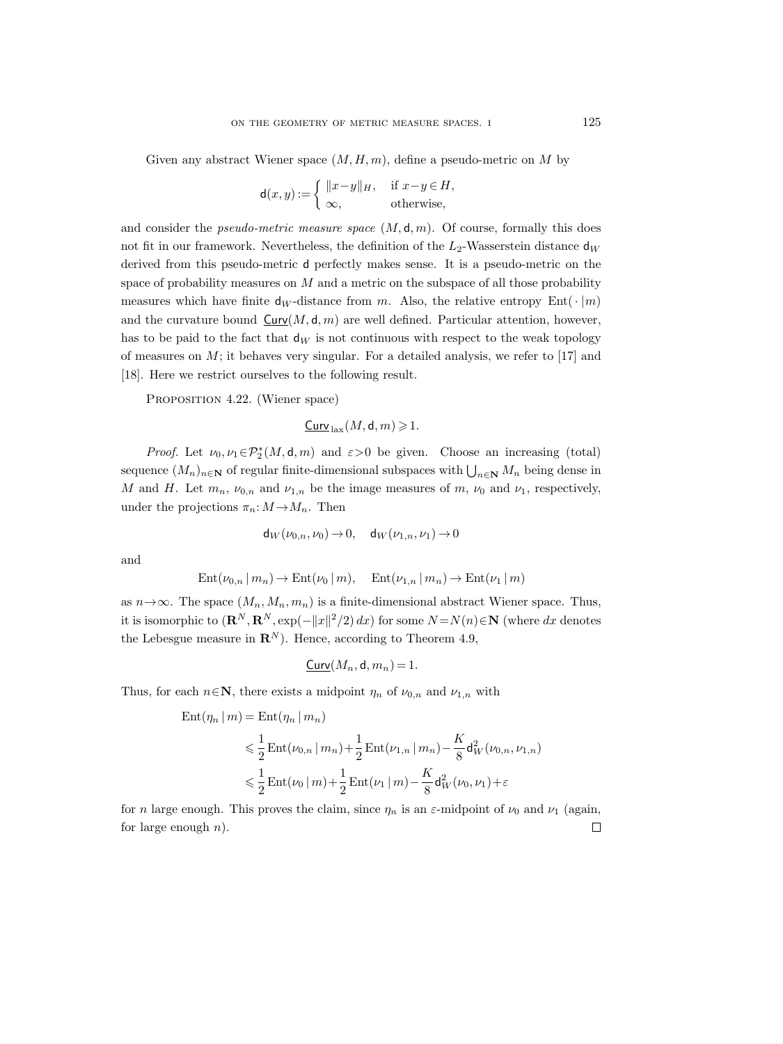Given any abstract Wiener space $(M, H, m)$, define a pseudo-metric on $M$ by

$$\mathsf{d}(x, y) := \begin{cases} \|x-y\|_H, & \text{if } x-y \in H, \\ \infty, & \text{otherwise,} \end{cases}$$

and consider the *pseudo-metric measure space* $(M, \mathsf{d}, m)$. Of course, formally this does not fit in our framework. Nevertheless, the definition of the $L_2$-Wasserstein distance $\mathsf{d}_W$ derived from this pseudo-metric $\mathsf{d}$ perfectly makes sense. It is a pseudo-metric on the space of probability measures on $M$ and a metric on the subspace of all those probability measures which have finite $\mathsf{d}_W$-distance from $m$. Also, the relative entropy $\mathrm{Ent}(\,\cdot\,|m)$ and the curvature bound $\underline{\mathsf{Curv}}(M, \mathsf{d}, m)$ are well defined. Particular attention, however, has to be paid to the fact that $\mathsf{d}_W$ is not continuous with respect to the weak topology of measures on $M$; it behaves very singular. For a detailed analysis, we refer to [17] and [18]. Here we restrict ourselves to the following result.

Proposition 4.22. (Wiener space)

$$\underline{\mathsf{Curv}}_{\mathrm{lax}}(M, \mathsf{d}, m) \geqslant 1.$$

*Proof.* Let $\nu_0, \nu_1 \in \mathcal{P}_2^*(M, \mathsf{d}, m)$ and $\varepsilon > 0$ be given. Choose an increasing (total) sequence $(M_n)_{n\in\mathbf{N}}$ of regular finite-dimensional subspaces with $\bigcup_{n\in\mathbf{N}} M_n$ being dense in $M$ and $H$. Let $m_n$, $\nu_{0,n}$ and $\nu_{1,n}$ be the image measures of $m$, $\nu_0$ and $\nu_1$, respectively, under the projections $\pi_n: M \to M_n$. Then

$$\mathsf{d}_W(\nu_{0,n}, \nu_0) \to 0, \quad \mathsf{d}_W(\nu_{1,n}, \nu_1) \to 0$$

and

$$\mathrm{Ent}(\nu_{0,n} \,|\, m_n) \to \mathrm{Ent}(\nu_0 \,|\, m), \quad \mathrm{Ent}(\nu_{1,n} \,|\, m_n) \to \mathrm{Ent}(\nu_1 \,|\, m)$$

as $n \to \infty$. The space $(M_n, M_n, m_n)$ is a finite-dimensional abstract Wiener space. Thus, it is isomorphic to $(\mathbf{R}^N, \mathbf{R}^N, \exp(-\|x\|^2/2)\,dx)$ for some $N = N(n) \in \mathbf{N}$ (where $dx$ denotes the Lebesgue measure in $\mathbf{R}^N$). Hence, according to Theorem 4.9,

$$\underline{\mathsf{Curv}}(M_n, \mathsf{d}, m_n) = 1.$$

Thus, for each $n \in \mathbf{N}$, there exists a midpoint $\eta_n$ of $\nu_{0,n}$ and $\nu_{1,n}$ with

$$\begin{aligned}
\mathrm{Ent}(\eta_n \,|\, m) &= \mathrm{Ent}(\eta_n \,|\, m_n) \\
&\leqslant \frac{1}{2}\mathrm{Ent}(\nu_{0,n} \,|\, m_n) + \frac{1}{2}\mathrm{Ent}(\nu_{1,n} \,|\, m_n) - \frac{K}{8}\mathsf{d}_W^2(\nu_{0,n}, \nu_{1,n}) \\
&\leqslant \frac{1}{2}\mathrm{Ent}(\nu_0 \,|\, m) + \frac{1}{2}\mathrm{Ent}(\nu_1 \,|\, m) - \frac{K}{8}\mathsf{d}_W^2(\nu_0, \nu_1) + \varepsilon
\end{aligned}$$

for $n$ large enough. This proves the claim, since $\eta_n$ is an $\varepsilon$-midpoint of $\nu_0$ and $\nu_1$ (again, for large enough $n$). $\square$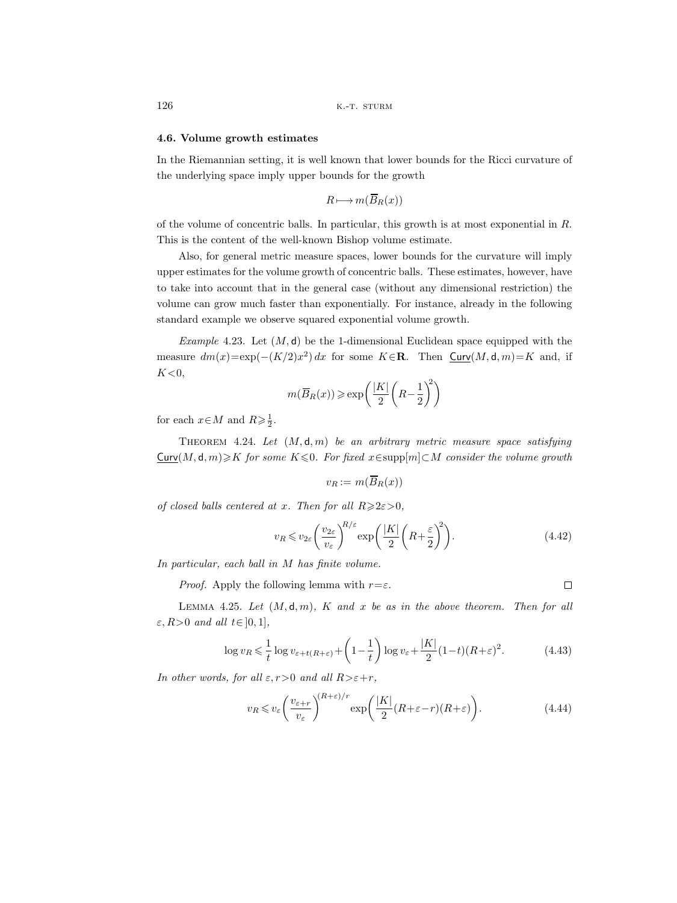### 4.6. Volume growth estimates

In the Riemannian setting, it is well known that lower bounds for the Ricci curvature of the underlying space imply upper bounds for the growth

$$R \longmapsto m(\overline{B}_R(x))$$

of the volume of concentric balls. In particular, this growth is at most exponential in $R$. This is the content of the well-known Bishop volume estimate.

Also, for general metric measure spaces, lower bounds for the curvature will imply upper estimates for the volume growth of concentric balls. These estimates, however, have to take into account that in the general case (without any dimensional restriction) the volume can grow much faster than exponentially. For instance, already in the following standard example we observe squared exponential volume growth.

*Example* 4.23. Let $(M, \mathsf{d})$ be the 1-dimensional Euclidean space equipped with the measure $dm(x) = \exp(-(K/2)x^2)\,dx$ for some $K \in \mathbf{R}$. Then $\underline{\mathsf{Curv}}(M, \mathsf{d}, m) = K$ and, if $K < 0$,

$$m(\overline{B}_R(x)) \geqslant \exp\biggl(\frac{|K|}{2}\biggl(R - \frac{1}{2}\biggr)^2\biggr)$$

for each $x \in M$ and $R \geqslant \frac{1}{2}$.

THEOREM 4.24. *Let $(M, \mathsf{d}, m)$ be an arbitrary metric measure space satisfying $\underline{\mathsf{Curv}}(M, \mathsf{d}, m) \geqslant K$ for some $K \leqslant 0$. For fixed $x \in \operatorname{supp}[m] \subset M$ consider the volume growth*

$$v_R := m(\overline{B}_R(x))$$

*of closed balls centered at $x$. Then for all $R \geqslant 2\varepsilon > 0$,*

$$v_R \leqslant v_{2\varepsilon}\biggl(\frac{v_{2\varepsilon}}{v_\varepsilon}\biggr)^{R/\varepsilon} \exp\biggl(\frac{|K|}{2}\biggl(R + \frac{\varepsilon}{2}\biggr)^2\biggr). \tag{4.42}$$

*In particular, each ball in $M$ has finite volume.*

*Proof.* Apply the following lemma with $r = \varepsilon$. $\square$

LEMMA 4.25. *Let $(M, \mathsf{d}, m)$, $K$ and $x$ be as in the above theorem. Then for all $\varepsilon, R > 0$ and all $t \in\, ]0, 1]$,*

$$\log v_R \leqslant \frac{1}{t}\log v_{\varepsilon + t(R+\varepsilon)} + \biggl(1 - \frac{1}{t}\biggr)\log v_\varepsilon + \frac{|K|}{2}(1-t)(R+\varepsilon)^2. \tag{4.43}$$

*In other words, for all $\varepsilon, r > 0$ and all $R > \varepsilon + r$,*

$$v_R \leqslant v_\varepsilon\biggl(\frac{v_{\varepsilon+r}}{v_\varepsilon}\biggr)^{(R+\varepsilon)/r} \exp\biggl(\frac{|K|}{2}(R + \varepsilon - r)(R+\varepsilon)\biggr). \tag{4.44}$$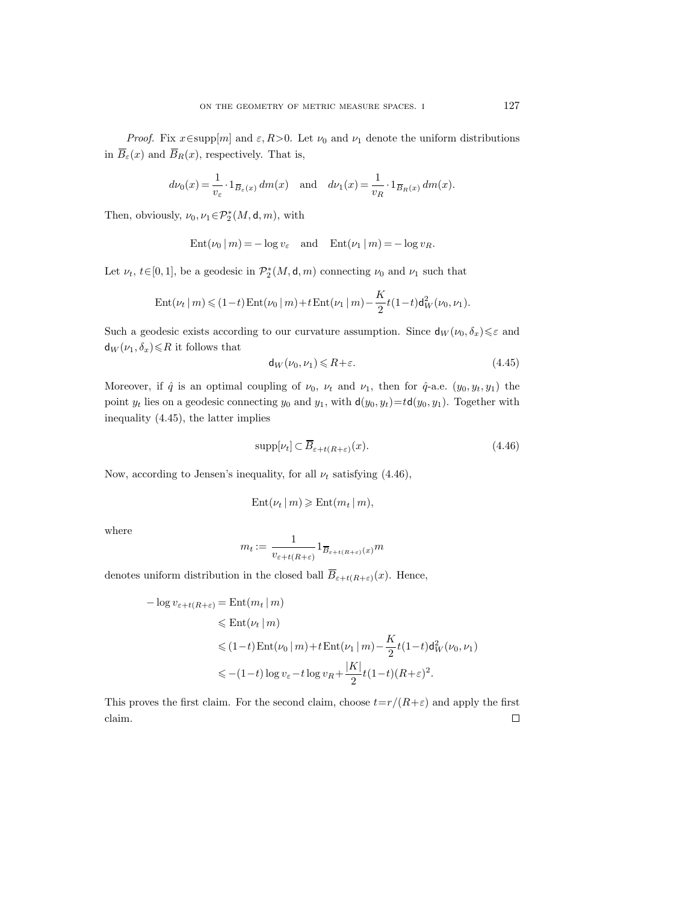*Proof.* Fix $x \in \text{supp}[m]$ and $\varepsilon, R > 0$. Let $\nu_0$ and $\nu_1$ denote the uniform distributions in $\overline{B}_\varepsilon(x)$ and $\overline{B}_R(x)$, respectively. That is,

$$d\nu_0(x) = \frac{1}{v_\varepsilon} \cdot 1_{\overline{B}_\varepsilon(x)}\, dm(x) \quad \text{and} \quad d\nu_1(x) = \frac{1}{v_R} \cdot 1_{\overline{B}_R(x)}\, dm(x).$$

Then, obviously, $\nu_0, \nu_1 \in \mathcal{P}_2^*(M, \mathsf{d}, m)$, with

$$\text{Ent}(\nu_0 \,|\, m) = -\log v_\varepsilon \quad \text{and} \quad \text{Ent}(\nu_1 \,|\, m) = -\log v_R.$$

Let $\nu_t$, $t \in [0,1]$, be a geodesic in $\mathcal{P}_2^*(M, \mathsf{d}, m)$ connecting $\nu_0$ and $\nu_1$ such that

$$\text{Ent}(\nu_t \,|\, m) \leqslant (1-t)\,\text{Ent}(\nu_0 \,|\, m) + t\,\text{Ent}(\nu_1 \,|\, m) - \frac{K}{2} t(1-t)\mathsf{d}_W^2(\nu_0, \nu_1).$$

Such a geodesic exists according to our curvature assumption. Since $\mathsf{d}_W(\nu_0, \delta_x) \leqslant \varepsilon$ and $\mathsf{d}_W(\nu_1, \delta_x) \leqslant R$ it follows that

$$\mathsf{d}_W(\nu_0, \nu_1) \leqslant R + \varepsilon. \tag{4.45}$$

Moreover, if $\hat{q}$ is an optimal coupling of $\nu_0$, $\nu_t$ and $\nu_1$, then for $\hat{q}$-a.e. $(y_0, y_t, y_1)$ the point $y_t$ lies on a geodesic connecting $y_0$ and $y_1$, with $\mathsf{d}(y_0, y_t) = t\mathsf{d}(y_0, y_1)$. Together with inequality (4.45), the latter implies

$$\text{supp}[\nu_t] \subset \overline{B}_{\varepsilon + t(R+\varepsilon)}(x). \tag{4.46}$$

Now, according to Jensen's inequality, for all $\nu_t$ satisfying (4.46),

$$\text{Ent}(\nu_t \,|\, m) \geqslant \text{Ent}(m_t \,|\, m),$$

where

$$m_t := \frac{1}{v_{\varepsilon + t(R+\varepsilon)}} 1_{\overline{B}_{\varepsilon + t(R+\varepsilon)}(x)} m$$

denotes uniform distribution in the closed ball $\overline{B}_{\varepsilon + t(R+\varepsilon)}(x)$. Hence,

$$\begin{aligned}
-\log v_{\varepsilon + t(R+\varepsilon)} &= \text{Ent}(m_t \,|\, m) \\
&\leqslant \text{Ent}(\nu_t \,|\, m) \\
&\leqslant (1-t)\,\text{Ent}(\nu_0 \,|\, m) + t\,\text{Ent}(\nu_1 \,|\, m) - \frac{K}{2} t(1-t)\mathsf{d}_W^2(\nu_0, \nu_1) \\
&\leqslant -(1-t)\log v_\varepsilon - t \log v_R + \frac{|K|}{2} t(1-t)(R+\varepsilon)^2.
\end{aligned}$$

This proves the first claim. For the second claim, choose $t = r/(R+\varepsilon)$ and apply the first claim. $\square$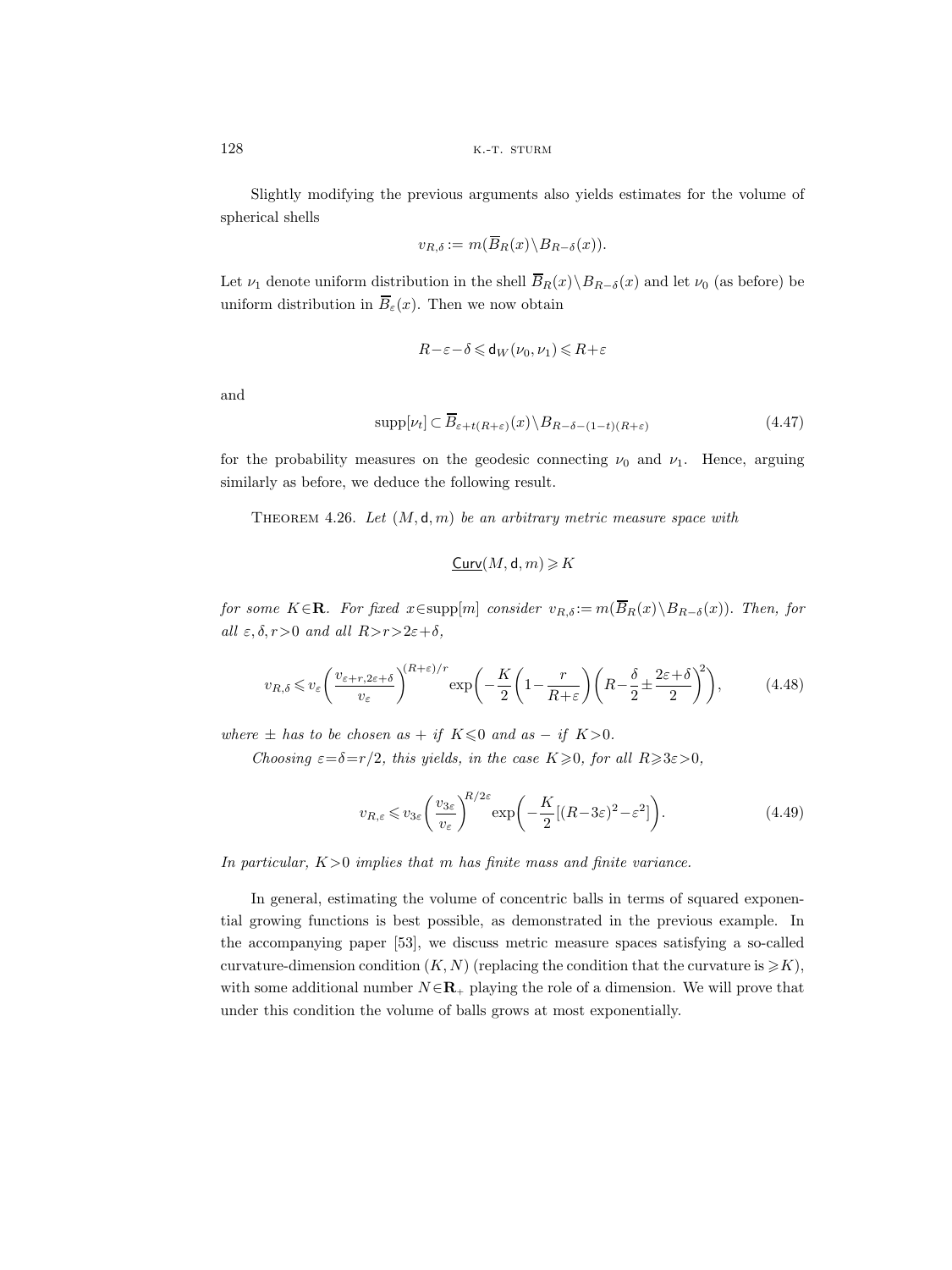Slightly modifying the previous arguments also yields estimates for the volume of spherical shells

$$v_{R,\delta} := m(\overline{B}_R(x)\setminus B_{R-\delta}(x)).$$

Let $\nu_1$ denote uniform distribution in the shell $\overline{B}_R(x)\setminus B_{R-\delta}(x)$ and let $\nu_0$ (as before) be uniform distribution in $\overline{B}_\varepsilon(x)$. Then we now obtain

$$R-\varepsilon-\delta \leqslant \mathsf{d}_W(\nu_0,\nu_1) \leqslant R+\varepsilon$$

and

$$\operatorname{supp}[\nu_t] \subset \overline{B}_{\varepsilon+t(R+\varepsilon)}(x)\setminus B_{R-\delta-(1-t)(R+\varepsilon)} \tag{4.47}$$

for the probability measures on the geodesic connecting $\nu_0$ and $\nu_1$. Hence, arguing similarly as before, we deduce the following result.

Theorem 4.26. *Let $(M,\mathsf{d},m)$ be an arbitrary metric measure space with*

$$\underline{\mathsf{Curv}}(M,\mathsf{d},m) \geqslant K$$

*for some $K\in\mathbf{R}$. For fixed $x\in\operatorname{supp}[m]$ consider $v_{R,\delta}:=m(\overline{B}_R(x)\setminus B_{R-\delta}(x))$. Then, for all $\varepsilon,\delta,r>0$ and all $R>r>2\varepsilon+\delta$,*

$$v_{R,\delta} \leqslant v_\varepsilon\left(\frac{v_{\varepsilon+r,2\varepsilon+\delta}}{v_\varepsilon}\right)^{(R+\varepsilon)/r}\exp\left(-\frac{K}{2}\left(1-\frac{r}{R+\varepsilon}\right)\left(R-\frac{\delta}{2}\pm\frac{2\varepsilon+\delta}{2}\right)^2\right), \tag{4.48}$$

*where $\pm$ has to be chosen as $+$ if $K\leqslant 0$ and as $-$ if $K>0$.*

*Choosing $\varepsilon=\delta=r/2$, this yields, in the case $K\geqslant 0$, for all $R\geqslant 3\varepsilon>0$,*

$$v_{R,\varepsilon} \leqslant v_{3\varepsilon}\left(\frac{v_{3\varepsilon}}{v_\varepsilon}\right)^{R/2\varepsilon}\exp\left(-\frac{K}{2}[(R-3\varepsilon)^2-\varepsilon^2]\right). \tag{4.49}$$

*In particular, $K>0$ implies that $m$ has finite mass and finite variance.*

In general, estimating the volume of concentric balls in terms of squared exponential growing functions is best possible, as demonstrated in the previous example. In the accompanying paper [53], we discuss metric measure spaces satisfying a so-called curvature-dimension condition $(K,N)$ (replacing the condition that the curvature is $\geqslant K$), with some additional number $N\in\mathbf{R}_+$ playing the role of a dimension. We will prove that under this condition the volume of balls grows at most exponentially.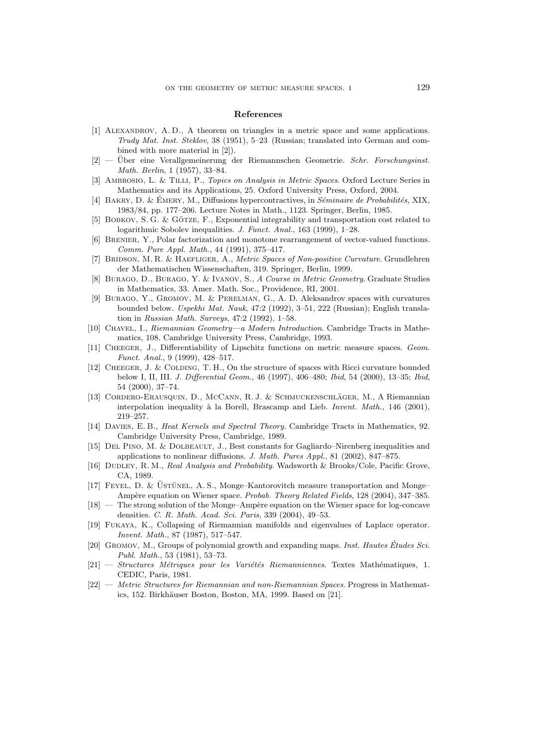## References

[1] Alexandrov, A. D., A theorem on triangles in a metric space and some applications. *Trudy Mat. Inst. Steklov*, 38 (1951), 5–23 (Russian; translated into German and combined with more material in [2]).

[2] — Über eine Verallgemeinerung der Riemannschen Geometrie. *Schr. Forschungsinst. Math. Berlin*, 1 (1957), 33–84.

[3] Ambrosio, L. & Tilli, P., *Topics on Analysis in Metric Spaces*. Oxford Lecture Series in Mathematics and its Applications, 25. Oxford University Press, Oxford, 2004.

[4] Bakry, D. & Émery, M., Diffusions hypercontractives, in *Séminaire de Probabilités,* XIX, 1983/84, pp. 177–206. Lecture Notes in Math., 1123. Springer, Berlin, 1985.

[5] Bobkov, S. G. & Götze, F., Exponential integrability and transportation cost related to logarithmic Sobolev inequalities. *J. Funct. Anal.*, 163 (1999), 1–28.

[6] Brenier, Y., Polar factorization and monotone rearrangement of vector-valued functions. *Comm. Pure Appl. Math.*, 44 (1991), 375–417.

[7] Bridson, M. R. & Haefliger, A., *Metric Spaces of Non-positive Curvature*. Grundlehren der Mathematischen Wissenschaften, 319. Springer, Berlin, 1999.

[8] Burago, D., Burago, Y. & Ivanov, S., *A Course in Metric Geometry*. Graduate Studies in Mathematics, 33. Amer. Math. Soc., Providence, RI, 2001.

[9] Burago, Y., Gromov, M. & Perelman, G., A. D. Aleksandrov spaces with curvatures bounded below. *Uspekhi Mat. Nauk*, 47:2 (1992), 3–51, 222 (Russian); English translation in *Russian Math. Surveys*, 47:2 (1992), 1–58.

[10] Chavel, I., *Riemannian Geometry—a Modern Introduction*. Cambridge Tracts in Mathematics, 108. Cambridge University Press, Cambridge, 1993.

[11] Cheeger, J., Differentiability of Lipschitz functions on metric measure spaces. *Geom. Funct. Anal.*, 9 (1999), 428–517.

[12] Cheeger, J. & Colding, T. H., On the structure of spaces with Ricci curvature bounded below I, II, III. *J. Differential Geom.*, 46 (1997), 406–480; *Ibid*, 54 (2000), 13–35; *Ibid*, 54 (2000), 37–74.

[13] Cordero-Erausquin, D., McCann, R. J. & Schmuckenschläger, M., A Riemannian interpolation inequality à la Borell, Brascamp and Lieb. *Invent. Math.*, 146 (2001), 219–257.

[14] Davies, E. B., *Heat Kernels and Spectral Theory*. Cambridge Tracts in Mathematics, 92. Cambridge University Press, Cambridge, 1989.

[15] Del Pino, M. & Dolbeault, J., Best constants for Gagliardo–Nirenberg inequalities and applications to nonlinear diffusions. *J. Math. Pures Appl.*, 81 (2002), 847–875.

[16] Dudley, R. M., *Real Analysis and Probability*. Wadsworth & Brooks/Cole, Pacific Grove, CA, 1989.

[17] Feyel, D. & Üstünel, A. S., Monge–Kantorovitch measure transportation and Monge–Ampère equation on Wiener space. *Probab. Theory Related Fields*, 128 (2004), 347–385.

[18] — The strong solution of the Monge–Ampère equation on the Wiener space for log-concave densities. *C. R. Math. Acad. Sci. Paris*, 339 (2004), 49–53.

[19] Fukaya, K., Collapsing of Riemannian manifolds and eigenvalues of Laplace operator. *Invent. Math.*, 87 (1987), 517–547.

[20] Gromov, M., Groups of polynomial growth and expanding maps. *Inst. Hautes Études Sci. Publ. Math.*, 53 (1981), 53–73.

[21] — *Structures Métriques pour les Variétés Riemanniennes*. Textes Mathématiques, 1. CEDIC, Paris, 1981.

[22] — *Metric Structures for Riemannian and non-Riemannian Spaces*. Progress in Mathematics, 152. Birkhäuser Boston, Boston, MA, 1999. Based on [21].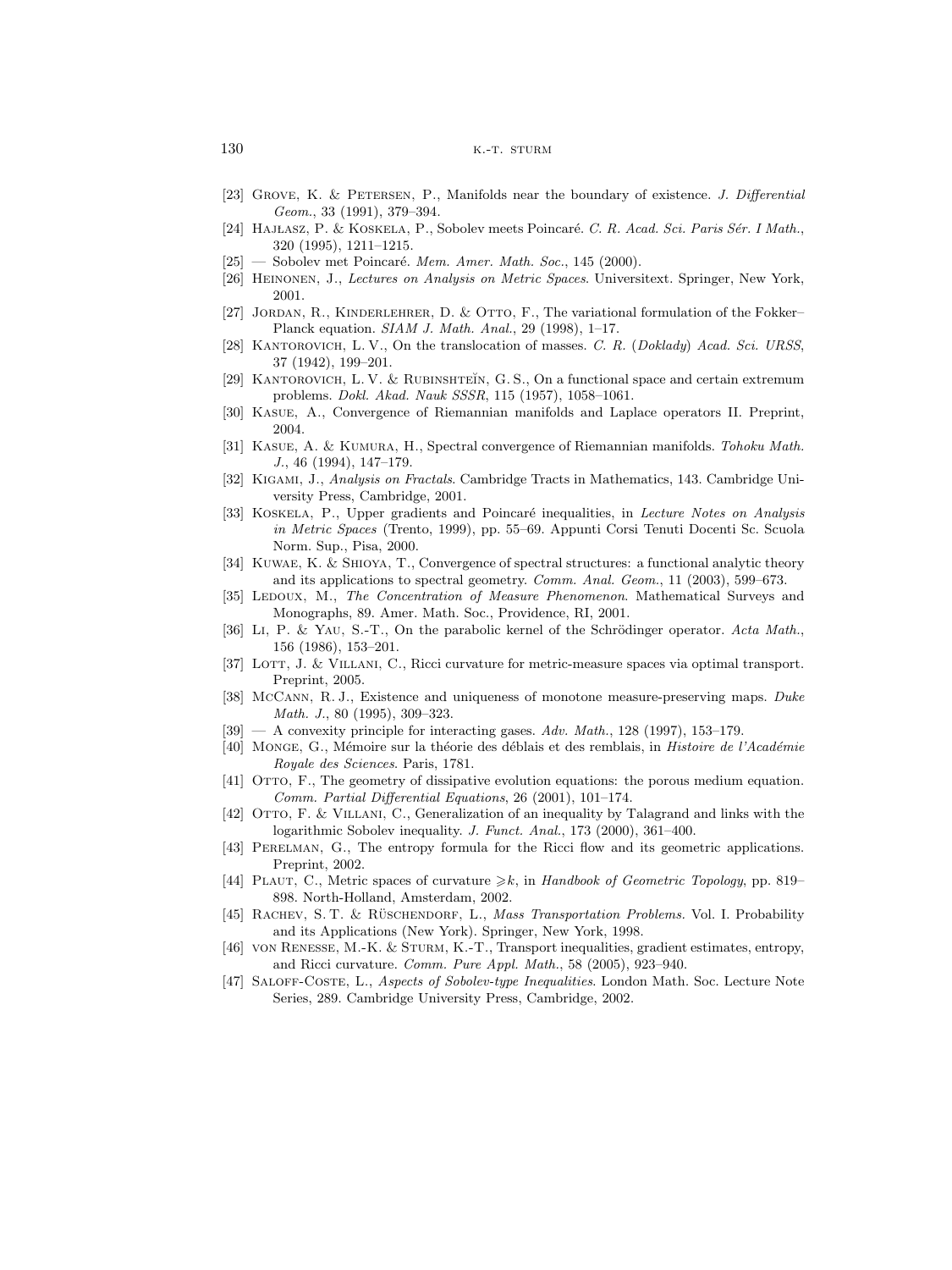[23] Grove, K. & Petersen, P., Manifolds near the boundary of existence. *J. Differential Geom.*, 33 (1991), 379–394.

[24] Hajłasz, P. & Koskela, P., Sobolev meets Poincaré. *C. R. Acad. Sci. Paris Sér. I Math.*, 320 (1995), 1211–1215.

[25] — Sobolev met Poincaré. *Mem. Amer. Math. Soc.*, 145 (2000).

[26] Heinonen, J., *Lectures on Analysis on Metric Spaces*. Universitext. Springer, New York, 2001.

[27] Jordan, R., Kinderlehrer, D. & Otto, F., The variational formulation of the Fokker–Planck equation. *SIAM J. Math. Anal.*, 29 (1998), 1–17.

[28] Kantorovich, L. V., On the translocation of masses. *C. R.* (*Doklady*) *Acad. Sci. URSS*, 37 (1942), 199–201.

[29] Kantorovich, L. V. & Rubinshteĭn, G. S., On a functional space and certain extremum problems. *Dokl. Akad. Nauk SSSR*, 115 (1957), 1058–1061.

[30] Kasue, A., Convergence of Riemannian manifolds and Laplace operators II. Preprint, 2004.

[31] Kasue, A. & Kumura, H., Spectral convergence of Riemannian manifolds. *Tohoku Math. J.*, 46 (1994), 147–179.

[32] Kigami, J., *Analysis on Fractals*. Cambridge Tracts in Mathematics, 143. Cambridge University Press, Cambridge, 2001.

[33] Koskela, P., Upper gradients and Poincaré inequalities, in *Lecture Notes on Analysis in Metric Spaces* (Trento, 1999), pp. 55–69. Appunti Corsi Tenuti Docenti Sc. Scuola Norm. Sup., Pisa, 2000.

[34] Kuwae, K. & Shioya, T., Convergence of spectral structures: a functional analytic theory and its applications to spectral geometry. *Comm. Anal. Geom.*, 11 (2003), 599–673.

[35] Ledoux, M., *The Concentration of Measure Phenomenon*. Mathematical Surveys and Monographs, 89. Amer. Math. Soc., Providence, RI, 2001.

[36] Li, P. & Yau, S.-T., On the parabolic kernel of the Schrödinger operator. *Acta Math.*, 156 (1986), 153–201.

[37] Lott, J. & Villani, C., Ricci curvature for metric-measure spaces via optimal transport. Preprint, 2005.

[38] McCann, R. J., Existence and uniqueness of monotone measure-preserving maps. *Duke Math. J.*, 80 (1995), 309–323.

[39] — A convexity principle for interacting gases. *Adv. Math.*, 128 (1997), 153–179.

[40] Monge, G., Mémoire sur la théorie des déblais et des remblais, in *Histoire de l'Académie Royale des Sciences*. Paris, 1781.

[41] Otto, F., The geometry of dissipative evolution equations: the porous medium equation. *Comm. Partial Differential Equations*, 26 (2001), 101–174.

[42] Otto, F. & Villani, C., Generalization of an inequality by Talagrand and links with the logarithmic Sobolev inequality. *J. Funct. Anal.*, 173 (2000), 361–400.

[43] Perelman, G., The entropy formula for the Ricci flow and its geometric applications. Preprint, 2002.

[44] Plaut, C., Metric spaces of curvature $\geqslant k$, in *Handbook of Geometric Topology*, pp. 819–898. North-Holland, Amsterdam, 2002.

[45] Rachev, S. T. & Rüschendorf, L., *Mass Transportation Problems*. Vol. I. Probability and its Applications (New York). Springer, New York, 1998.

[46] von Renesse, M.-K. & Sturm, K.-T., Transport inequalities, gradient estimates, entropy, and Ricci curvature. *Comm. Pure Appl. Math.*, 58 (2005), 923–940.

[47] Saloff-Coste, L., *Aspects of Sobolev-type Inequalities*. London Math. Soc. Lecture Note Series, 289. Cambridge University Press, Cambridge, 2002.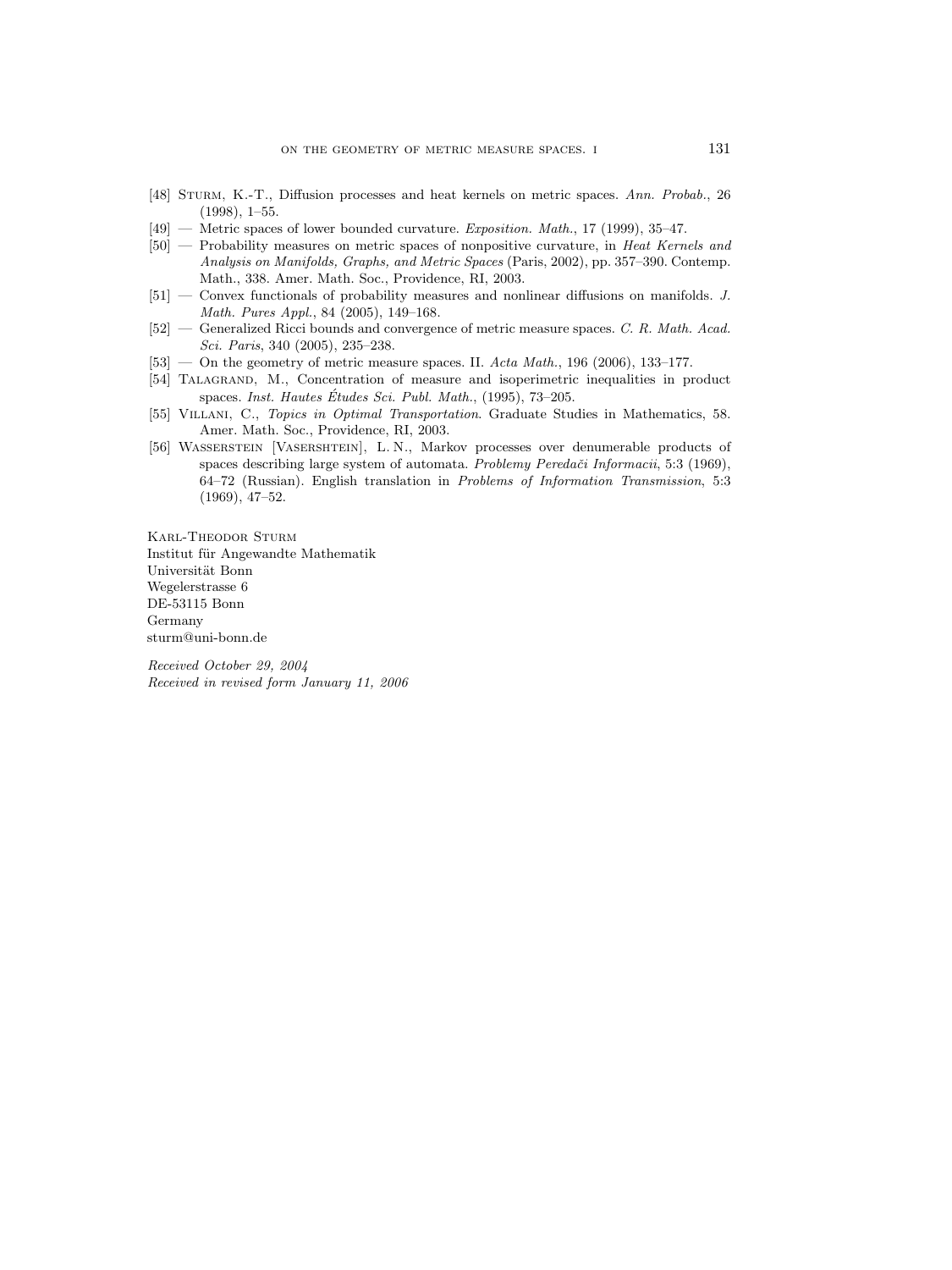[48] Sturm, K.-T., Diffusion processes and heat kernels on metric spaces. *Ann. Probab.*, 26 (1998), 1–55.

[49] — Metric spaces of lower bounded curvature. *Exposition. Math.*, 17 (1999), 35–47.

[50] — Probability measures on metric spaces of nonpositive curvature, in *Heat Kernels and Analysis on Manifolds, Graphs, and Metric Spaces* (Paris, 2002), pp. 357–390. Contemp. Math., 338. Amer. Math. Soc., Providence, RI, 2003.

[51] — Convex functionals of probability measures and nonlinear diffusions on manifolds. *J. Math. Pures Appl.*, 84 (2005), 149–168.

[52] — Generalized Ricci bounds and convergence of metric measure spaces. *C. R. Math. Acad. Sci. Paris*, 340 (2005), 235–238.

[53] — On the geometry of metric measure spaces. II. *Acta Math.*, 196 (2006), 133–177.

[54] Talagrand, M., Concentration of measure and isoperimetric inequalities in product spaces. *Inst. Hautes Études Sci. Publ. Math.*, (1995), 73–205.

[55] Villani, C., *Topics in Optimal Transportation*. Graduate Studies in Mathematics, 58. Amer. Math. Soc., Providence, RI, 2003.

[56] Wasserstein [Vasershtein], L. N., Markov processes over denumerable products of spaces describing large system of automata. *Problemy Peredači Informacii*, 5:3 (1969), 64–72 (Russian). English translation in *Problems of Information Transmission*, 5:3 (1969), 47–52.

Karl-Theodor Sturm
Institut für Angewandte Mathematik
Universität Bonn
Wegelerstrasse 6
DE-53115 Bonn
Germany
sturm@uni-bonn.de

*Received October 29, 2004*
*Received in revised form January 11, 2006*